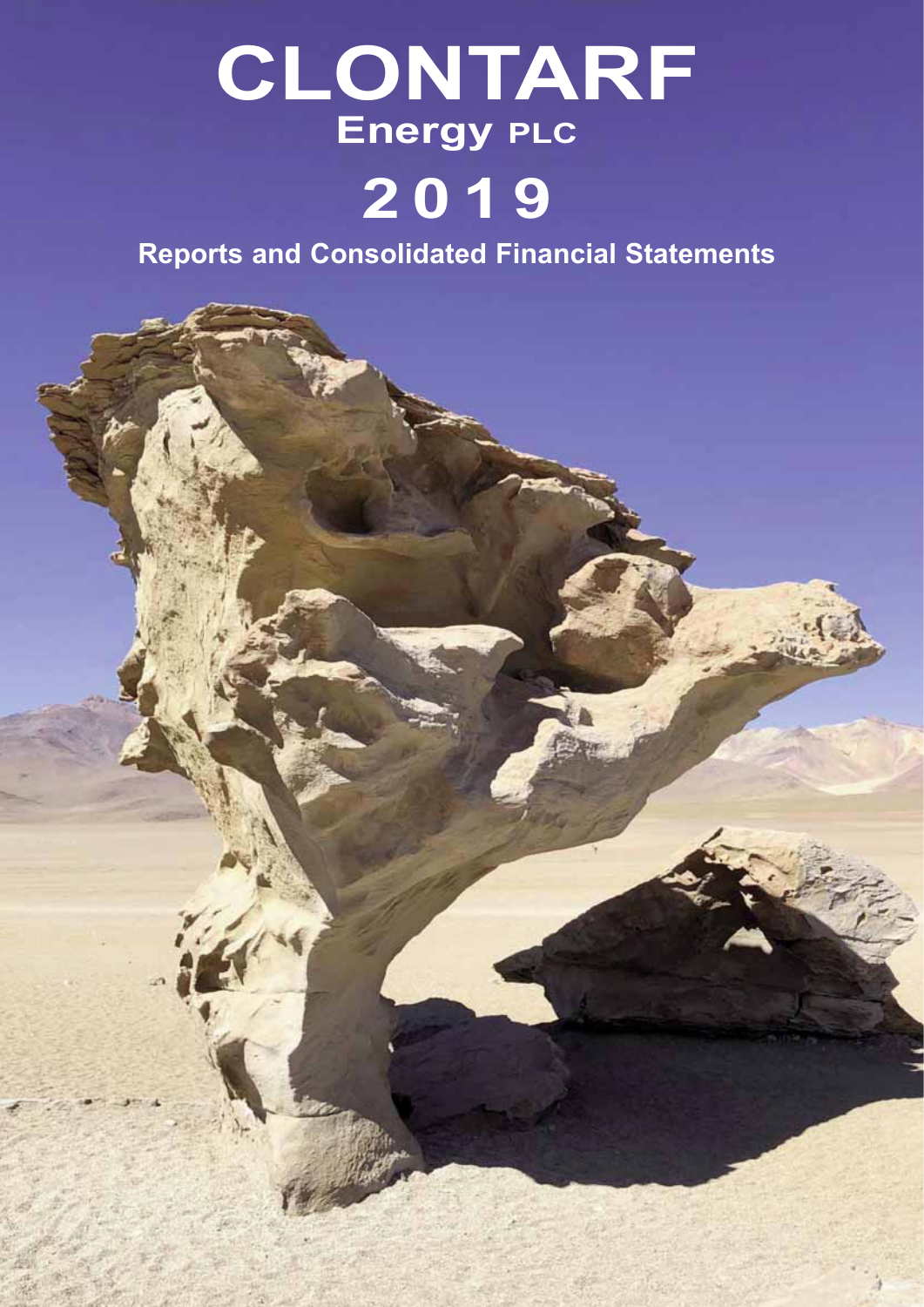# CLONTARF

## Energy PLC

# 2019

## Reports and Consolidated Financial Statements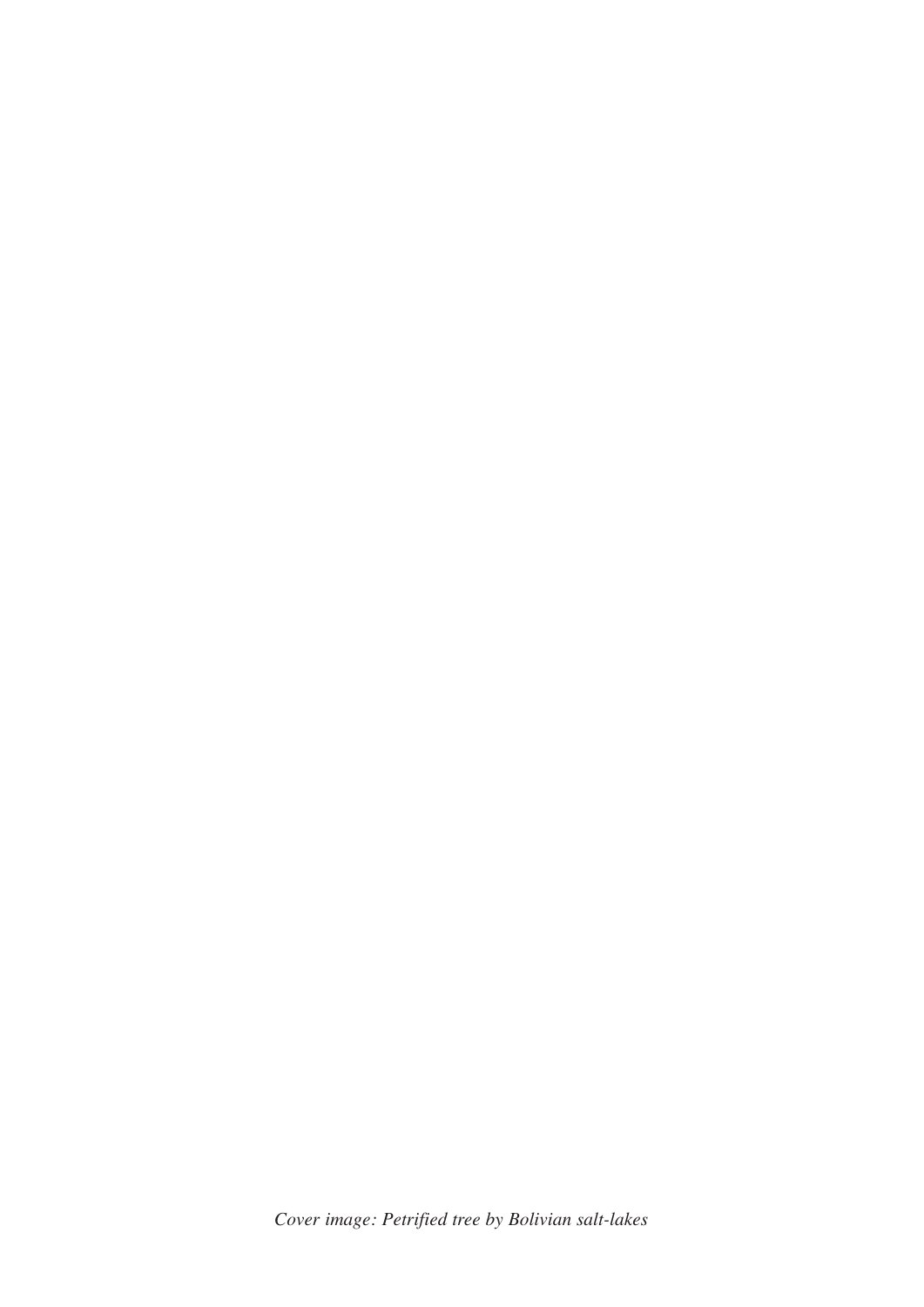*Cover image: Petrified tree by Bolivian salt-lakes*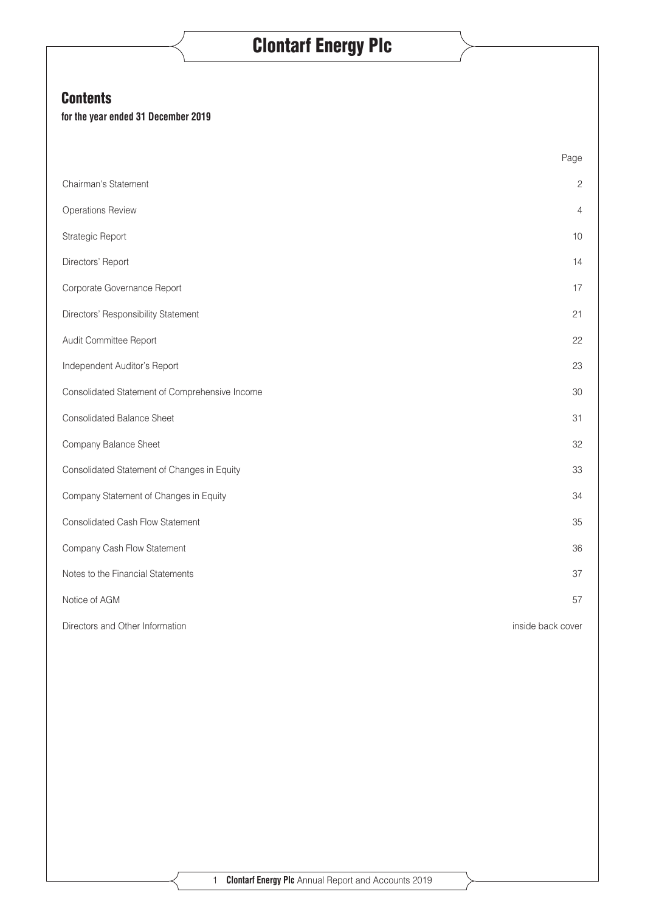## Contents

**for the year ended 31 December 2019**

| | Page |
|---|---|
| Chairman's Statement | 2 |
| Operations Review | 4 |
| Strategic Report | 10 |
| Directors' Report | 14 |
| Corporate Governance Report | 17 |
| Directors' Responsibility Statement | 21 |
| Audit Committee Report | 22 |
| Independent Auditor's Report | 23 |
| Consolidated Statement of Comprehensive Income | 30 |
| Consolidated Balance Sheet | 31 |
| Company Balance Sheet | 32 |
| Consolidated Statement of Changes in Equity | 33 |
| Company Statement of Changes in Equity | 34 |
| Consolidated Cash Flow Statement | 35 |
| Company Cash Flow Statement | 36 |
| Notes to the Financial Statements | 37 |
| Notice of AGM | 57 |
| Directors and Other Information | inside back cover |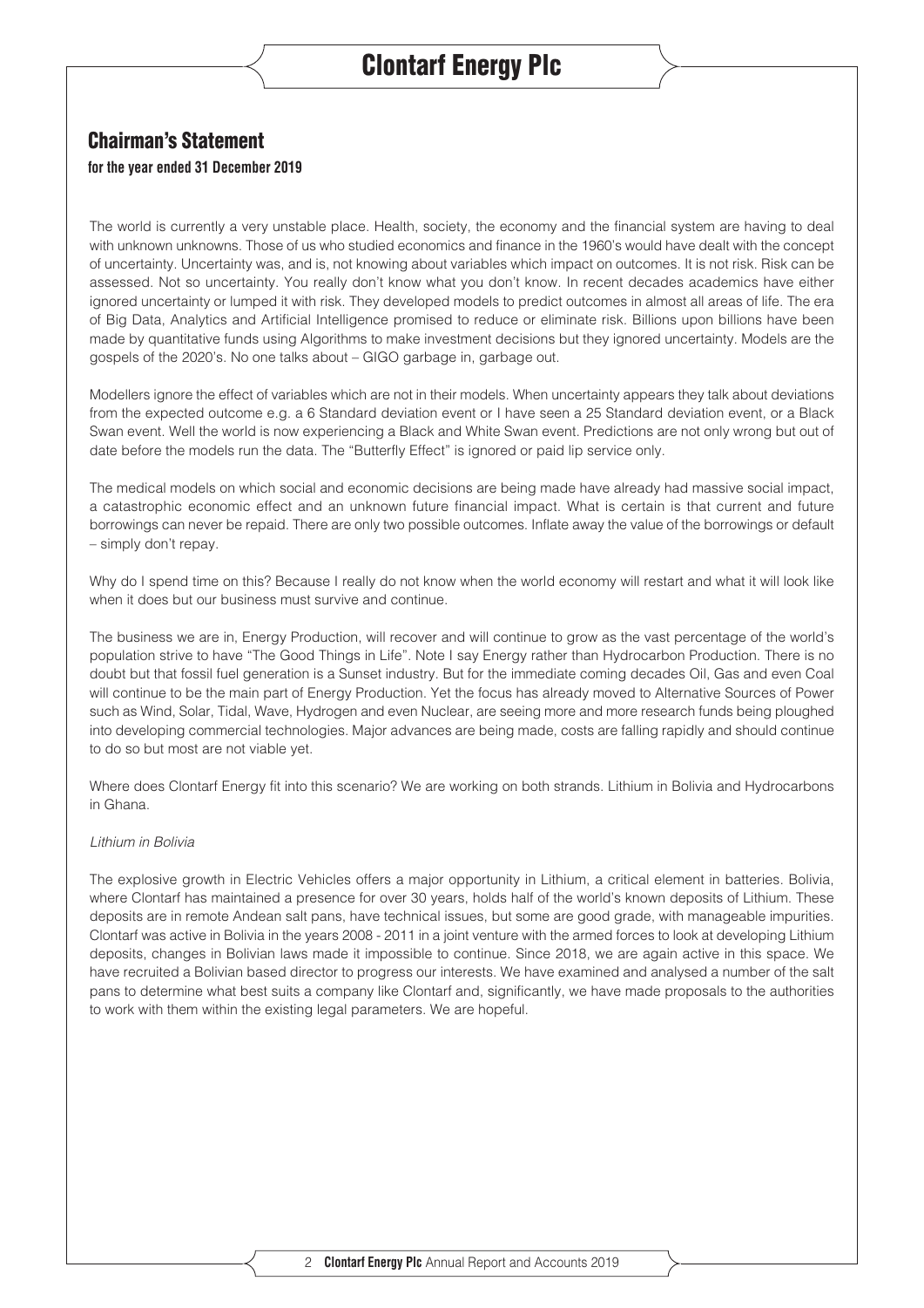## Chairman's Statement

**for the year ended 31 December 2019**

The world is currently a very unstable place. Health, society, the economy and the financial system are having to deal with unknown unknowns. Those of us who studied economics and finance in the 1960's would have dealt with the concept of uncertainty. Uncertainty was, and is, not knowing about variables which impact on outcomes. It is not risk. Risk can be assessed. Not so uncertainty. You really don't know what you don't know. In recent decades academics have either ignored uncertainty or lumped it with risk. They developed models to predict outcomes in almost all areas of life. The era of Big Data, Analytics and Artificial Intelligence promised to reduce or eliminate risk. Billions upon billions have been made by quantitative funds using Algorithms to make investment decisions but they ignored uncertainty. Models are the gospels of the 2020's. No one talks about – GIGO garbage in, garbage out.

Modellers ignore the effect of variables which are not in their models. When uncertainty appears they talk about deviations from the expected outcome e.g. a 6 Standard deviation event or I have seen a 25 Standard deviation event, or a Black Swan event. Well the world is now experiencing a Black and White Swan event. Predictions are not only wrong but out of date before the models run the data. The "Butterfly Effect" is ignored or paid lip service only.

The medical models on which social and economic decisions are being made have already had massive social impact, a catastrophic economic effect and an unknown future financial impact. What is certain is that current and future borrowings can never be repaid. There are only two possible outcomes. Inflate away the value of the borrowings or default – simply don't repay.

Why do I spend time on this? Because I really do not know when the world economy will restart and what it will look like when it does but our business must survive and continue.

The business we are in, Energy Production, will recover and will continue to grow as the vast percentage of the world's population strive to have "The Good Things in Life". Note I say Energy rather than Hydrocarbon Production. There is no doubt but that fossil fuel generation is a Sunset industry. But for the immediate coming decades Oil, Gas and even Coal will continue to be the main part of Energy Production. Yet the focus has already moved to Alternative Sources of Power such as Wind, Solar, Tidal, Wave, Hydrogen and even Nuclear, are seeing more and more research funds being ploughed into developing commercial technologies. Major advances are being made, costs are falling rapidly and should continue to do so but most are not viable yet.

Where does Clontarf Energy fit into this scenario? We are working on both strands. Lithium in Bolivia and Hydrocarbons in Ghana.

*Lithium in Bolivia*

The explosive growth in Electric Vehicles offers a major opportunity in Lithium, a critical element in batteries. Bolivia, where Clontarf has maintained a presence for over 30 years, holds half of the world's known deposits of Lithium. These deposits are in remote Andean salt pans, have technical issues, but some are good grade, with manageable impurities. Clontarf was active in Bolivia in the years 2008 - 2011 in a joint venture with the armed forces to look at developing Lithium deposits, changes in Bolivian laws made it impossible to continue. Since 2018, we are again active in this space. We have recruited a Bolivian based director to progress our interests. We have examined and analysed a number of the salt pans to determine what best suits a company like Clontarf and, significantly, we have made proposals to the authorities to work with them within the existing legal parameters. We are hopeful.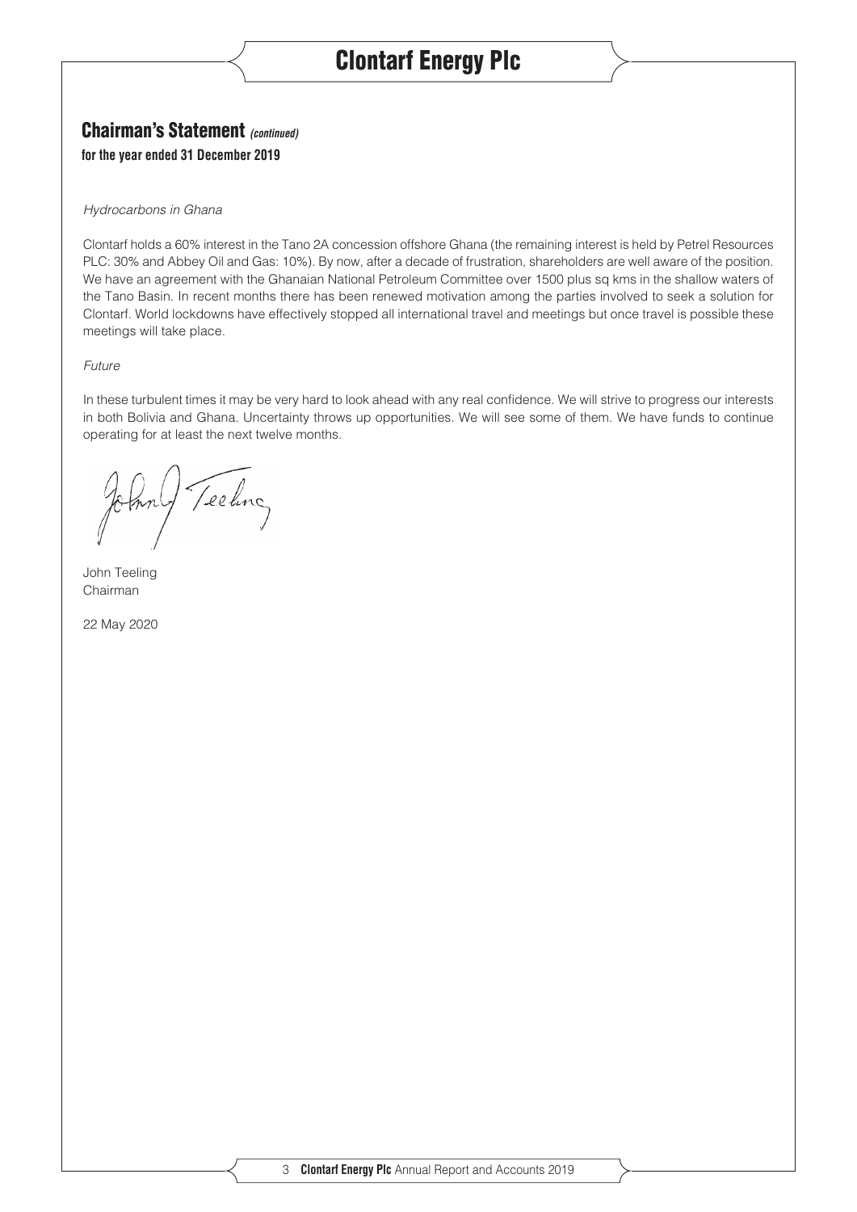## Chairman's Statement *(continued)*

**for the year ended 31 December 2019**

*Hydrocarbons in Ghana*

Clontarf holds a 60% interest in the Tano 2A concession offshore Ghana (the remaining interest is held by Petrel Resources PLC: 30% and Abbey Oil and Gas: 10%). By now, after a decade of frustration, shareholders are well aware of the position. We have an agreement with the Ghanaian National Petroleum Committee over 1500 plus sq kms in the shallow waters of the Tano Basin. In recent months there has been renewed motivation among the parties involved to seek a solution for Clontarf. World lockdowns have effectively stopped all international travel and meetings but once travel is possible these meetings will take place.

*Future*

In these turbulent times it may be very hard to look ahead with any real confidence. We will strive to progress our interests in both Bolivia and Ghana. Uncertainty throws up opportunities. We will see some of them. We have funds to continue operating for at least the next twelve months.

John Teeling
Chairman

22 May 2020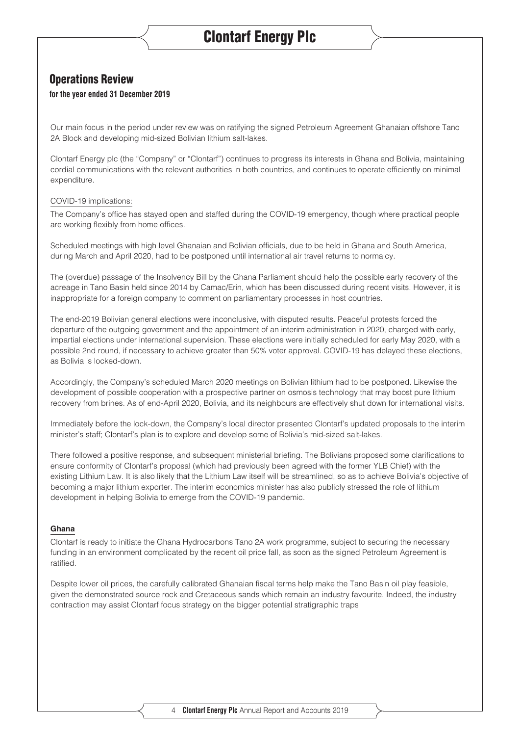## Operations Review

**for the year ended 31 December 2019**

Our main focus in the period under review was on ratifying the signed Petroleum Agreement Ghanaian offshore Tano 2A Block and developing mid-sized Bolivian lithium salt-lakes.

Clontarf Energy plc (the "Company" or "Clontarf") continues to progress its interests in Ghana and Bolivia, maintaining cordial communications with the relevant authorities in both countries, and continues to operate efficiently on minimal expenditure.

COVID-19 implications:

The Company's office has stayed open and staffed during the COVID-19 emergency, though where practical people are working flexibly from home offices.

Scheduled meetings with high level Ghanaian and Bolivian officials, due to be held in Ghana and South America, during March and April 2020, had to be postponed until international air travel returns to normalcy.

The (overdue) passage of the Insolvency Bill by the Ghana Parliament should help the possible early recovery of the acreage in Tano Basin held since 2014 by Camac/Erin, which has been discussed during recent visits. However, it is inappropriate for a foreign company to comment on parliamentary processes in host countries.

The end-2019 Bolivian general elections were inconclusive, with disputed results. Peaceful protests forced the departure of the outgoing government and the appointment of an interim administration in 2020, charged with early, impartial elections under international supervision. These elections were initially scheduled for early May 2020, with a possible 2nd round, if necessary to achieve greater than 50% voter approval. COVID-19 has delayed these elections, as Bolivia is locked-down.

Accordingly, the Company's scheduled March 2020 meetings on Bolivian lithium had to be postponed. Likewise the development of possible cooperation with a prospective partner on osmosis technology that may boost pure lithium recovery from brines. As of end-April 2020, Bolivia, and its neighbours are effectively shut down for international visits.

Immediately before the lock-down, the Company's local director presented Clontarf's updated proposals to the interim minister's staff; Clontarf's plan is to explore and develop some of Bolivia's mid-sized salt-lakes.

There followed a positive response, and subsequent ministerial briefing. The Bolivians proposed some clarifications to ensure conformity of Clontarf's proposal (which had previously been agreed with the former YLB Chief) with the existing Lithium Law. It is also likely that the Lithium Law itself will be streamlined, so as to achieve Bolivia's objective of becoming a major lithium exporter. The interim economics minister has also publicly stressed the role of lithium development in helping Bolivia to emerge from the COVID-19 pandemic.

### Ghana

Clontarf is ready to initiate the Ghana Hydrocarbons Tano 2A work programme, subject to securing the necessary funding in an environment complicated by the recent oil price fall, as soon as the signed Petroleum Agreement is ratified.

Despite lower oil prices, the carefully calibrated Ghanaian fiscal terms help make the Tano Basin oil play feasible, given the demonstrated source rock and Cretaceous sands which remain an industry favourite. Indeed, the industry contraction may assist Clontarf focus strategy on the bigger potential stratigraphic traps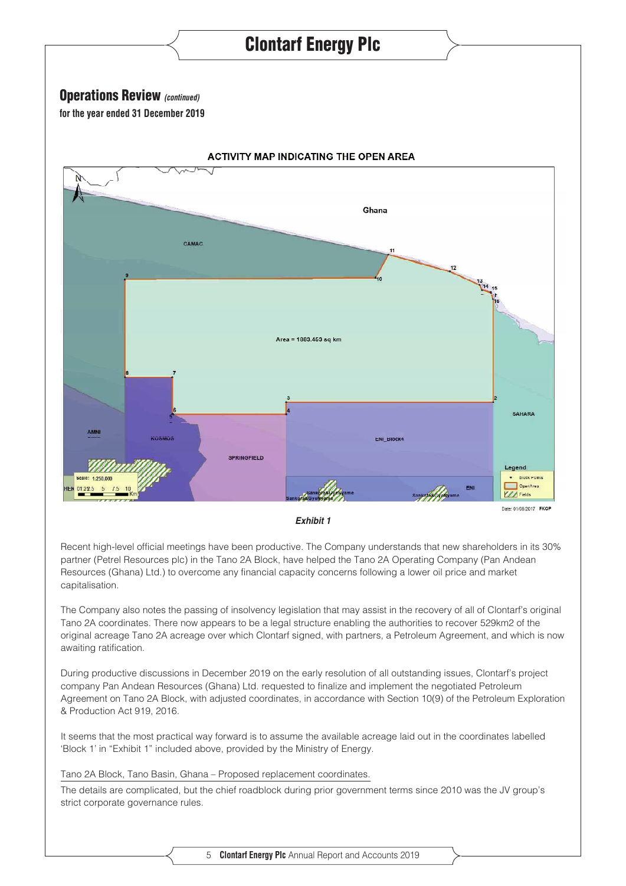## Operations Review *(continued)*

**for the year ended 31 December 2019**

ACTIVITY MAP INDICATING THE OPEN AREA

***Exhibit 1***

Recent high-level official meetings have been productive. The Company understands that new shareholders in its 30% partner (Petrel Resources plc) in the Tano 2A Block, have helped the Tano 2A Operating Company (Pan Andean Resources (Ghana) Ltd.) to overcome any financial capacity concerns following a lower oil price and market capitalisation.

The Company also notes the passing of insolvency legislation that may assist in the recovery of all of Clontarf's original Tano 2A coordinates. There now appears to be a legal structure enabling the authorities to recover 529km2 of the original acreage Tano 2A acreage over which Clontarf signed, with partners, a Petroleum Agreement, and which is now awaiting ratification.

During productive discussions in December 2019 on the early resolution of all outstanding issues, Clontarf's project company Pan Andean Resources (Ghana) Ltd. requested to finalize and implement the negotiated Petroleum Agreement on Tano 2A Block, with adjusted coordinates, in accordance with Section 10(9) of the Petroleum Exploration & Production Act 919, 2016.

It seems that the most practical way forward is to assume the available acreage laid out in the coordinates labelled 'Block 1' in "Exhibit 1" included above, provided by the Ministry of Energy.

Tano 2A Block, Tano Basin, Ghana – Proposed replacement coordinates.

The details are complicated, but the chief roadblock during prior government terms since 2010 was the JV group's strict corporate governance rules.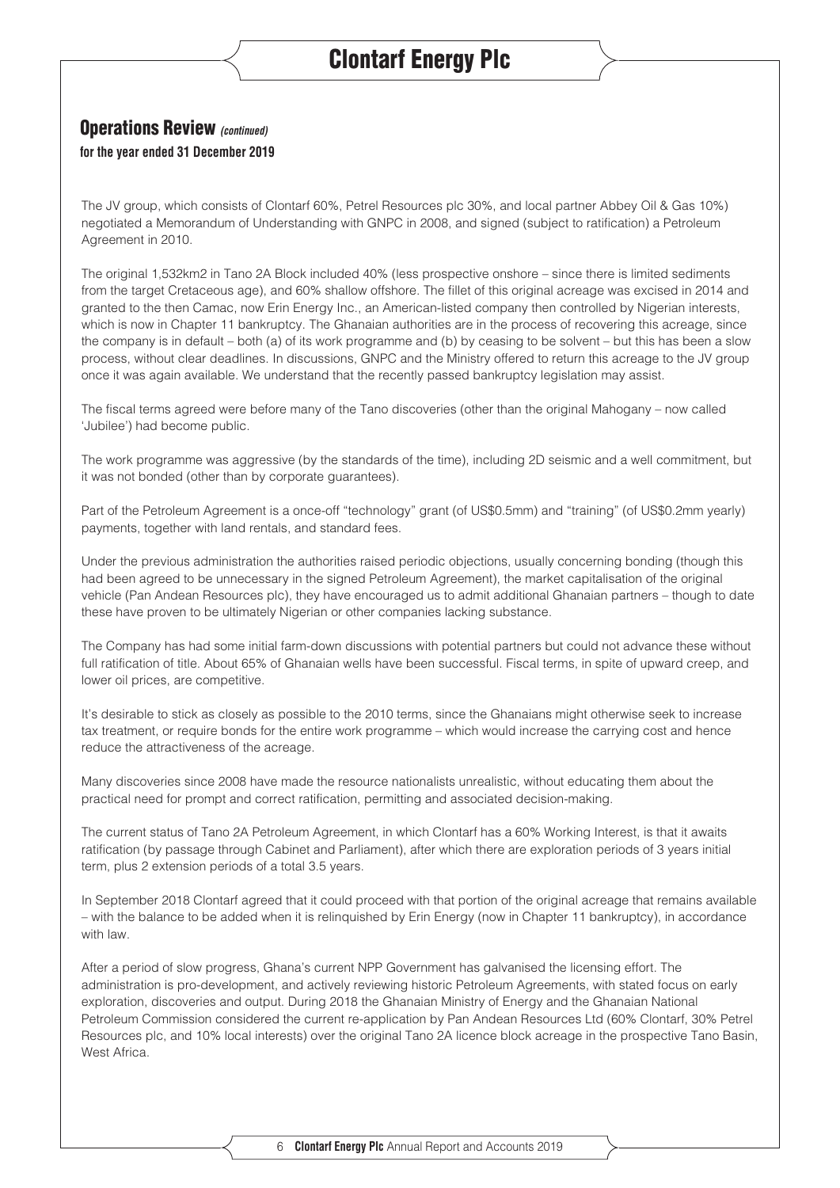## Operations Review *(continued)*

**for the year ended 31 December 2019**

The JV group, which consists of Clontarf 60%, Petrel Resources plc 30%, and local partner Abbey Oil & Gas 10%) negotiated a Memorandum of Understanding with GNPC in 2008, and signed (subject to ratification) a Petroleum Agreement in 2010.

The original 1,532km2 in Tano 2A Block included 40% (less prospective onshore – since there is limited sediments from the target Cretaceous age), and 60% shallow offshore. The fillet of this original acreage was excised in 2014 and granted to the then Camac, now Erin Energy Inc., an American-listed company then controlled by Nigerian interests, which is now in Chapter 11 bankruptcy. The Ghanaian authorities are in the process of recovering this acreage, since the company is in default – both (a) of its work programme and (b) by ceasing to be solvent – but this has been a slow process, without clear deadlines. In discussions, GNPC and the Ministry offered to return this acreage to the JV group once it was again available. We understand that the recently passed bankruptcy legislation may assist.

The fiscal terms agreed were before many of the Tano discoveries (other than the original Mahogany – now called 'Jubilee') had become public.

The work programme was aggressive (by the standards of the time), including 2D seismic and a well commitment, but it was not bonded (other than by corporate guarantees).

Part of the Petroleum Agreement is a once-off "technology" grant (of US$0.5mm) and "training" (of US$0.2mm yearly) payments, together with land rentals, and standard fees.

Under the previous administration the authorities raised periodic objections, usually concerning bonding (though this had been agreed to be unnecessary in the signed Petroleum Agreement), the market capitalisation of the original vehicle (Pan Andean Resources plc), they have encouraged us to admit additional Ghanaian partners – though to date these have proven to be ultimately Nigerian or other companies lacking substance.

The Company has had some initial farm-down discussions with potential partners but could not advance these without full ratification of title. About 65% of Ghanaian wells have been successful. Fiscal terms, in spite of upward creep, and lower oil prices, are competitive.

It's desirable to stick as closely as possible to the 2010 terms, since the Ghanaians might otherwise seek to increase tax treatment, or require bonds for the entire work programme – which would increase the carrying cost and hence reduce the attractiveness of the acreage.

Many discoveries since 2008 have made the resource nationalists unrealistic, without educating them about the practical need for prompt and correct ratification, permitting and associated decision-making.

The current status of Tano 2A Petroleum Agreement, in which Clontarf has a 60% Working Interest, is that it awaits ratification (by passage through Cabinet and Parliament), after which there are exploration periods of 3 years initial term, plus 2 extension periods of a total 3.5 years.

In September 2018 Clontarf agreed that it could proceed with that portion of the original acreage that remains available – with the balance to be added when it is relinquished by Erin Energy (now in Chapter 11 bankruptcy), in accordance with law.

After a period of slow progress, Ghana's current NPP Government has galvanised the licensing effort. The administration is pro-development, and actively reviewing historic Petroleum Agreements, with stated focus on early exploration, discoveries and output. During 2018 the Ghanaian Ministry of Energy and the Ghanaian National Petroleum Commission considered the current re-application by Pan Andean Resources Ltd (60% Clontarf, 30% Petrel Resources plc, and 10% local interests) over the original Tano 2A licence block acreage in the prospective Tano Basin, West Africa.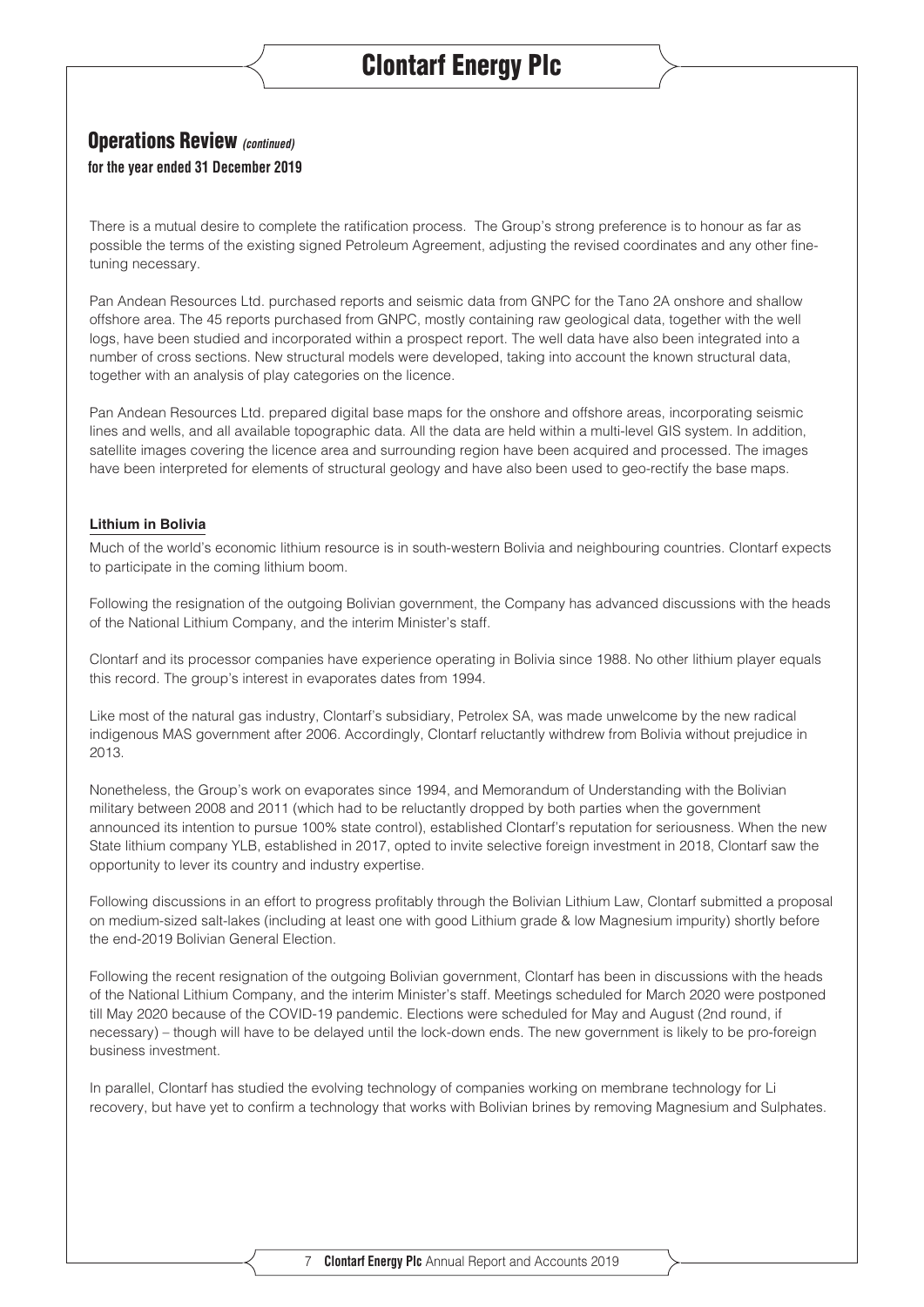## Operations Review *(continued)*

**for the year ended 31 December 2019**

There is a mutual desire to complete the ratification process. The Group's strong preference is to honour as far as possible the terms of the existing signed Petroleum Agreement, adjusting the revised coordinates and any other fine-tuning necessary.

Pan Andean Resources Ltd. purchased reports and seismic data from GNPC for the Tano 2A onshore and shallow offshore area. The 45 reports purchased from GNPC, mostly containing raw geological data, together with the well logs, have been studied and incorporated within a prospect report. The well data have also been integrated into a number of cross sections. New structural models were developed, taking into account the known structural data, together with an analysis of play categories on the licence.

Pan Andean Resources Ltd. prepared digital base maps for the onshore and offshore areas, incorporating seismic lines and wells, and all available topographic data. All the data are held within a multi-level GIS system. In addition, satellite images covering the licence area and surrounding region have been acquired and processed. The images have been interpreted for elements of structural geology and have also been used to geo-rectify the base maps.

### Lithium in Bolivia

Much of the world's economic lithium resource is in south-western Bolivia and neighbouring countries. Clontarf expects to participate in the coming lithium boom.

Following the resignation of the outgoing Bolivian government, the Company has advanced discussions with the heads of the National Lithium Company, and the interim Minister's staff.

Clontarf and its processor companies have experience operating in Bolivia since 1988. No other lithium player equals this record. The group's interest in evaporates dates from 1994.

Like most of the natural gas industry, Clontarf's subsidiary, Petrolex SA, was made unwelcome by the new radical indigenous MAS government after 2006. Accordingly, Clontarf reluctantly withdrew from Bolivia without prejudice in 2013.

Nonetheless, the Group's work on evaporates since 1994, and Memorandum of Understanding with the Bolivian military between 2008 and 2011 (which had to be reluctantly dropped by both parties when the government announced its intention to pursue 100% state control), established Clontarf's reputation for seriousness. When the new State lithium company YLB, established in 2017, opted to invite selective foreign investment in 2018, Clontarf saw the opportunity to lever its country and industry expertise.

Following discussions in an effort to progress profitably through the Bolivian Lithium Law, Clontarf submitted a proposal on medium-sized salt-lakes (including at least one with good Lithium grade & low Magnesium impurity) shortly before the end-2019 Bolivian General Election.

Following the recent resignation of the outgoing Bolivian government, Clontarf has been in discussions with the heads of the National Lithium Company, and the interim Minister's staff. Meetings scheduled for March 2020 were postponed till May 2020 because of the COVID-19 pandemic. Elections were scheduled for May and August (2nd round, if necessary) – though will have to be delayed until the lock-down ends. The new government is likely to be pro-foreign business investment.

In parallel, Clontarf has studied the evolving technology of companies working on membrane technology for Li recovery, but have yet to confirm a technology that works with Bolivian brines by removing Magnesium and Sulphates.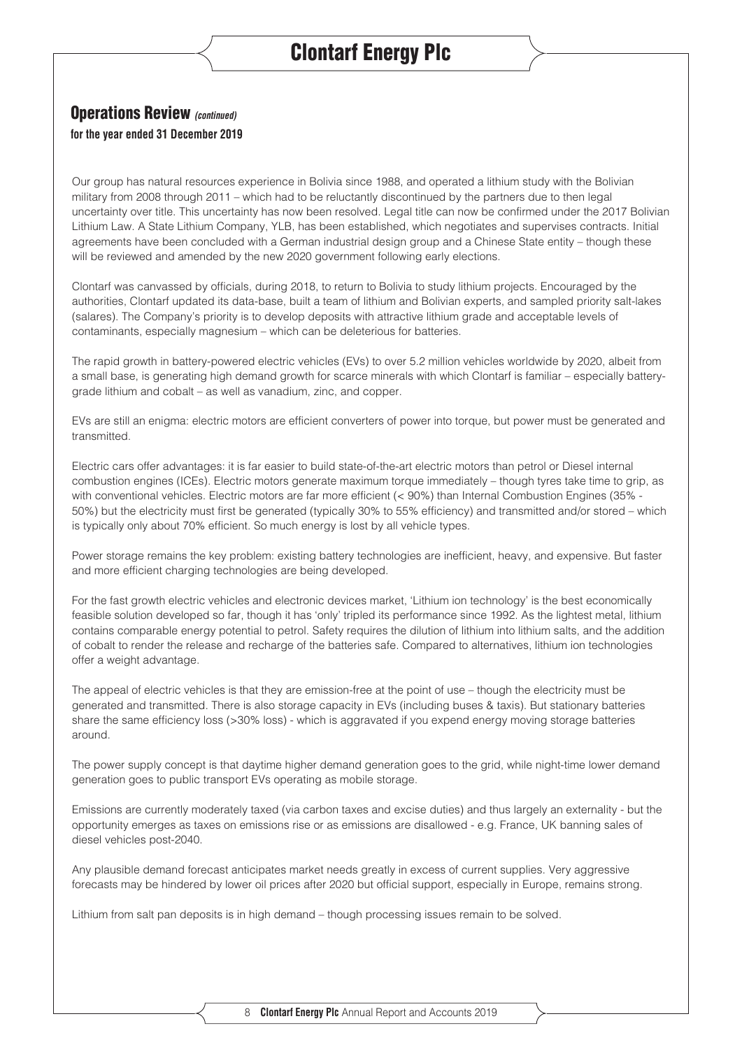## Operations Review *(continued)*

**for the year ended 31 December 2019**

Our group has natural resources experience in Bolivia since 1988, and operated a lithium study with the Bolivian military from 2008 through 2011 – which had to be reluctantly discontinued by the partners due to then legal uncertainty over title. This uncertainty has now been resolved. Legal title can now be confirmed under the 2017 Bolivian Lithium Law. A State Lithium Company, YLB, has been established, which negotiates and supervises contracts. Initial agreements have been concluded with a German industrial design group and a Chinese State entity – though these will be reviewed and amended by the new 2020 government following early elections.

Clontarf was canvassed by officials, during 2018, to return to Bolivia to study lithium projects. Encouraged by the authorities, Clontarf updated its data-base, built a team of lithium and Bolivian experts, and sampled priority salt-lakes (salares). The Company's priority is to develop deposits with attractive lithium grade and acceptable levels of contaminants, especially magnesium – which can be deleterious for batteries.

The rapid growth in battery-powered electric vehicles (EVs) to over 5.2 million vehicles worldwide by 2020, albeit from a small base, is generating high demand growth for scarce minerals with which Clontarf is familiar – especially battery-grade lithium and cobalt – as well as vanadium, zinc, and copper.

EVs are still an enigma: electric motors are efficient converters of power into torque, but power must be generated and transmitted.

Electric cars offer advantages: it is far easier to build state-of-the-art electric motors than petrol or Diesel internal combustion engines (ICEs). Electric motors generate maximum torque immediately – though tyres take time to grip, as with conventional vehicles. Electric motors are far more efficient (< 90%) than Internal Combustion Engines (35% - 50%) but the electricity must first be generated (typically 30% to 55% efficiency) and transmitted and/or stored – which is typically only about 70% efficient. So much energy is lost by all vehicle types.

Power storage remains the key problem: existing battery technologies are inefficient, heavy, and expensive. But faster and more efficient charging technologies are being developed.

For the fast growth electric vehicles and electronic devices market, 'Lithium ion technology' is the best economically feasible solution developed so far, though it has 'only' tripled its performance since 1992. As the lightest metal, lithium contains comparable energy potential to petrol. Safety requires the dilution of lithium into lithium salts, and the addition of cobalt to render the release and recharge of the batteries safe. Compared to alternatives, lithium ion technologies offer a weight advantage.

The appeal of electric vehicles is that they are emission-free at the point of use – though the electricity must be generated and transmitted. There is also storage capacity in EVs (including buses & taxis). But stationary batteries share the same efficiency loss (>30% loss) - which is aggravated if you expend energy moving storage batteries around.

The power supply concept is that daytime higher demand generation goes to the grid, while night-time lower demand generation goes to public transport EVs operating as mobile storage.

Emissions are currently moderately taxed (via carbon taxes and excise duties) and thus largely an externality - but the opportunity emerges as taxes on emissions rise or as emissions are disallowed - e.g. France, UK banning sales of diesel vehicles post-2040.

Any plausible demand forecast anticipates market needs greatly in excess of current supplies. Very aggressive forecasts may be hindered by lower oil prices after 2020 but official support, especially in Europe, remains strong.

Lithium from salt pan deposits is in high demand – though processing issues remain to be solved.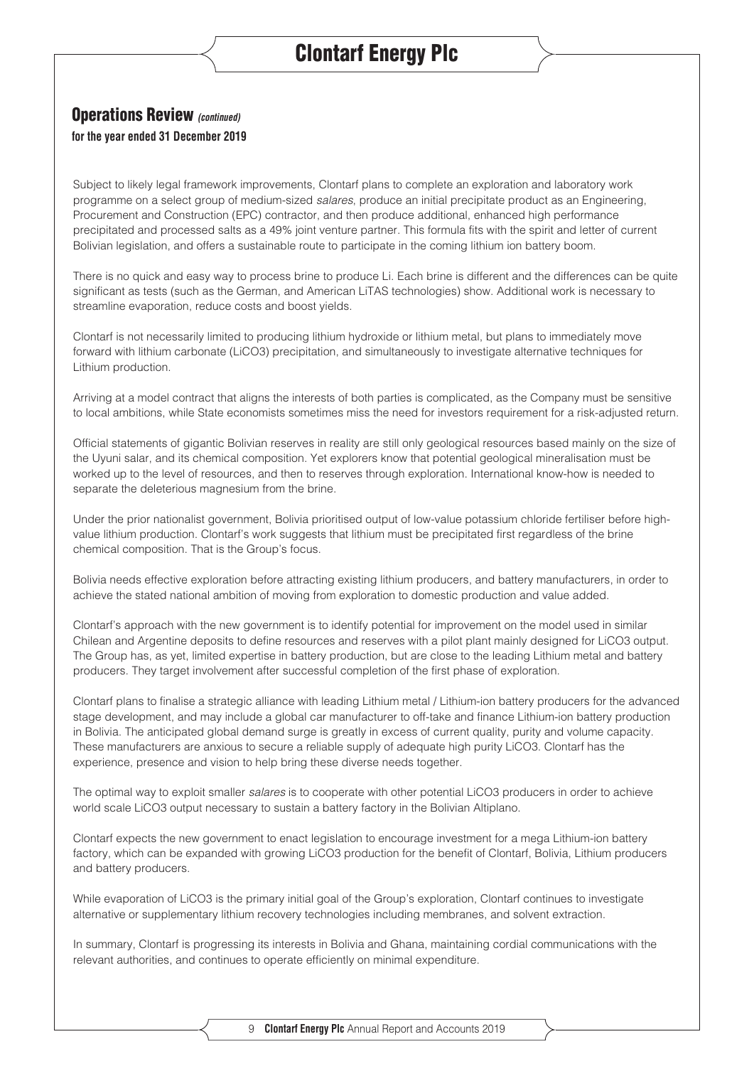## Operations Review *(continued)*

**for the year ended 31 December 2019**

Subject to likely legal framework improvements, Clontarf plans to complete an exploration and laboratory work programme on a select group of medium-sized *salares*, produce an initial precipitate product as an Engineering, Procurement and Construction (EPC) contractor, and then produce additional, enhanced high performance precipitated and processed salts as a 49% joint venture partner. This formula fits with the spirit and letter of current Bolivian legislation, and offers a sustainable route to participate in the coming lithium ion battery boom.

There is no quick and easy way to process brine to produce Li. Each brine is different and the differences can be quite significant as tests (such as the German, and American LiTAS technologies) show. Additional work is necessary to streamline evaporation, reduce costs and boost yields.

Clontarf is not necessarily limited to producing lithium hydroxide or lithium metal, but plans to immediately move forward with lithium carbonate (LiCO3) precipitation, and simultaneously to investigate alternative techniques for Lithium production.

Arriving at a model contract that aligns the interests of both parties is complicated, as the Company must be sensitive to local ambitions, while State economists sometimes miss the need for investors requirement for a risk-adjusted return.

Official statements of gigantic Bolivian reserves in reality are still only geological resources based mainly on the size of the Uyuni salar, and its chemical composition. Yet explorers know that potential geological mineralisation must be worked up to the level of resources, and then to reserves through exploration. International know-how is needed to separate the deleterious magnesium from the brine.

Under the prior nationalist government, Bolivia prioritised output of low-value potassium chloride fertiliser before high-value lithium production. Clontarf's work suggests that lithium must be precipitated first regardless of the brine chemical composition. That is the Group's focus.

Bolivia needs effective exploration before attracting existing lithium producers, and battery manufacturers, in order to achieve the stated national ambition of moving from exploration to domestic production and value added.

Clontarf's approach with the new government is to identify potential for improvement on the model used in similar Chilean and Argentine deposits to define resources and reserves with a pilot plant mainly designed for LiCO3 output. The Group has, as yet, limited expertise in battery production, but are close to the leading Lithium metal and battery producers. They target involvement after successful completion of the first phase of exploration.

Clontarf plans to finalise a strategic alliance with leading Lithium metal / Lithium-ion battery producers for the advanced stage development, and may include a global car manufacturer to off-take and finance Lithium-ion battery production in Bolivia. The anticipated global demand surge is greatly in excess of current quality, purity and volume capacity. These manufacturers are anxious to secure a reliable supply of adequate high purity LiCO3. Clontarf has the experience, presence and vision to help bring these diverse needs together.

The optimal way to exploit smaller *salares* is to cooperate with other potential LiCO3 producers in order to achieve world scale LiCO3 output necessary to sustain a battery factory in the Bolivian Altiplano.

Clontarf expects the new government to enact legislation to encourage investment for a mega Lithium-ion battery factory, which can be expanded with growing LiCO3 production for the benefit of Clontarf, Bolivia, Lithium producers and battery producers.

While evaporation of LiCO3 is the primary initial goal of the Group's exploration, Clontarf continues to investigate alternative or supplementary lithium recovery technologies including membranes, and solvent extraction.

In summary, Clontarf is progressing its interests in Bolivia and Ghana, maintaining cordial communications with the relevant authorities, and continues to operate efficiently on minimal expenditure.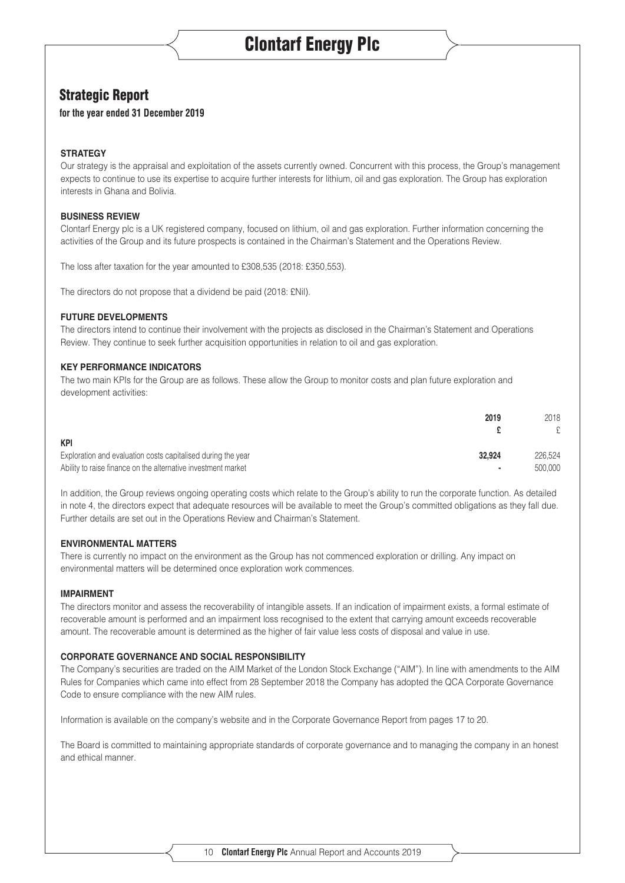## Strategic Report

**for the year ended 31 December 2019**

### STRATEGY

Our strategy is the appraisal and exploitation of the assets currently owned. Concurrent with this process, the Group's management expects to continue to use its expertise to acquire further interests for lithium, oil and gas exploration. The Group has exploration interests in Ghana and Bolivia.

### BUSINESS REVIEW

Clontarf Energy plc is a UK registered company, focused on lithium, oil and gas exploration. Further information concerning the activities of the Group and its future prospects is contained in the Chairman's Statement and the Operations Review.

The loss after taxation for the year amounted to £308,535 (2018: £350,553).

The directors do not propose that a dividend be paid (2018: £Nil).

### FUTURE DEVELOPMENTS

The directors intend to continue their involvement with the projects as disclosed in the Chairman's Statement and Operations Review. They continue to seek further acquisition opportunities in relation to oil and gas exploration.

### KEY PERFORMANCE INDICATORS

The two main KPIs for the Group are as follows. These allow the Group to monitor costs and plan future exploration and development activities:

| | **2019** | 2018 |
|---|---|---|
| | **£** | £ |
| **KPI** | | |
| Exploration and evaluation costs capitalised during the year | **32,924** | 226,524 |
| Ability to raise finance on the alternative investment market | **-** | 500,000 |

In addition, the Group reviews ongoing operating costs which relate to the Group's ability to run the corporate function. As detailed in note 4, the directors expect that adequate resources will be available to meet the Group's committed obligations as they fall due. Further details are set out in the Operations Review and Chairman's Statement.

### ENVIRONMENTAL MATTERS

There is currently no impact on the environment as the Group has not commenced exploration or drilling. Any impact on environmental matters will be determined once exploration work commences.

### IMPAIRMENT

The directors monitor and assess the recoverability of intangible assets. If an indication of impairment exists, a formal estimate of recoverable amount is performed and an impairment loss recognised to the extent that carrying amount exceeds recoverable amount. The recoverable amount is determined as the higher of fair value less costs of disposal and value in use.

### CORPORATE GOVERNANCE AND SOCIAL RESPONSIBILITY

The Company's securities are traded on the AIM Market of the London Stock Exchange ("AIM"). In line with amendments to the AIM Rules for Companies which came into effect from 28 September 2018 the Company has adopted the QCA Corporate Governance Code to ensure compliance with the new AIM rules.

Information is available on the company's website and in the Corporate Governance Report from pages 17 to 20.

The Board is committed to maintaining appropriate standards of corporate governance and to managing the company in an honest and ethical manner.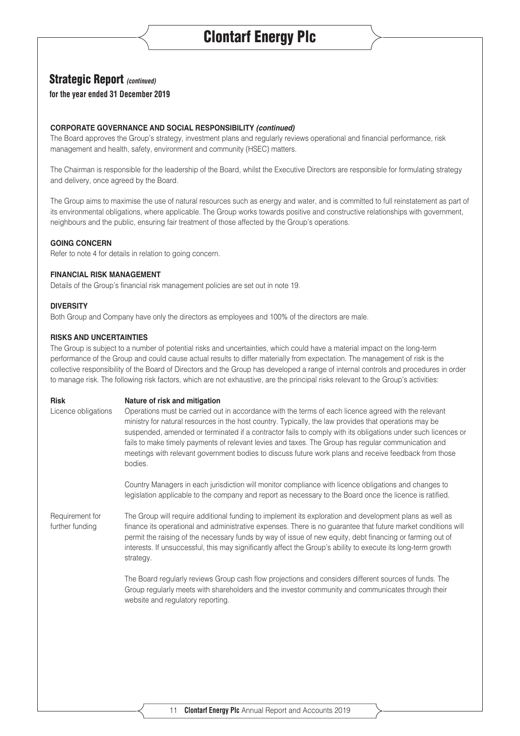## Strategic Report *(continued)*

**for the year ended 31 December 2019**

**CORPORATE GOVERNANCE AND SOCIAL RESPONSIBILITY *(continued)***

The Board approves the Group's strategy, investment plans and regularly reviews operational and financial performance, risk management and health, safety, environment and community (HSEC) matters.

The Chairman is responsible for the leadership of the Board, whilst the Executive Directors are responsible for formulating strategy and delivery, once agreed by the Board.

The Group aims to maximise the use of natural resources such as energy and water, and is committed to full reinstatement as part of its environmental obligations, where applicable. The Group works towards positive and constructive relationships with government, neighbours and the public, ensuring fair treatment of those affected by the Group's operations.

**GOING CONCERN**

Refer to note 4 for details in relation to going concern.

**FINANCIAL RISK MANAGEMENT**

Details of the Group's financial risk management policies are set out in note 19.

**DIVERSITY**

Both Group and Company have only the directors as employees and 100% of the directors are male.

**RISKS AND UNCERTAINTIES**

The Group is subject to a number of potential risks and uncertainties, which could have a material impact on the long-term performance of the Group and could cause actual results to differ materially from expectation. The management of risk is the collective responsibility of the Board of Directors and the Group has developed a range of internal controls and procedures in order to manage risk. The following risk factors, which are not exhaustive, are the principal risks relevant to the Group's activities:

| **Risk** | **Nature of risk and mitigation** |
|---|---|
| Licence obligations | Operations must be carried out in accordance with the terms of each licence agreed with the relevant ministry for natural resources in the host country. Typically, the law provides that operations may be suspended, amended or terminated if a contractor fails to comply with its obligations under such licences or fails to make timely payments of relevant levies and taxes. The Group has regular communication and meetings with relevant government bodies to discuss future work plans and receive feedback from those bodies.<br><br>Country Managers in each jurisdiction will monitor compliance with licence obligations and changes to legislation applicable to the company and report as necessary to the Board once the licence is ratified. |
| Requirement for further funding | The Group will require additional funding to implement its exploration and development plans as well as finance its operational and administrative expenses. There is no guarantee that future market conditions will permit the raising of the necessary funds by way of issue of new equity, debt financing or farming out of interests. If unsuccessful, this may significantly affect the Group's ability to execute its long-term growth strategy.<br><br>The Board regularly reviews Group cash flow projections and considers different sources of funds. The Group regularly meets with shareholders and the investor community and communicates through their website and regulatory reporting. |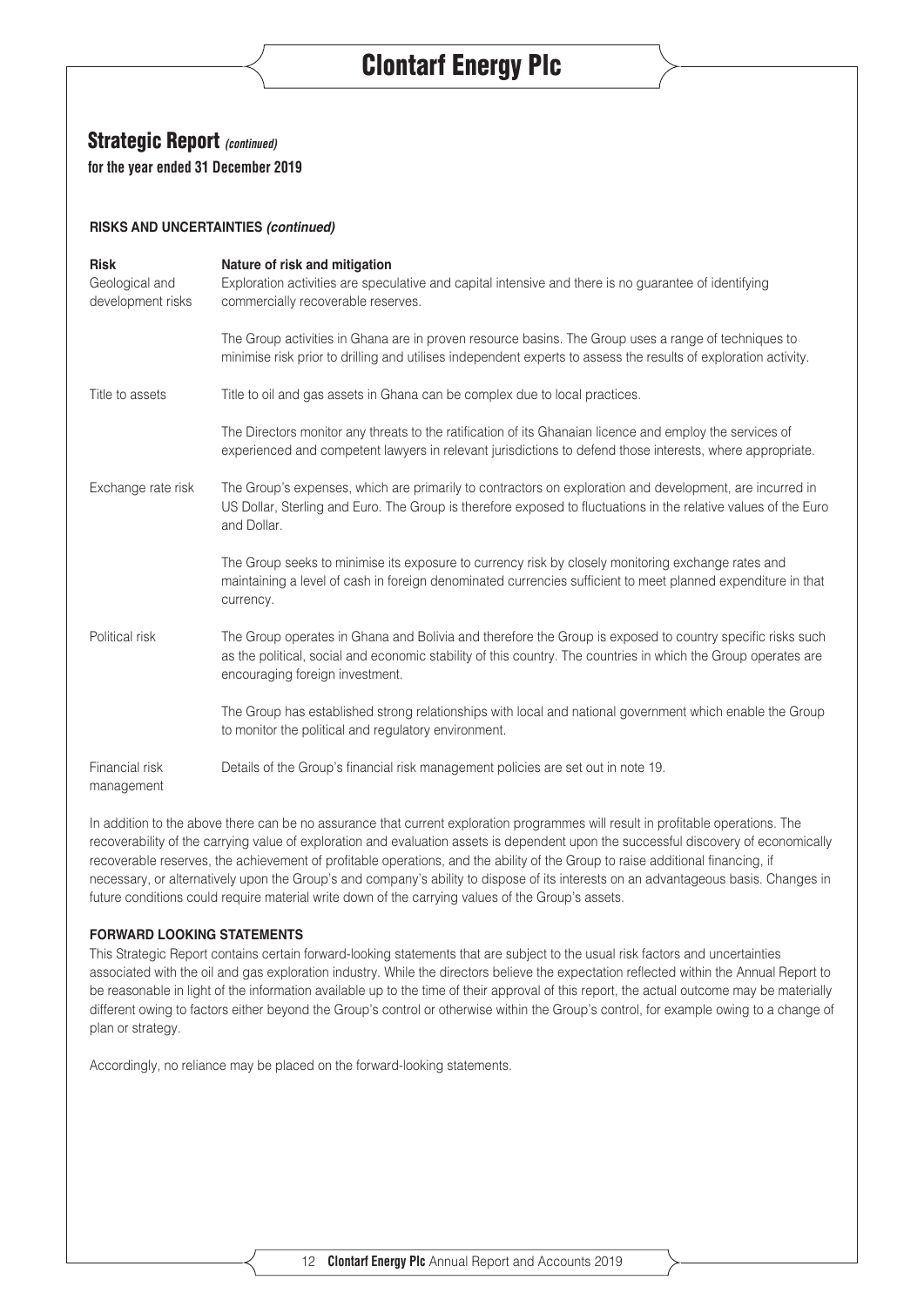## Strategic Report *(continued)*

**for the year ended 31 December 2019**

**RISKS AND UNCERTAINTIES *(continued)***

| Risk | Nature of risk and mitigation |
|---|---|
| Geological and development risks | Exploration activities are speculative and capital intensive and there is no guarantee of identifying commercially recoverable reserves.<br><br>The Group activities in Ghana are in proven resource basins. The Group uses a range of techniques to minimise risk prior to drilling and utilises independent experts to assess the results of exploration activity. |
| Title to assets | Title to oil and gas assets in Ghana can be complex due to local practices.<br><br>The Directors monitor any threats to the ratification of its Ghanaian licence and employ the services of experienced and competent lawyers in relevant jurisdictions to defend those interests, where appropriate. |
| Exchange rate risk | The Group's expenses, which are primarily to contractors on exploration and development, are incurred in US Dollar, Sterling and Euro. The Group is therefore exposed to fluctuations in the relative values of the Euro and Dollar.<br><br>The Group seeks to minimise its exposure to currency risk by closely monitoring exchange rates and maintaining a level of cash in foreign denominated currencies sufficient to meet planned expenditure in that currency. |
| Political risk | The Group operates in Ghana and Bolivia and therefore the Group is exposed to country specific risks such as the political, social and economic stability of this country. The countries in which the Group operates are encouraging foreign investment.<br><br>The Group has established strong relationships with local and national government which enable the Group to monitor the political and regulatory environment. |
| Financial risk management | Details of the Group's financial risk management policies are set out in note 19. |

In addition to the above there can be no assurance that current exploration programmes will result in profitable operations. The recoverability of the carrying value of exploration and evaluation assets is dependent upon the successful discovery of economically recoverable reserves, the achievement of profitable operations, and the ability of the Group to raise additional financing, if necessary, or alternatively upon the Group's and company's ability to dispose of its interests on an advantageous basis. Changes in future conditions could require material write down of the carrying values of the Group's assets.

**FORWARD LOOKING STATEMENTS**

This Strategic Report contains certain forward-looking statements that are subject to the usual risk factors and uncertainties associated with the oil and gas exploration industry. While the directors believe the expectation reflected within the Annual Report to be reasonable in light of the information available up to the time of their approval of this report, the actual outcome may be materially different owing to factors either beyond the Group's control or otherwise within the Group's control, for example owing to a change of plan or strategy.

Accordingly, no reliance may be placed on the forward-looking statements.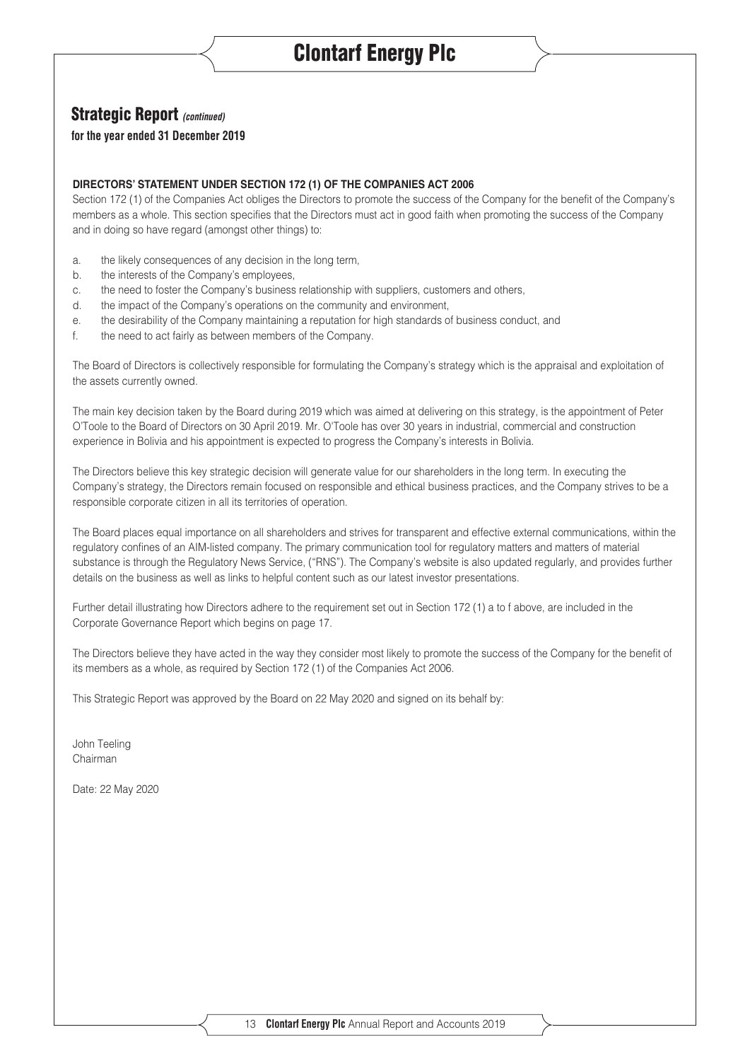## Strategic Report *(continued)*

**for the year ended 31 December 2019**

### DIRECTORS' STATEMENT UNDER SECTION 172 (1) OF THE COMPANIES ACT 2006

Section 172 (1) of the Companies Act obliges the Directors to promote the success of the Company for the benefit of the Company's members as a whole. This section specifies that the Directors must act in good faith when promoting the success of the Company and in doing so have regard (amongst other things) to:

a. the likely consequences of any decision in the long term,
b. the interests of the Company's employees,
c. the need to foster the Company's business relationship with suppliers, customers and others,
d. the impact of the Company's operations on the community and environment,
e. the desirability of the Company maintaining a reputation for high standards of business conduct, and
f. the need to act fairly as between members of the Company.

The Board of Directors is collectively responsible for formulating the Company's strategy which is the appraisal and exploitation of the assets currently owned.

The main key decision taken by the Board during 2019 which was aimed at delivering on this strategy, is the appointment of Peter O'Toole to the Board of Directors on 30 April 2019. Mr. O'Toole has over 30 years in industrial, commercial and construction experience in Bolivia and his appointment is expected to progress the Company's interests in Bolivia.

The Directors believe this key strategic decision will generate value for our shareholders in the long term. In executing the Company's strategy, the Directors remain focused on responsible and ethical business practices, and the Company strives to be a responsible corporate citizen in all its territories of operation.

The Board places equal importance on all shareholders and strives for transparent and effective external communications, within the regulatory confines of an AIM-listed company. The primary communication tool for regulatory matters and matters of material substance is through the Regulatory News Service, ("RNS"). The Company's website is also updated regularly, and provides further details on the business as well as links to helpful content such as our latest investor presentations.

Further detail illustrating how Directors adhere to the requirement set out in Section 172 (1) a to f above, are included in the Corporate Governance Report which begins on page 17.

The Directors believe they have acted in the way they consider most likely to promote the success of the Company for the benefit of its members as a whole, as required by Section 172 (1) of the Companies Act 2006.

This Strategic Report was approved by the Board on 22 May 2020 and signed on its behalf by:

John Teeling
Chairman

Date: 22 May 2020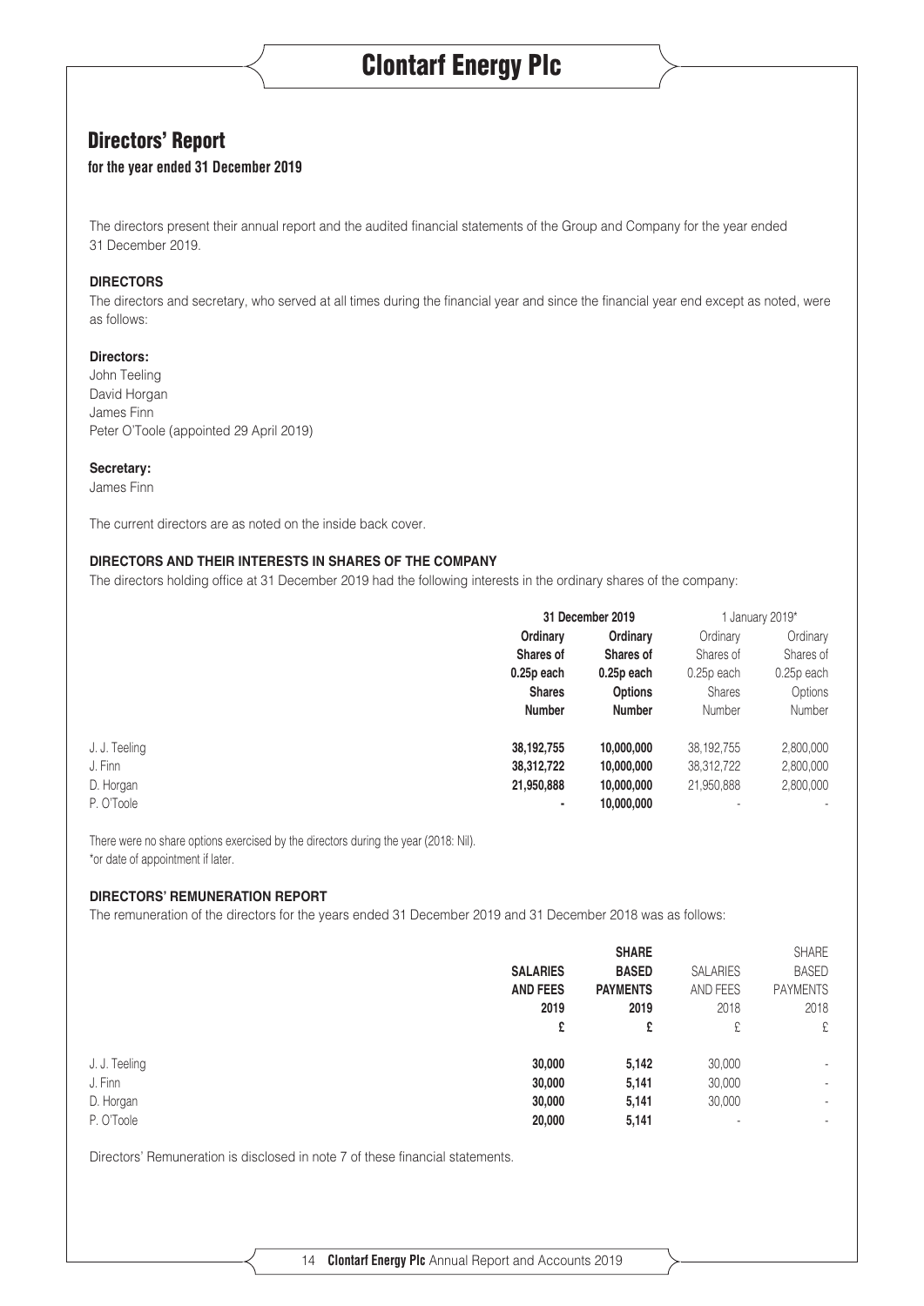## Directors' Report

**for the year ended 31 December 2019**

The directors present their annual report and the audited financial statements of the Group and Company for the year ended 31 December 2019.

**DIRECTORS**

The directors and secretary, who served at all times during the financial year and since the financial year end except as noted, were as follows:

**Directors:**

John Teeling
David Horgan
James Finn
Peter O'Toole (appointed 29 April 2019)

**Secretary:**

James Finn

The current directors are as noted on the inside back cover.

**DIRECTORS AND THEIR INTERESTS IN SHARES OF THE COMPANY**

The directors holding office at 31 December 2019 had the following interests in the ordinary shares of the company:

| | **31 December 2019** | | 1 January 2019* | |
|---|---|---|---|---|
| | **Ordinary Shares of 0.25p each Shares Number** | **Ordinary Shares of 0.25p each Options Number** | Ordinary Shares of 0.25p each Shares Number | Ordinary Shares of 0.25p each Options Number |
| J. J. Teeling | **38,192,755** | **10,000,000** | 38,192,755 | 2,800,000 |
| J. Finn | **38,312,722** | **10,000,000** | 38,312,722 | 2,800,000 |
| D. Horgan | **21,950,888** | **10,000,000** | 21,950,888 | 2,800,000 |
| P. O'Toole | **-** | **10,000,000** | - | - |

There were no share options exercised by the directors during the year (2018: Nil).
*or date of appointment if later.

**DIRECTORS' REMUNERATION REPORT**

The remuneration of the directors for the years ended 31 December 2019 and 31 December 2018 was as follows:

| | **SALARIES AND FEES 2019 £** | **SHARE BASED PAYMENTS 2019 £** | SALARIES AND FEES 2018 £ | SHARE BASED PAYMENTS 2018 £ |
|---|---|---|---|---|
| J. J. Teeling | **30,000** | **5,142** | 30,000 | - |
| J. Finn | **30,000** | **5,141** | 30,000 | - |
| D. Horgan | **30,000** | **5,141** | 30,000 | - |
| P. O'Toole | **20,000** | **5,141** | - | - |

Directors' Remuneration is disclosed in note 7 of these financial statements.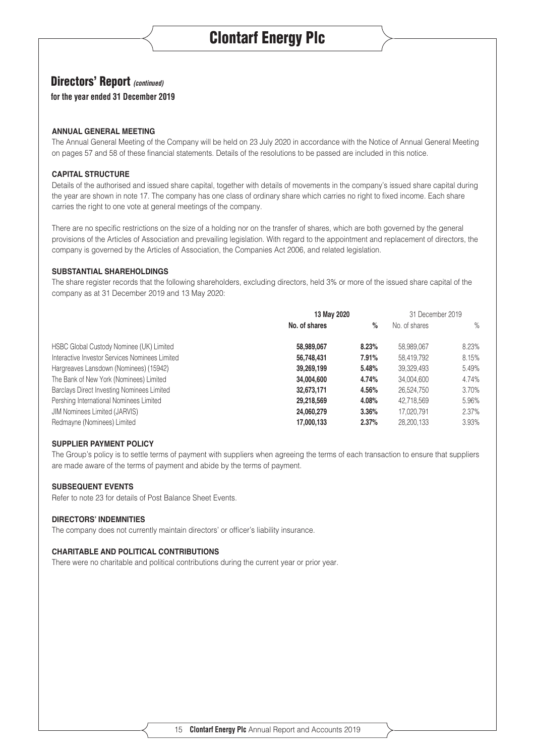## Directors' Report *(continued)*

**for the year ended 31 December 2019**

#### ANNUAL GENERAL MEETING

The Annual General Meeting of the Company will be held on 23 July 2020 in accordance with the Notice of Annual General Meeting on pages 57 and 58 of these financial statements. Details of the resolutions to be passed are included in this notice.

#### CAPITAL STRUCTURE

Details of the authorised and issued share capital, together with details of movements in the company's issued share capital during the year are shown in note 17. The company has one class of ordinary share which carries no right to fixed income. Each share carries the right to one vote at general meetings of the company.

There are no specific restrictions on the size of a holding nor on the transfer of shares, which are both governed by the general provisions of the Articles of Association and prevailing legislation. With regard to the appointment and replacement of directors, the company is governed by the Articles of Association, the Companies Act 2006, and related legislation.

#### SUBSTANTIAL SHAREHOLDINGS

The share register records that the following shareholders, excluding directors, held 3% or more of the issued share capital of the company as at 31 December 2019 and 13 May 2020:

| | **13 May 2020** | | 31 December 2019 | |
|---|---|---|---|---|
| | **No. of shares** | **%** | No. of shares | % |
| HSBC Global Custody Nominee (UK) Limited | **58,989,067** | **8.23%** | 58,989,067 | 8.23% |
| Interactive Investor Services Nominees Limited | **56,748,431** | **7.91%** | 58,419,792 | 8.15% |
| Hargreaves Lansdown (Nominees) (15942) | **39,269,199** | **5.48%** | 39,329,493 | 5.49% |
| The Bank of New York (Nominees) Limited | **34,004,600** | **4.74%** | 34,004,600 | 4.74% |
| Barclays Direct Investing Nominees Limited | **32,673,171** | **4.56%** | 26,524,750 | 3.70% |
| Pershing International Nominees Limited | **29,218,569** | **4.08%** | 42,718,569 | 5.96% |
| JIM Nominees Limited (JARVIS) | **24,060,279** | **3.36%** | 17,020,791 | 2.37% |
| Redmayne (Nominees) Limited | **17,000,133** | **2.37%** | 28,200,133 | 3.93% |

#### SUPPLIER PAYMENT POLICY

The Group's policy is to settle terms of payment with suppliers when agreeing the terms of each transaction to ensure that suppliers are made aware of the terms of payment and abide by the terms of payment.

#### SUBSEQUENT EVENTS

Refer to note 23 for details of Post Balance Sheet Events.

#### DIRECTORS' INDEMNITIES

The company does not currently maintain directors' or officer's liability insurance.

#### CHARITABLE AND POLITICAL CONTRIBUTIONS

There were no charitable and political contributions during the current year or prior year.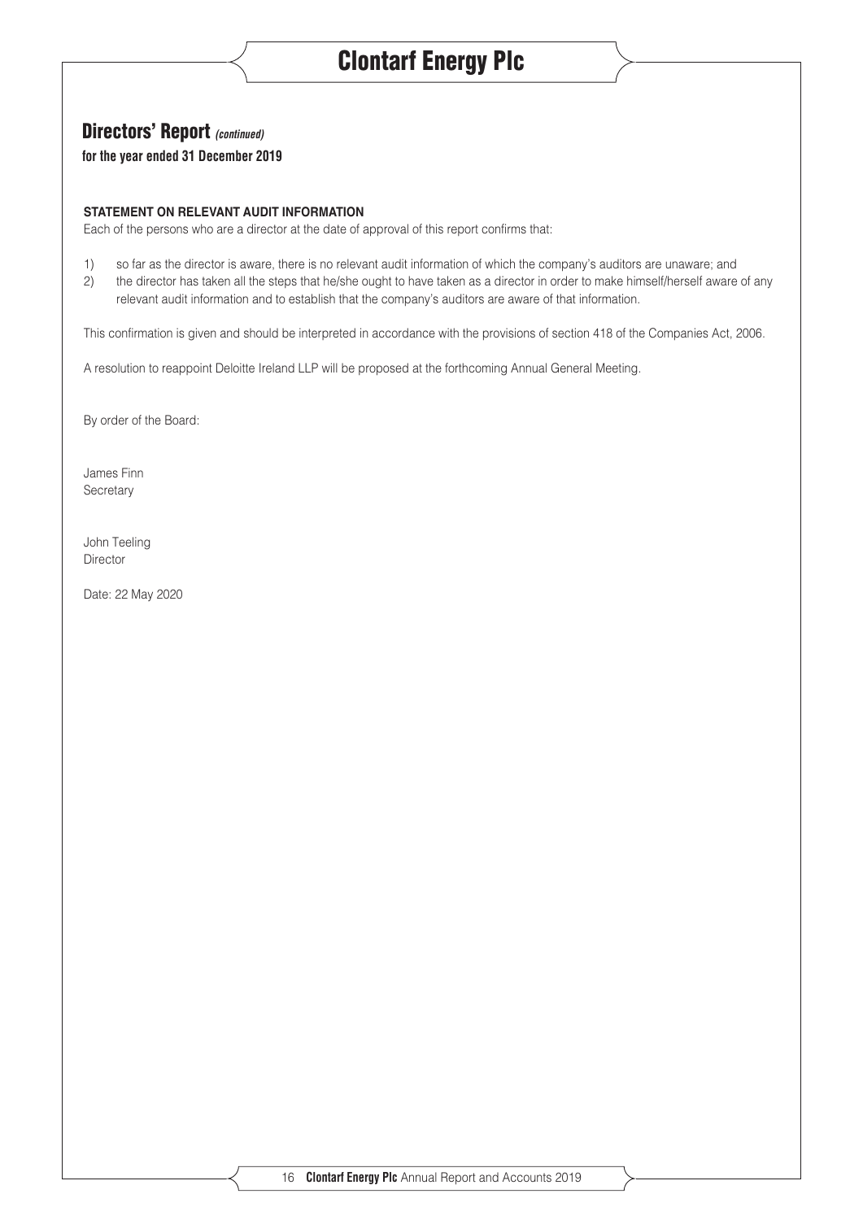## Directors' Report *(continued)*

**for the year ended 31 December 2019**

**STATEMENT ON RELEVANT AUDIT INFORMATION**

Each of the persons who are a director at the date of approval of this report confirms that:

1) so far as the director is aware, there is no relevant audit information of which the company's auditors are unaware; and
2) the director has taken all the steps that he/she ought to have taken as a director in order to make himself/herself aware of any relevant audit information and to establish that the company's auditors are aware of that information.

This confirmation is given and should be interpreted in accordance with the provisions of section 418 of the Companies Act, 2006.

A resolution to reappoint Deloitte Ireland LLP will be proposed at the forthcoming Annual General Meeting.

By order of the Board:

James Finn
Secretary

John Teeling
Director

Date: 22 May 2020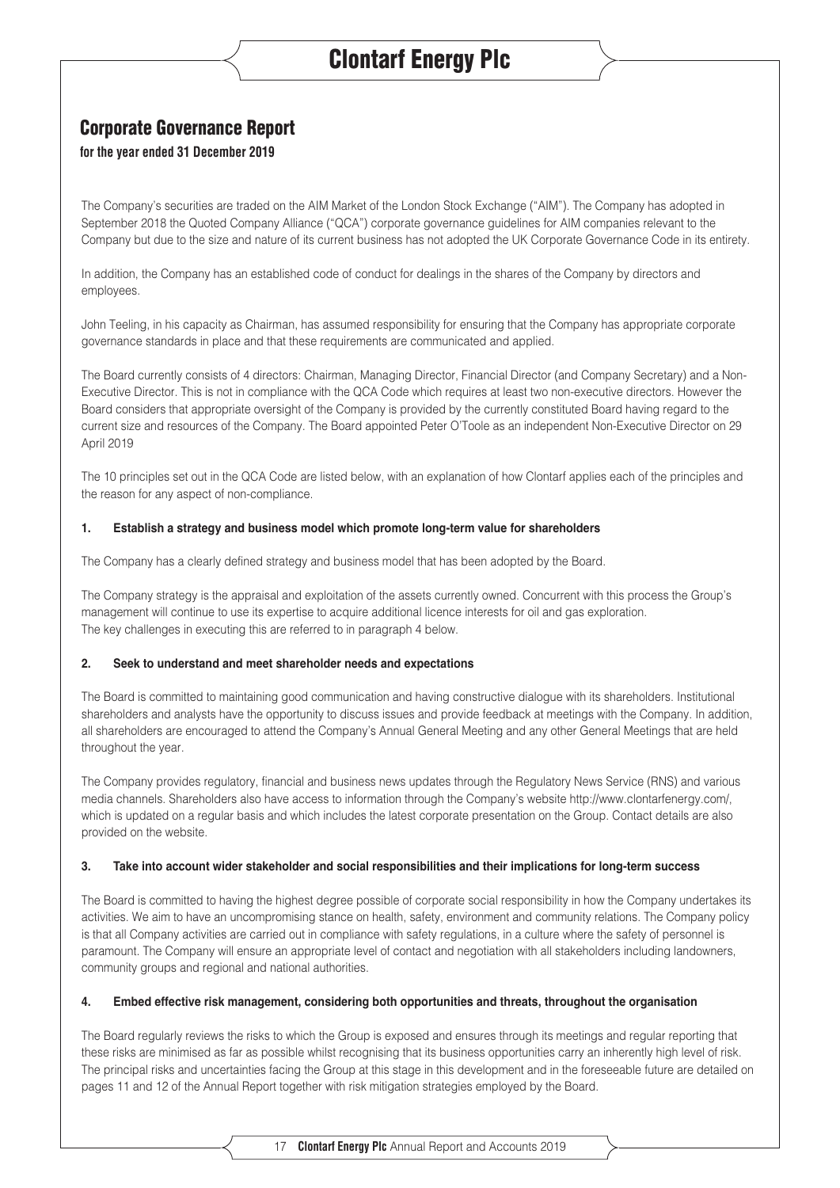## Corporate Governance Report

**for the year ended 31 December 2019**

The Company's securities are traded on the AIM Market of the London Stock Exchange ("AIM"). The Company has adopted in September 2018 the Quoted Company Alliance ("QCA") corporate governance guidelines for AIM companies relevant to the Company but due to the size and nature of its current business has not adopted the UK Corporate Governance Code in its entirety.

In addition, the Company has an established code of conduct for dealings in the shares of the Company by directors and employees.

John Teeling, in his capacity as Chairman, has assumed responsibility for ensuring that the Company has appropriate corporate governance standards in place and that these requirements are communicated and applied.

The Board currently consists of 4 directors: Chairman, Managing Director, Financial Director (and Company Secretary) and a Non-Executive Director. This is not in compliance with the QCA Code which requires at least two non-executive directors. However the Board considers that appropriate oversight of the Company is provided by the currently constituted Board having regard to the current size and resources of the Company. The Board appointed Peter O'Toole as an independent Non-Executive Director on 29 April 2019

The 10 principles set out in the QCA Code are listed below, with an explanation of how Clontarf applies each of the principles and the reason for any aspect of non-compliance.

#### 1. Establish a strategy and business model which promote long-term value for shareholders

The Company has a clearly defined strategy and business model that has been adopted by the Board.

The Company strategy is the appraisal and exploitation of the assets currently owned. Concurrent with this process the Group's management will continue to use its expertise to acquire additional licence interests for oil and gas exploration.
The key challenges in executing this are referred to in paragraph 4 below.

#### 2. Seek to understand and meet shareholder needs and expectations

The Board is committed to maintaining good communication and having constructive dialogue with its shareholders. Institutional shareholders and analysts have the opportunity to discuss issues and provide feedback at meetings with the Company. In addition, all shareholders are encouraged to attend the Company's Annual General Meeting and any other General Meetings that are held throughout the year.

The Company provides regulatory, financial and business news updates through the Regulatory News Service (RNS) and various media channels. Shareholders also have access to information through the Company's website http://www.clontarfenergy.com/, which is updated on a regular basis and which includes the latest corporate presentation on the Group. Contact details are also provided on the website.

#### 3. Take into account wider stakeholder and social responsibilities and their implications for long-term success

The Board is committed to having the highest degree possible of corporate social responsibility in how the Company undertakes its activities. We aim to have an uncompromising stance on health, safety, environment and community relations. The Company policy is that all Company activities are carried out in compliance with safety regulations, in a culture where the safety of personnel is paramount. The Company will ensure an appropriate level of contact and negotiation with all stakeholders including landowners, community groups and regional and national authorities.

#### 4. Embed effective risk management, considering both opportunities and threats, throughout the organisation

The Board regularly reviews the risks to which the Group is exposed and ensures through its meetings and regular reporting that these risks are minimised as far as possible whilst recognising that its business opportunities carry an inherently high level of risk. The principal risks and uncertainties facing the Group at this stage in this development and in the foreseeable future are detailed on pages 11 and 12 of the Annual Report together with risk mitigation strategies employed by the Board.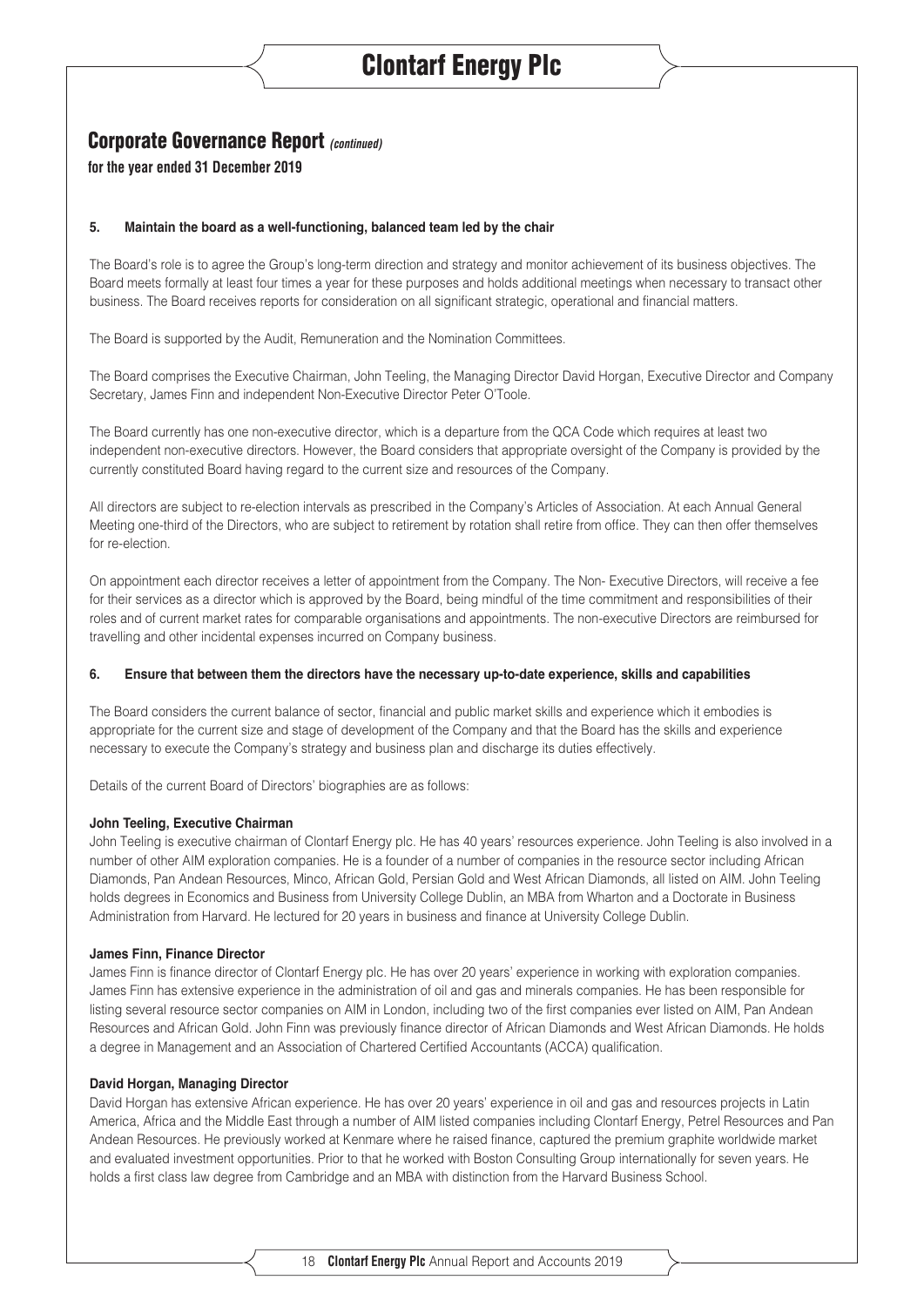## Corporate Governance Report *(continued)*

**for the year ended 31 December 2019**

### 5. Maintain the board as a well-functioning, balanced team led by the chair

The Board's role is to agree the Group's long-term direction and strategy and monitor achievement of its business objectives. The Board meets formally at least four times a year for these purposes and holds additional meetings when necessary to transact other business. The Board receives reports for consideration on all significant strategic, operational and financial matters.

The Board is supported by the Audit, Remuneration and the Nomination Committees.

The Board comprises the Executive Chairman, John Teeling, the Managing Director David Horgan, Executive Director and Company Secretary, James Finn and independent Non-Executive Director Peter O'Toole.

The Board currently has one non-executive director, which is a departure from the QCA Code which requires at least two independent non-executive directors. However, the Board considers that appropriate oversight of the Company is provided by the currently constituted Board having regard to the current size and resources of the Company.

All directors are subject to re-election intervals as prescribed in the Company's Articles of Association. At each Annual General Meeting one-third of the Directors, who are subject to retirement by rotation shall retire from office. They can then offer themselves for re-election.

On appointment each director receives a letter of appointment from the Company. The Non- Executive Directors, will receive a fee for their services as a director which is approved by the Board, being mindful of the time commitment and responsibilities of their roles and of current market rates for comparable organisations and appointments. The non-executive Directors are reimbursed for travelling and other incidental expenses incurred on Company business.

### 6. Ensure that between them the directors have the necessary up-to-date experience, skills and capabilities

The Board considers the current balance of sector, financial and public market skills and experience which it embodies is appropriate for the current size and stage of development of the Company and that the Board has the skills and experience necessary to execute the Company's strategy and business plan and discharge its duties effectively.

Details of the current Board of Directors' biographies are as follows:

**John Teeling, Executive Chairman**
John Teeling is executive chairman of Clontarf Energy plc. He has 40 years' resources experience. John Teeling is also involved in a number of other AIM exploration companies. He is a founder of a number of companies in the resource sector including African Diamonds, Pan Andean Resources, Minco, African Gold, Persian Gold and West African Diamonds, all listed on AIM. John Teeling holds degrees in Economics and Business from University College Dublin, an MBA from Wharton and a Doctorate in Business Administration from Harvard. He lectured for 20 years in business and finance at University College Dublin.

**James Finn, Finance Director**
James Finn is finance director of Clontarf Energy plc. He has over 20 years' experience in working with exploration companies. James Finn has extensive experience in the administration of oil and gas and minerals companies. He has been responsible for listing several resource sector companies on AIM in London, including two of the first companies ever listed on AIM, Pan Andean Resources and African Gold. John Finn was previously finance director of African Diamonds and West African Diamonds. He holds a degree in Management and an Association of Chartered Certified Accountants (ACCA) qualification.

**David Horgan, Managing Director**
David Horgan has extensive African experience. He has over 20 years' experience in oil and gas and resources projects in Latin America, Africa and the Middle East through a number of AIM listed companies including Clontarf Energy, Petrel Resources and Pan Andean Resources. He previously worked at Kenmare where he raised finance, captured the premium graphite worldwide market and evaluated investment opportunities. Prior to that he worked with Boston Consulting Group internationally for seven years. He holds a first class law degree from Cambridge and an MBA with distinction from the Harvard Business School.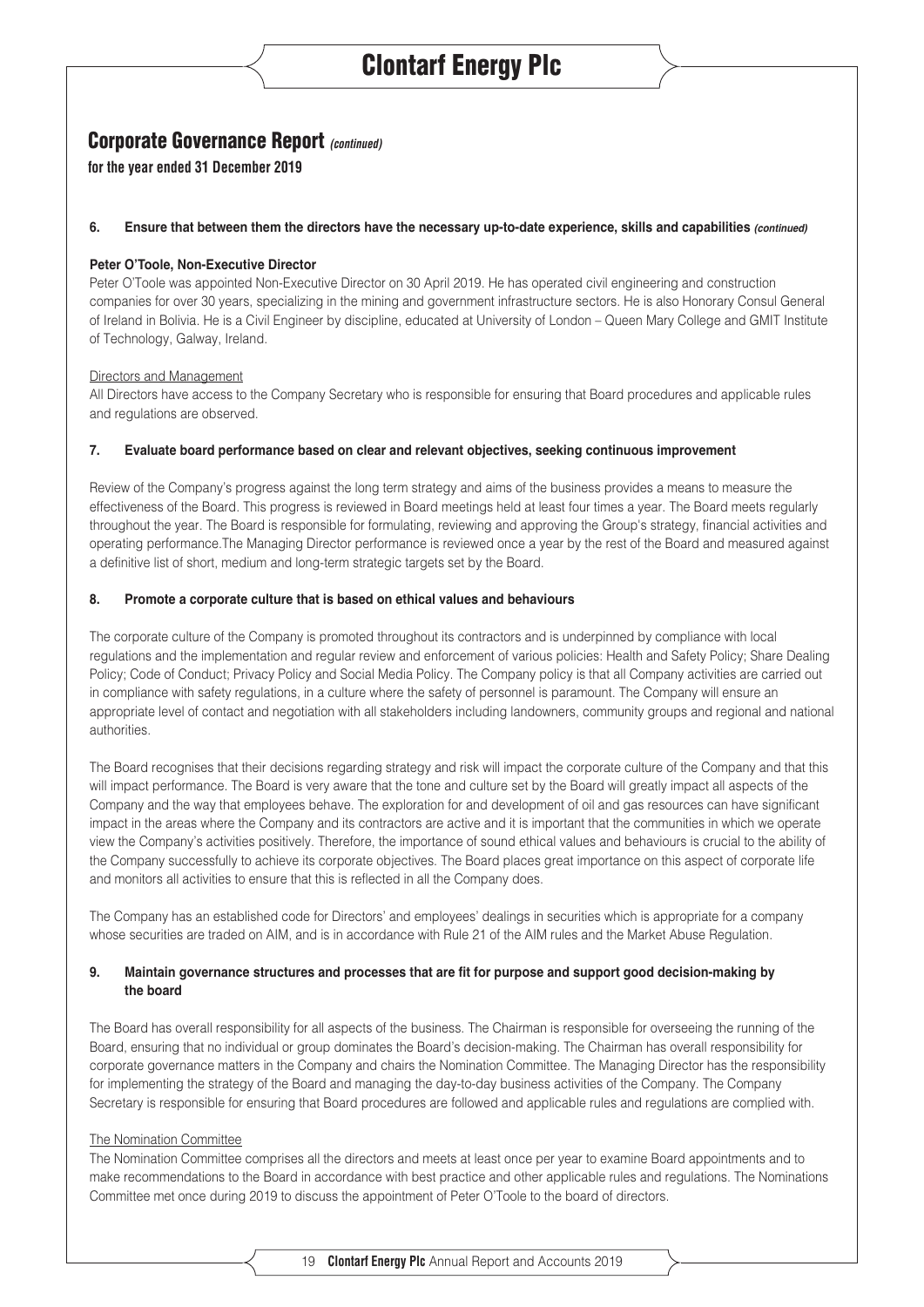## Corporate Governance Report *(continued)*

**for the year ended 31 December 2019**

### 6. Ensure that between them the directors have the necessary up-to-date experience, skills and capabilities *(continued)*

**Peter O'Toole, Non-Executive Director**

Peter O'Toole was appointed Non-Executive Director on 30 April 2019. He has operated civil engineering and construction companies for over 30 years, specializing in the mining and government infrastructure sectors. He is also Honorary Consul General of Ireland in Bolivia. He is a Civil Engineer by discipline, educated at University of London – Queen Mary College and GMIT Institute of Technology, Galway, Ireland.

Directors and Management

All Directors have access to the Company Secretary who is responsible for ensuring that Board procedures and applicable rules and regulations are observed.

### 7. Evaluate board performance based on clear and relevant objectives, seeking continuous improvement

Review of the Company's progress against the long term strategy and aims of the business provides a means to measure the effectiveness of the Board. This progress is reviewed in Board meetings held at least four times a year. The Board meets regularly throughout the year. The Board is responsible for formulating, reviewing and approving the Group's strategy, financial activities and operating performance.The Managing Director performance is reviewed once a year by the rest of the Board and measured against a definitive list of short, medium and long-term strategic targets set by the Board.

### 8. Promote a corporate culture that is based on ethical values and behaviours

The corporate culture of the Company is promoted throughout its contractors and is underpinned by compliance with local regulations and the implementation and regular review and enforcement of various policies: Health and Safety Policy; Share Dealing Policy; Code of Conduct; Privacy Policy and Social Media Policy. The Company policy is that all Company activities are carried out in compliance with safety regulations, in a culture where the safety of personnel is paramount. The Company will ensure an appropriate level of contact and negotiation with all stakeholders including landowners, community groups and regional and national authorities.

The Board recognises that their decisions regarding strategy and risk will impact the corporate culture of the Company and that this will impact performance. The Board is very aware that the tone and culture set by the Board will greatly impact all aspects of the Company and the way that employees behave. The exploration for and development of oil and gas resources can have significant impact in the areas where the Company and its contractors are active and it is important that the communities in which we operate view the Company's activities positively. Therefore, the importance of sound ethical values and behaviours is crucial to the ability of the Company successfully to achieve its corporate objectives. The Board places great importance on this aspect of corporate life and monitors all activities to ensure that this is reflected in all the Company does.

The Company has an established code for Directors' and employees' dealings in securities which is appropriate for a company whose securities are traded on AIM, and is in accordance with Rule 21 of the AIM rules and the Market Abuse Regulation.

### 9. Maintain governance structures and processes that are fit for purpose and support good decision-making by the board

The Board has overall responsibility for all aspects of the business. The Chairman is responsible for overseeing the running of the Board, ensuring that no individual or group dominates the Board's decision-making. The Chairman has overall responsibility for corporate governance matters in the Company and chairs the Nomination Committee. The Managing Director has the responsibility for implementing the strategy of the Board and managing the day-to-day business activities of the Company. The Company Secretary is responsible for ensuring that Board procedures are followed and applicable rules and regulations are complied with.

The Nomination Committee

The Nomination Committee comprises all the directors and meets at least once per year to examine Board appointments and to make recommendations to the Board in accordance with best practice and other applicable rules and regulations. The Nominations Committee met once during 2019 to discuss the appointment of Peter O'Toole to the board of directors.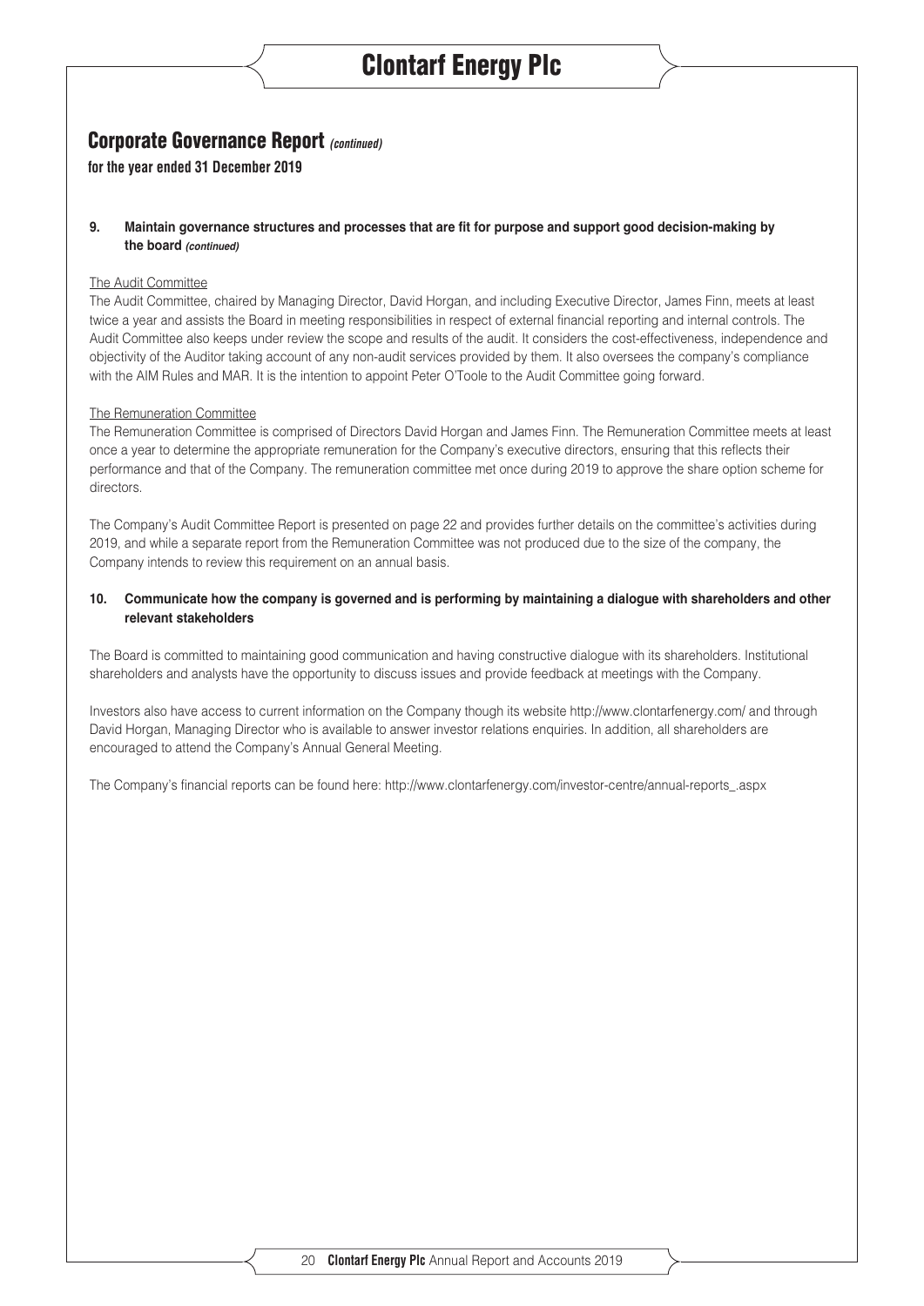## Corporate Governance Report *(continued)*

**for the year ended 31 December 2019**

### 9. Maintain governance structures and processes that are fit for purpose and support good decision-making by the board *(continued)*

The Audit Committee

The Audit Committee, chaired by Managing Director, David Horgan, and including Executive Director, James Finn, meets at least twice a year and assists the Board in meeting responsibilities in respect of external financial reporting and internal controls. The Audit Committee also keeps under review the scope and results of the audit. It considers the cost-effectiveness, independence and objectivity of the Auditor taking account of any non-audit services provided by them. It also oversees the company's compliance with the AIM Rules and MAR. It is the intention to appoint Peter O'Toole to the Audit Committee going forward.

The Remuneration Committee

The Remuneration Committee is comprised of Directors David Horgan and James Finn. The Remuneration Committee meets at least once a year to determine the appropriate remuneration for the Company's executive directors, ensuring that this reflects their performance and that of the Company. The remuneration committee met once during 2019 to approve the share option scheme for directors.

The Company's Audit Committee Report is presented on page 22 and provides further details on the committee's activities during 2019, and while a separate report from the Remuneration Committee was not produced due to the size of the company, the Company intends to review this requirement on an annual basis.

### 10. Communicate how the company is governed and is performing by maintaining a dialogue with shareholders and other relevant stakeholders

The Board is committed to maintaining good communication and having constructive dialogue with its shareholders. Institutional shareholders and analysts have the opportunity to discuss issues and provide feedback at meetings with the Company.

Investors also have access to current information on the Company though its website http://www.clontarfenergy.com/ and through David Horgan, Managing Director who is available to answer investor relations enquiries. In addition, all shareholders are encouraged to attend the Company's Annual General Meeting.

The Company's financial reports can be found here: http://www.clontarfenergy.com/investor-centre/annual-reports_.aspx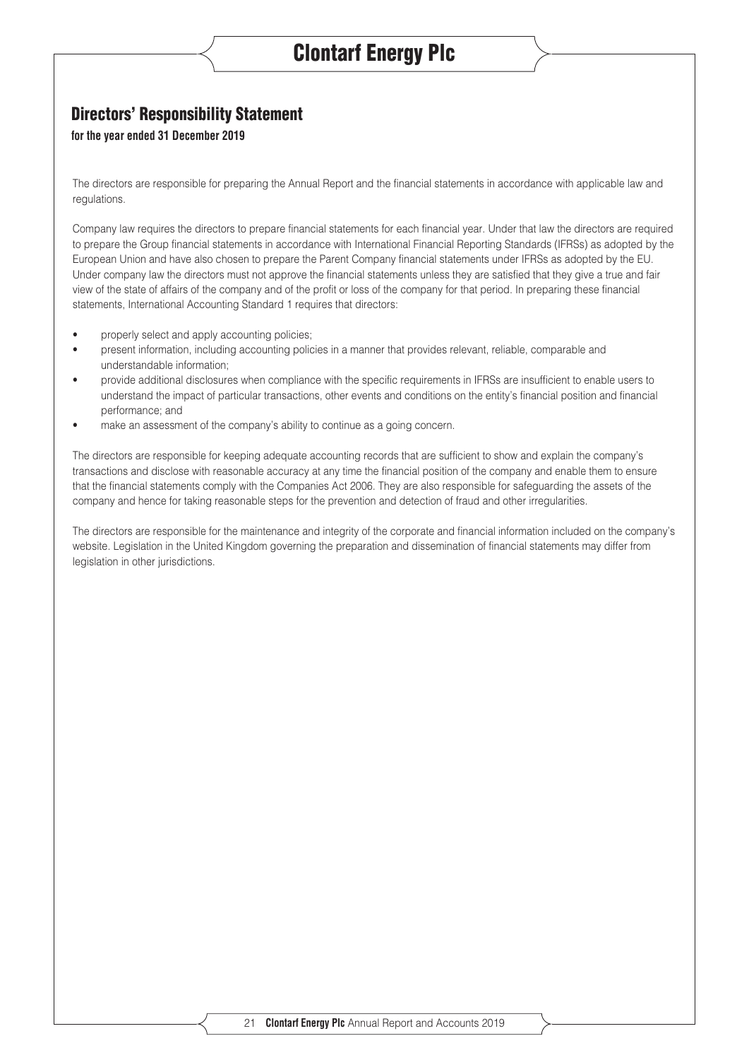## Directors' Responsibility Statement

**for the year ended 31 December 2019**

The directors are responsible for preparing the Annual Report and the financial statements in accordance with applicable law and regulations.

Company law requires the directors to prepare financial statements for each financial year. Under that law the directors are required to prepare the Group financial statements in accordance with International Financial Reporting Standards (IFRSs) as adopted by the European Union and have also chosen to prepare the Parent Company financial statements under IFRSs as adopted by the EU. Under company law the directors must not approve the financial statements unless they are satisfied that they give a true and fair view of the state of affairs of the company and of the profit or loss of the company for that period. In preparing these financial statements, International Accounting Standard 1 requires that directors:

- properly select and apply accounting policies;
- present information, including accounting policies in a manner that provides relevant, reliable, comparable and understandable information;
- provide additional disclosures when compliance with the specific requirements in IFRSs are insufficient to enable users to understand the impact of particular transactions, other events and conditions on the entity's financial position and financial performance; and
- make an assessment of the company's ability to continue as a going concern.

The directors are responsible for keeping adequate accounting records that are sufficient to show and explain the company's transactions and disclose with reasonable accuracy at any time the financial position of the company and enable them to ensure that the financial statements comply with the Companies Act 2006. They are also responsible for safeguarding the assets of the company and hence for taking reasonable steps for the prevention and detection of fraud and other irregularities.

The directors are responsible for the maintenance and integrity of the corporate and financial information included on the company's website. Legislation in the United Kingdom governing the preparation and dissemination of financial statements may differ from legislation in other jurisdictions.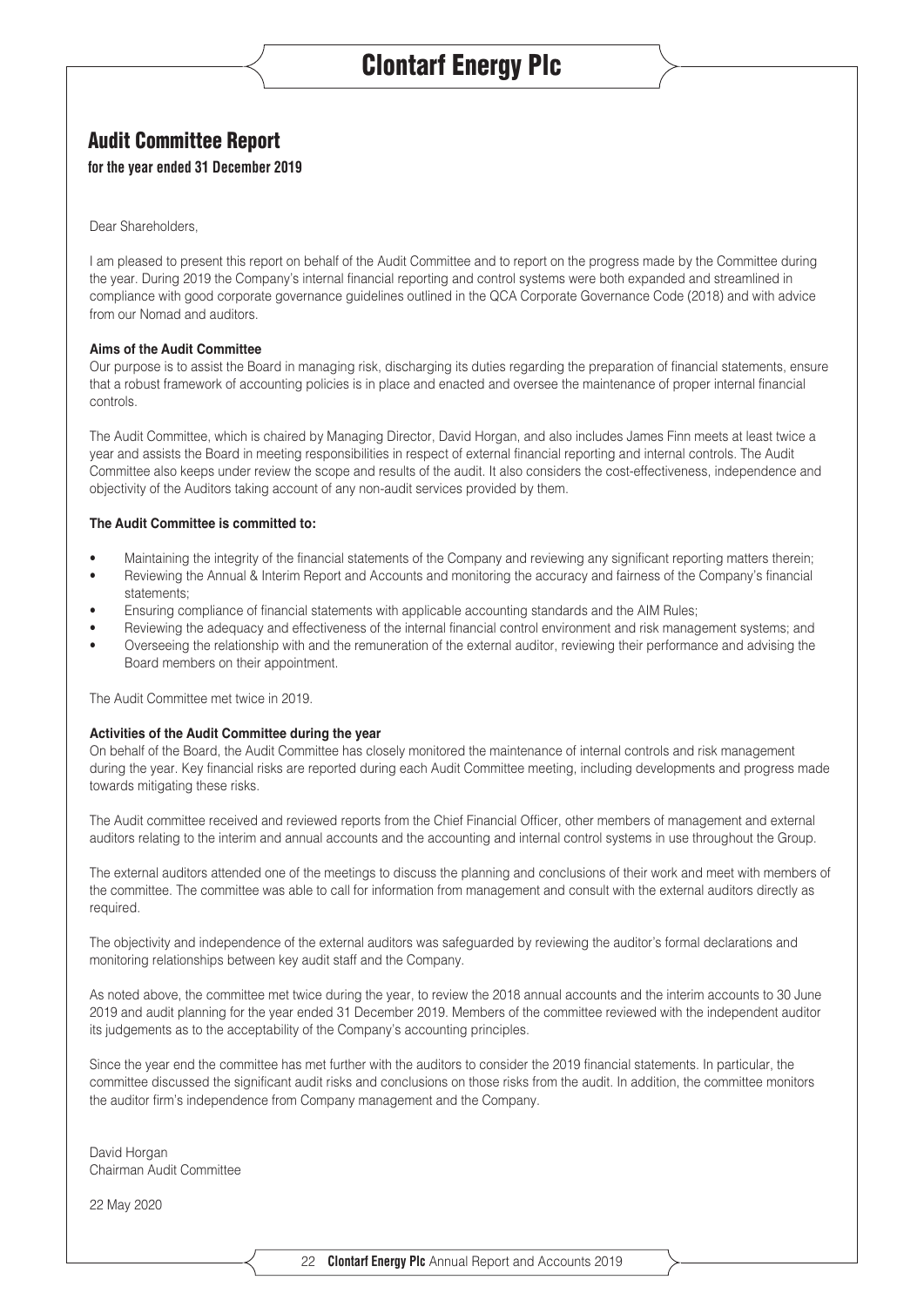## Audit Committee Report

**for the year ended 31 December 2019**

Dear Shareholders,

I am pleased to present this report on behalf of the Audit Committee and to report on the progress made by the Committee during the year. During 2019 the Company's internal financial reporting and control systems were both expanded and streamlined in compliance with good corporate governance guidelines outlined in the QCA Corporate Governance Code (2018) and with advice from our Nomad and auditors.

**Aims of the Audit Committee**

Our purpose is to assist the Board in managing risk, discharging its duties regarding the preparation of financial statements, ensure that a robust framework of accounting policies is in place and enacted and oversee the maintenance of proper internal financial controls.

The Audit Committee, which is chaired by Managing Director, David Horgan, and also includes James Finn meets at least twice a year and assists the Board in meeting responsibilities in respect of external financial reporting and internal controls. The Audit Committee also keeps under review the scope and results of the audit. It also considers the cost-effectiveness, independence and objectivity of the Auditors taking account of any non-audit services provided by them.

**The Audit Committee is committed to:**

- Maintaining the integrity of the financial statements of the Company and reviewing any significant reporting matters therein;
- Reviewing the Annual & Interim Report and Accounts and monitoring the accuracy and fairness of the Company's financial statements;
- Ensuring compliance of financial statements with applicable accounting standards and the AIM Rules;
- Reviewing the adequacy and effectiveness of the internal financial control environment and risk management systems; and
- Overseeing the relationship with and the remuneration of the external auditor, reviewing their performance and advising the Board members on their appointment.

The Audit Committee met twice in 2019.

**Activities of the Audit Committee during the year**

On behalf of the Board, the Audit Committee has closely monitored the maintenance of internal controls and risk management during the year. Key financial risks are reported during each Audit Committee meeting, including developments and progress made towards mitigating these risks.

The Audit committee received and reviewed reports from the Chief Financial Officer, other members of management and external auditors relating to the interim and annual accounts and the accounting and internal control systems in use throughout the Group.

The external auditors attended one of the meetings to discuss the planning and conclusions of their work and meet with members of the committee. The committee was able to call for information from management and consult with the external auditors directly as required.

The objectivity and independence of the external auditors was safeguarded by reviewing the auditor's formal declarations and monitoring relationships between key audit staff and the Company.

As noted above, the committee met twice during the year, to review the 2018 annual accounts and the interim accounts to 30 June 2019 and audit planning for the year ended 31 December 2019. Members of the committee reviewed with the independent auditor its judgements as to the acceptability of the Company's accounting principles.

Since the year end the committee has met further with the auditors to consider the 2019 financial statements. In particular, the committee discussed the significant audit risks and conclusions on those risks from the audit. In addition, the committee monitors the auditor firm's independence from Company management and the Company.

David Horgan
Chairman Audit Committee

22 May 2020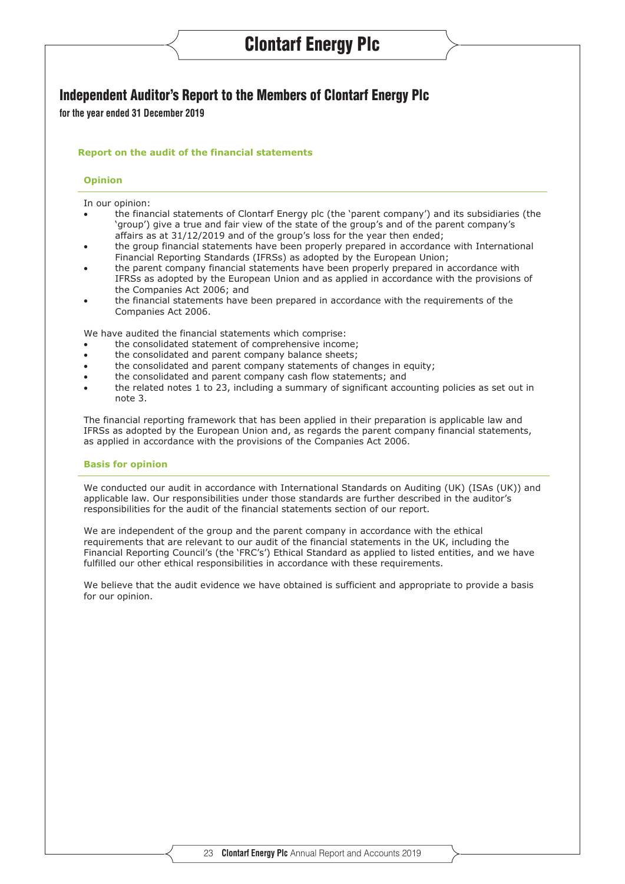# Independent Auditor's Report to the Members of Clontarf Energy Plc

**for the year ended 31 December 2019**

## Report on the audit of the financial statements

### Opinion

In our opinion:

- the financial statements of Clontarf Energy plc (the 'parent company') and its subsidiaries (the 'group') give a true and fair view of the state of the group's and of the parent company's affairs as at 31/12/2019 and of the group's loss for the year then ended;
- the group financial statements have been properly prepared in accordance with International Financial Reporting Standards (IFRSs) as adopted by the European Union;
- the parent company financial statements have been properly prepared in accordance with IFRSs as adopted by the European Union and as applied in accordance with the provisions of the Companies Act 2006; and
- the financial statements have been prepared in accordance with the requirements of the Companies Act 2006.

We have audited the financial statements which comprise:

- the consolidated statement of comprehensive income;
- the consolidated and parent company balance sheets;
- the consolidated and parent company statements of changes in equity;
- the consolidated and parent company cash flow statements; and
- the related notes 1 to 23, including a summary of significant accounting policies as set out in note 3.

The financial reporting framework that has been applied in their preparation is applicable law and IFRSs as adopted by the European Union and, as regards the parent company financial statements, as applied in accordance with the provisions of the Companies Act 2006.

### Basis for opinion

We conducted our audit in accordance with International Standards on Auditing (UK) (ISAs (UK)) and applicable law. Our responsibilities under those standards are further described in the auditor's responsibilities for the audit of the financial statements section of our report.

We are independent of the group and the parent company in accordance with the ethical requirements that are relevant to our audit of the financial statements in the UK, including the Financial Reporting Council's (the 'FRC's') Ethical Standard as applied to listed entities, and we have fulfilled our other ethical responsibilities in accordance with these requirements.

We believe that the audit evidence we have obtained is sufficient and appropriate to provide a basis for our opinion.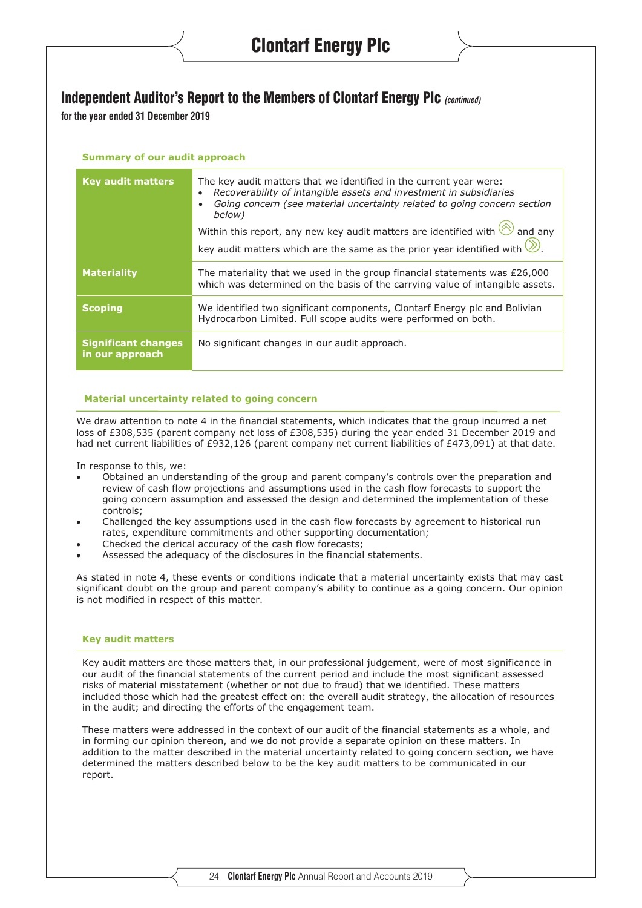# Independent Auditor's Report to the Members of Clontarf Energy Plc *(continued)*

**for the year ended 31 December 2019**

### Summary of our audit approach

| | |
|---|---|
| **Key audit matters** | The key audit matters that we identified in the current year were: <br>• *Recoverability of intangible assets and investment in subsidiaries* <br>• *Going concern (see material uncertainty related to going concern section below)* <br><br>Within this report, any new key audit matters are identified with ⊗ and any key audit matters which are the same as the prior year identified with ⊗. |
| **Materiality** | The materiality that we used in the group financial statements was £26,000 which was determined on the basis of the carrying value of intangible assets. |
| **Scoping** | We identified two significant components, Clontarf Energy plc and Bolivian Hydrocarbon Limited. Full scope audits were performed on both. |
| **Significant changes in our approach** | No significant changes in our audit approach. |

### Material uncertainty related to going concern

We draw attention to note 4 in the financial statements, which indicates that the group incurred a net loss of £308,535 (parent company net loss of £308,535) during the year ended 31 December 2019 and had net current liabilities of £932,126 (parent company net current liabilities of £473,091) at that date.

In response to this, we:

- Obtained an understanding of the group and parent company's controls over the preparation and review of cash flow projections and assumptions used in the cash flow forecasts to support the going concern assumption and assessed the design and determined the implementation of these controls;
- Challenged the key assumptions used in the cash flow forecasts by agreement to historical run rates, expenditure commitments and other supporting documentation;
- Checked the clerical accuracy of the cash flow forecasts;
- Assessed the adequacy of the disclosures in the financial statements.

As stated in note 4, these events or conditions indicate that a material uncertainty exists that may cast significant doubt on the group and parent company's ability to continue as a going concern. Our opinion is not modified in respect of this matter.

### Key audit matters

Key audit matters are those matters that, in our professional judgement, were of most significance in our audit of the financial statements of the current period and include the most significant assessed risks of material misstatement (whether or not due to fraud) that we identified. These matters included those which had the greatest effect on: the overall audit strategy, the allocation of resources in the audit; and directing the efforts of the engagement team.

These matters were addressed in the context of our audit of the financial statements as a whole, and in forming our opinion thereon, and we do not provide a separate opinion on these matters. In addition to the matter described in the material uncertainty related to going concern section, we have determined the matters described below to be the key audit matters to be communicated in our report.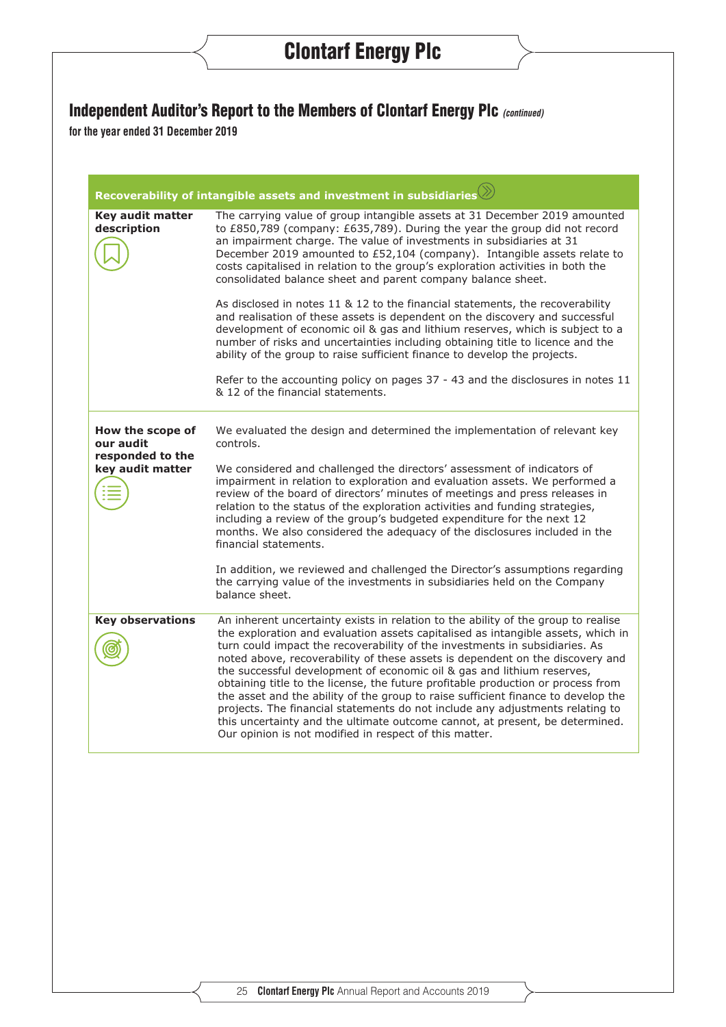## Independent Auditor's Report to the Members of Clontarf Energy Plc *(continued)*

**for the year ended 31 December 2019**

| Recoverability of intangible assets and investment in subsidiaries | |
|---|---|
| **Key audit matter description** | The carrying value of group intangible assets at 31 December 2019 amounted to £850,789 (company: £635,789). During the year the group did not record an impairment charge. The value of investments in subsidiaries at 31 December 2019 amounted to £52,104 (company). Intangible assets relate to costs capitalised in relation to the group's exploration activities in both the consolidated balance sheet and parent company balance sheet.<br><br>As disclosed in notes 11 & 12 to the financial statements, the recoverability and realisation of these assets is dependent on the discovery and successful development of economic oil & gas and lithium reserves, which is subject to a number of risks and uncertainties including obtaining title to licence and the ability of the group to raise sufficient finance to develop the projects.<br><br>Refer to the accounting policy on pages 37 - 43 and the disclosures in notes 11 & 12 of the financial statements. |
| **How the scope of our audit responded to the key audit matter** | We evaluated the design and determined the implementation of relevant key controls.<br><br>We considered and challenged the directors' assessment of indicators of impairment in relation to exploration and evaluation assets. We performed a review of the board of directors' minutes of meetings and press releases in relation to the status of the exploration activities and funding strategies, including a review of the group's budgeted expenditure for the next 12 months. We also considered the adequacy of the disclosures included in the financial statements.<br><br>In addition, we reviewed and challenged the Director's assumptions regarding the carrying value of the investments in subsidiaries held on the Company balance sheet. |
| **Key observations** | An inherent uncertainty exists in relation to the ability of the group to realise the exploration and evaluation assets capitalised as intangible assets, which in turn could impact the recoverability of the investments in subsidiaries. As noted above, recoverability of these assets is dependent on the discovery and the successful development of economic oil & gas and lithium reserves, obtaining title to the license, the future profitable production or process from the asset and the ability of the group to raise sufficient finance to develop the projects. The financial statements do not include any adjustments relating to this uncertainty and the ultimate outcome cannot, at present, be determined. Our opinion is not modified in respect of this matter. |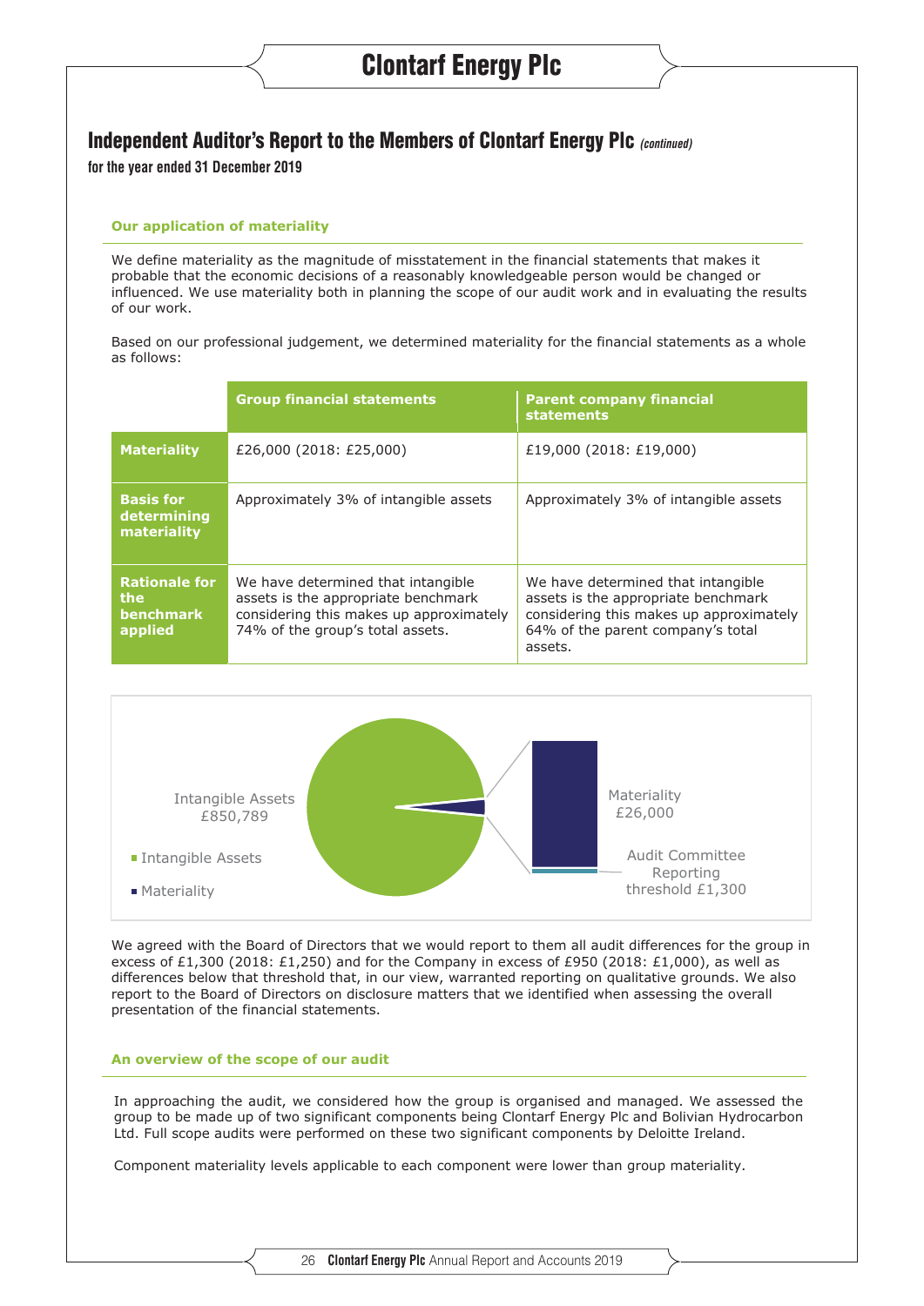## Independent Auditor's Report to the Members of Clontarf Energy Plc *(continued)*

**for the year ended 31 December 2019**

### Our application of materiality

We define materiality as the magnitude of misstatement in the financial statements that makes it probable that the economic decisions of a reasonably knowledgeable person would be changed or influenced. We use materiality both in planning the scope of our audit work and in evaluating the results of our work.

Based on our professional judgement, we determined materiality for the financial statements as a whole as follows:

| | Group financial statements | Parent company financial statements |
|---|---|---|
| **Materiality** | £26,000 (2018: £25,000) | £19,000 (2018: £19,000) |
| **Basis for determining materiality** | Approximately 3% of intangible assets | Approximately 3% of intangible assets |
| **Rationale for the benchmark applied** | We have determined that intangible assets is the appropriate benchmark considering this makes up approximately 74% of the group's total assets. | We have determined that intangible assets is the appropriate benchmark considering this makes up approximately 64% of the parent company's total assets. |

Intangible Assets £850,789

Materiality £26,000

Audit Committee Reporting threshold £1,300

- Intangible Assets
- Materiality

We agreed with the Board of Directors that we would report to them all audit differences for the group in excess of £1,300 (2018: £1,250) and for the Company in excess of £950 (2018: £1,000), as well as differences below that threshold that, in our view, warranted reporting on qualitative grounds. We also report to the Board of Directors on disclosure matters that we identified when assessing the overall presentation of the financial statements.

### An overview of the scope of our audit

In approaching the audit, we considered how the group is organised and managed. We assessed the group to be made up of two significant components being Clontarf Energy Plc and Bolivian Hydrocarbon Ltd. Full scope audits were performed on these two significant components by Deloitte Ireland.

Component materiality levels applicable to each component were lower than group materiality.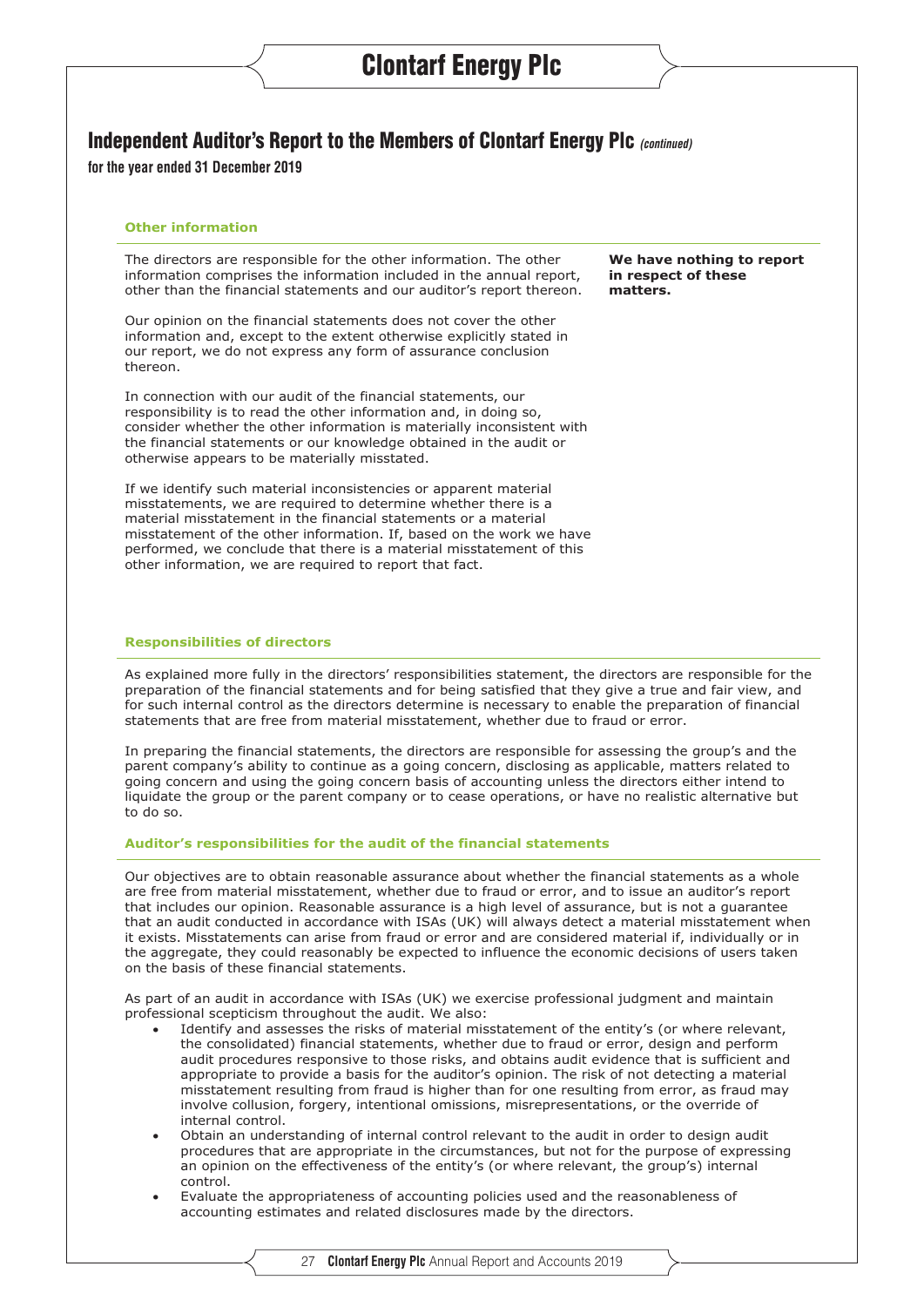# Independent Auditor's Report to the Members of Clontarf Energy Plc *(continued)*

**for the year ended 31 December 2019**

### Other information

The directors are responsible for the other information. The other information comprises the information included in the annual report, other than the financial statements and our auditor's report thereon.

**We have nothing to report in respect of these matters.**

Our opinion on the financial statements does not cover the other information and, except to the extent otherwise explicitly stated in our report, we do not express any form of assurance conclusion thereon.

In connection with our audit of the financial statements, our responsibility is to read the other information and, in doing so, consider whether the other information is materially inconsistent with the financial statements or our knowledge obtained in the audit or otherwise appears to be materially misstated.

If we identify such material inconsistencies or apparent material misstatements, we are required to determine whether there is a material misstatement in the financial statements or a material misstatement of the other information. If, based on the work we have performed, we conclude that there is a material misstatement of this other information, we are required to report that fact.

### Responsibilities of directors

As explained more fully in the directors' responsibilities statement, the directors are responsible for the preparation of the financial statements and for being satisfied that they give a true and fair view, and for such internal control as the directors determine is necessary to enable the preparation of financial statements that are free from material misstatement, whether due to fraud or error.

In preparing the financial statements, the directors are responsible for assessing the group's and the parent company's ability to continue as a going concern, disclosing as applicable, matters related to going concern and using the going concern basis of accounting unless the directors either intend to liquidate the group or the parent company or to cease operations, or have no realistic alternative but to do so.

### Auditor's responsibilities for the audit of the financial statements

Our objectives are to obtain reasonable assurance about whether the financial statements as a whole are free from material misstatement, whether due to fraud or error, and to issue an auditor's report that includes our opinion. Reasonable assurance is a high level of assurance, but is not a guarantee that an audit conducted in accordance with ISAs (UK) will always detect a material misstatement when it exists. Misstatements can arise from fraud or error and are considered material if, individually or in the aggregate, they could reasonably be expected to influence the economic decisions of users taken on the basis of these financial statements.

As part of an audit in accordance with ISAs (UK) we exercise professional judgment and maintain professional scepticism throughout the audit. We also:

- Identify and assesses the risks of material misstatement of the entity's (or where relevant, the consolidated) financial statements, whether due to fraud or error, design and perform audit procedures responsive to those risks, and obtains audit evidence that is sufficient and appropriate to provide a basis for the auditor's opinion. The risk of not detecting a material misstatement resulting from fraud is higher than for one resulting from error, as fraud may involve collusion, forgery, intentional omissions, misrepresentations, or the override of internal control.
- Obtain an understanding of internal control relevant to the audit in order to design audit procedures that are appropriate in the circumstances, but not for the purpose of expressing an opinion on the effectiveness of the entity's (or where relevant, the group's) internal control.
- Evaluate the appropriateness of accounting policies used and the reasonableness of accounting estimates and related disclosures made by the directors.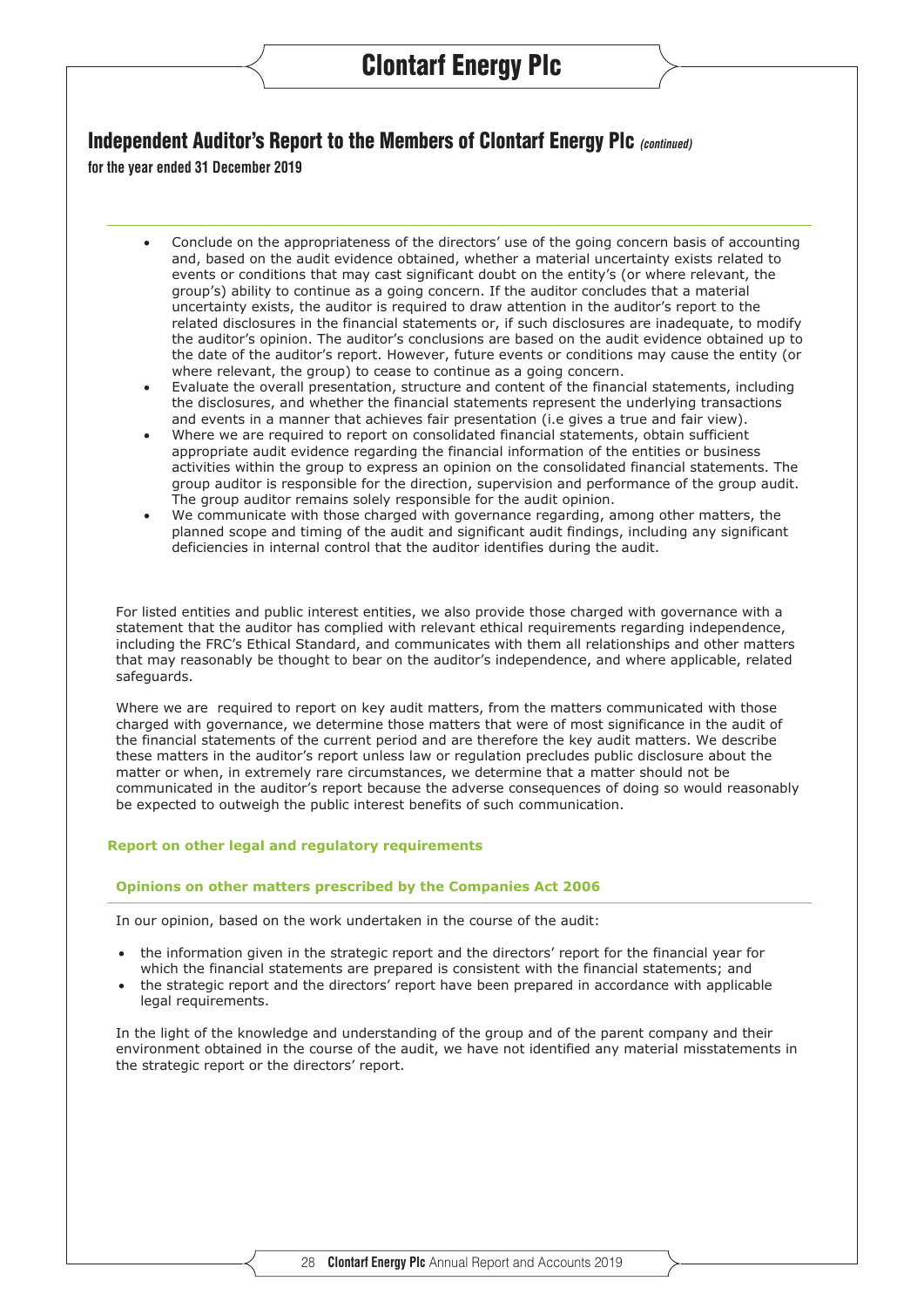## Independent Auditor's Report to the Members of Clontarf Energy Plc *(continued)*

**for the year ended 31 December 2019**

- Conclude on the appropriateness of the directors' use of the going concern basis of accounting and, based on the audit evidence obtained, whether a material uncertainty exists related to events or conditions that may cast significant doubt on the entity's (or where relevant, the group's) ability to continue as a going concern. If the auditor concludes that a material uncertainty exists, the auditor is required to draw attention in the auditor's report to the related disclosures in the financial statements or, if such disclosures are inadequate, to modify the auditor's opinion. The auditor's conclusions are based on the audit evidence obtained up to the date of the auditor's report. However, future events or conditions may cause the entity (or where relevant, the group) to cease to continue as a going concern.
- Evaluate the overall presentation, structure and content of the financial statements, including the disclosures, and whether the financial statements represent the underlying transactions and events in a manner that achieves fair presentation (i.e gives a true and fair view).
- Where we are required to report on consolidated financial statements, obtain sufficient appropriate audit evidence regarding the financial information of the entities or business activities within the group to express an opinion on the consolidated financial statements. The group auditor is responsible for the direction, supervision and performance of the group audit. The group auditor remains solely responsible for the audit opinion.
- We communicate with those charged with governance regarding, among other matters, the planned scope and timing of the audit and significant audit findings, including any significant deficiencies in internal control that the auditor identifies during the audit.

For listed entities and public interest entities, we also provide those charged with governance with a statement that the auditor has complied with relevant ethical requirements regarding independence, including the FRC's Ethical Standard, and communicates with them all relationships and other matters that may reasonably be thought to bear on the auditor's independence, and where applicable, related safeguards.

Where we are required to report on key audit matters, from the matters communicated with those charged with governance, we determine those matters that were of most significance in the audit of the financial statements of the current period and are therefore the key audit matters. We describe these matters in the auditor's report unless law or regulation precludes public disclosure about the matter or when, in extremely rare circumstances, we determine that a matter should not be communicated in the auditor's report because the adverse consequences of doing so would reasonably be expected to outweigh the public interest benefits of such communication.

### Report on other legal and regulatory requirements

#### Opinions on other matters prescribed by the Companies Act 2006

In our opinion, based on the work undertaken in the course of the audit:

- the information given in the strategic report and the directors' report for the financial year for which the financial statements are prepared is consistent with the financial statements; and
- the strategic report and the directors' report have been prepared in accordance with applicable legal requirements.

In the light of the knowledge and understanding of the group and of the parent company and their environment obtained in the course of the audit, we have not identified any material misstatements in the strategic report or the directors' report.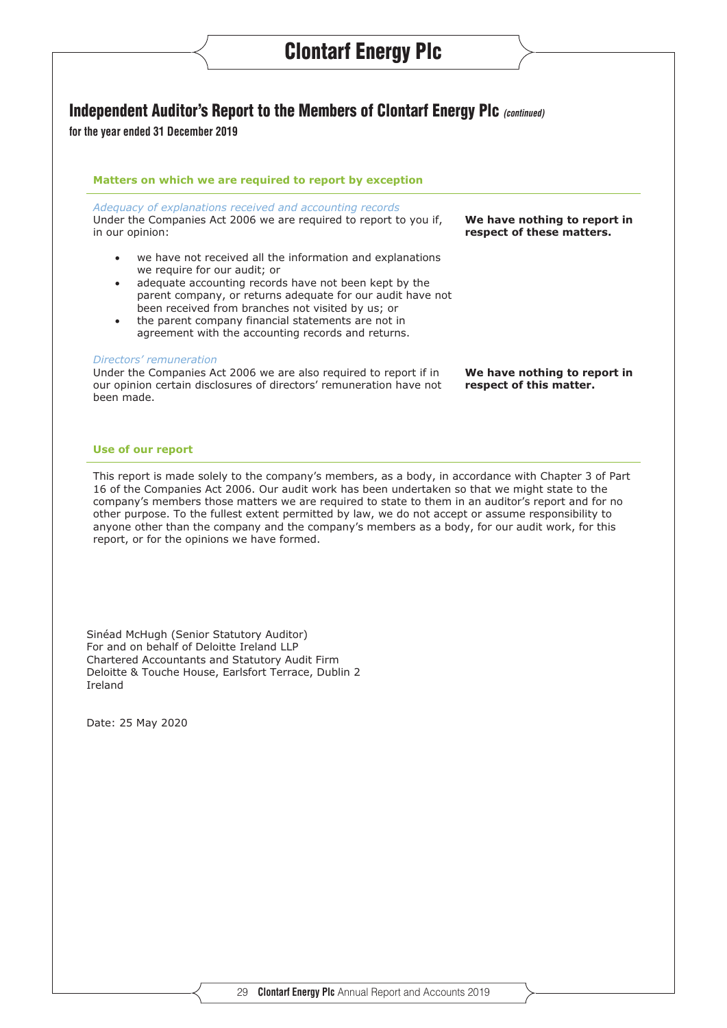## Independent Auditor's Report to the Members of Clontarf Energy Plc *(continued)*

**for the year ended 31 December 2019**

### Matters on which we are required to report by exception

*Adequacy of explanations received and accounting records*

Under the Companies Act 2006 we are required to report to you if, in our opinion:

- we have not received all the information and explanations we require for our audit; or
- adequate accounting records have not been kept by the parent company, or returns adequate for our audit have not been received from branches not visited by us; or
- the parent company financial statements are not in agreement with the accounting records and returns.

**We have nothing to report in respect of these matters.**

*Directors' remuneration*

Under the Companies Act 2006 we are also required to report if in our opinion certain disclosures of directors' remuneration have not been made.

**We have nothing to report in respect of this matter.**

### Use of our report

This report is made solely to the company's members, as a body, in accordance with Chapter 3 of Part 16 of the Companies Act 2006. Our audit work has been undertaken so that we might state to the company's members those matters we are required to state to them in an auditor's report and for no other purpose. To the fullest extent permitted by law, we do not accept or assume responsibility to anyone other than the company and the company's members as a body, for our audit work, for this report, or for the opinions we have formed.

Sinéad McHugh (Senior Statutory Auditor)
For and on behalf of Deloitte Ireland LLP
Chartered Accountants and Statutory Audit Firm
Deloitte & Touche House, Earlsfort Terrace, Dublin 2
Ireland

Date: 25 May 2020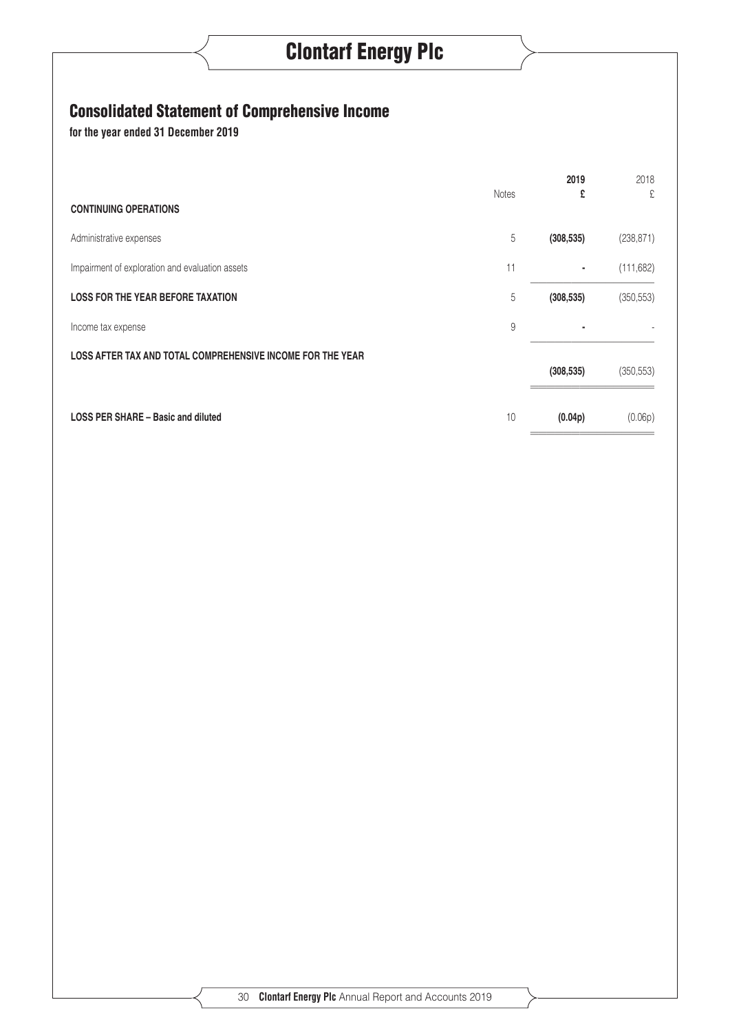## Consolidated Statement of Comprehensive Income

**for the year ended 31 December 2019**

| | Notes | **2019 £** | 2018 £ |
|---|---|---|---|
| **CONTINUING OPERATIONS** | | | |
| Administrative expenses | 5 | **(308,535)** | (238,871) |
| Impairment of exploration and evaluation assets | 11 | **-** | (111,682) |
| **LOSS FOR THE YEAR BEFORE TAXATION** | 5 | **(308,535)** | (350,553) |
| Income tax expense | 9 | **-** | - |
| **LOSS AFTER TAX AND TOTAL COMPREHENSIVE INCOME FOR THE YEAR** | | **(308,535)** | (350,553) |
| **LOSS PER SHARE – Basic and diluted** | 10 | **(0.04p)** | (0.06p) |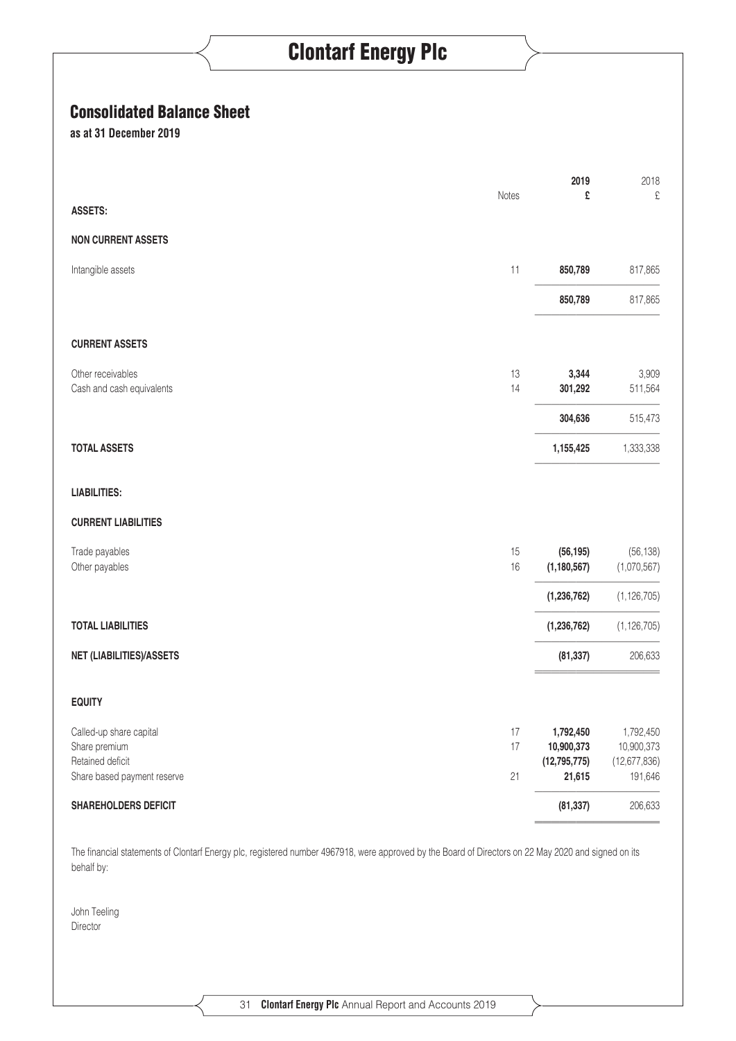# Consolidated Balance Sheet

**as at 31 December 2019**

| | Notes | 2019<br>£ | 2018<br>£ |
|---|---|---|---|
| **ASSETS:** | | | |
| **NON CURRENT ASSETS** | | | |
| Intangible assets | 11 | **850,789** | 817,865 |
| | | **850,789** | 817,865 |
| **CURRENT ASSETS** | | | |
| Other receivables | 13 | **3,344** | 3,909 |
| Cash and cash equivalents | 14 | **301,292** | 511,564 |
| | | **304,636** | 515,473 |
| **TOTAL ASSETS** | | **1,155,425** | 1,333,338 |
| **LIABILITIES:** | | | |
| **CURRENT LIABILITIES** | | | |
| Trade payables | 15 | **(56,195)** | (56,138) |
| Other payables | 16 | **(1,180,567)** | (1,070,567) |
| | | **(1,236,762)** | (1,126,705) |
| **TOTAL LIABILITIES** | | **(1,236,762)** | (1,126,705) |
| **NET (LIABILITIES)/ASSETS** | | **(81,337)** | 206,633 |
| **EQUITY** | | | |
| Called-up share capital | 17 | **1,792,450** | 1,792,450 |
| Share premium | 17 | **10,900,373** | 10,900,373 |
| Retained deficit | | **(12,795,775)** | (12,677,836) |
| Share based payment reserve | 21 | **21,615** | 191,646 |
| **SHAREHOLDERS DEFICIT** | | **(81,337)** | 206,633 |

The financial statements of Clontarf Energy plc, registered number 4967918, were approved by the Board of Directors on 22 May 2020 and signed on its behalf by:

John Teeling
Director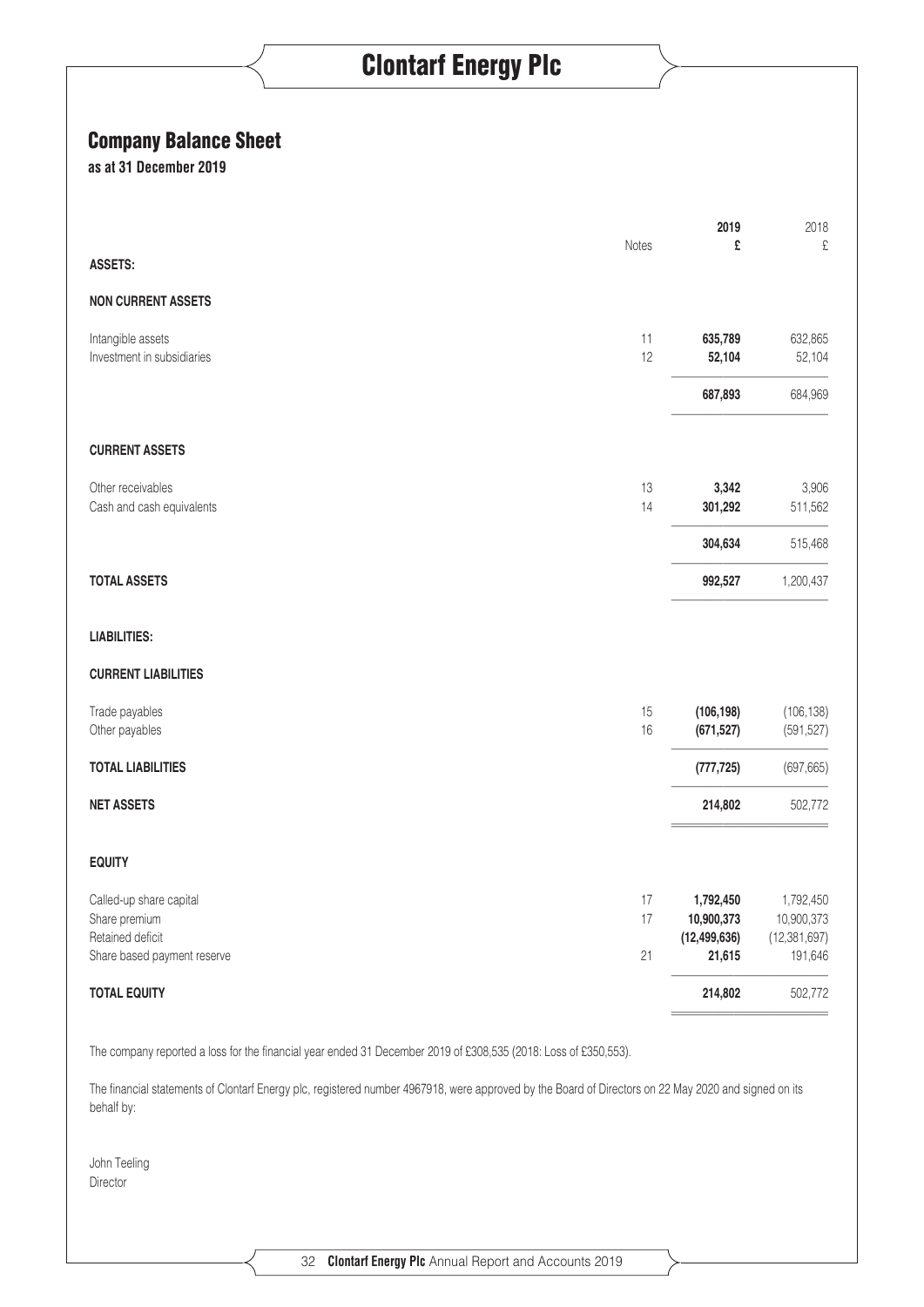## Company Balance Sheet

**as at 31 December 2019**

| | Notes | 2019<br>£ | 2018<br>£ |
|---|---|---|---|
| **ASSETS:** | | | |
| **NON CURRENT ASSETS** | | | |
| Intangible assets | 11 | **635,789** | 632,865 |
| Investment in subsidiaries | 12 | **52,104** | 52,104 |
| | | **687,893** | 684,969 |
| **CURRENT ASSETS** | | | |
| Other receivables | 13 | **3,342** | 3,906 |
| Cash and cash equivalents | 14 | **301,292** | 511,562 |
| | | **304,634** | 515,468 |
| **TOTAL ASSETS** | | **992,527** | 1,200,437 |
| **LIABILITIES:** | | | |
| **CURRENT LIABILITIES** | | | |
| Trade payables | 15 | **(106,198)** | (106,138) |
| Other payables | 16 | **(671,527)** | (591,527) |
| **TOTAL LIABILITIES** | | **(777,725)** | (697,665) |
| **NET ASSETS** | | **214,802** | 502,772 |
| **EQUITY** | | | |
| Called-up share capital | 17 | **1,792,450** | 1,792,450 |
| Share premium | 17 | **10,900,373** | 10,900,373 |
| Retained deficit | | **(12,499,636)** | (12,381,697) |
| Share based payment reserve | 21 | **21,615** | 191,646 |
| **TOTAL EQUITY** | | **214,802** | 502,772 |

The company reported a loss for the financial year ended 31 December 2019 of £308,535 (2018: Loss of £350,553).

The financial statements of Clontarf Energy plc, registered number 4967918, were approved by the Board of Directors on 22 May 2020 and signed on its behalf by:

John Teeling
Director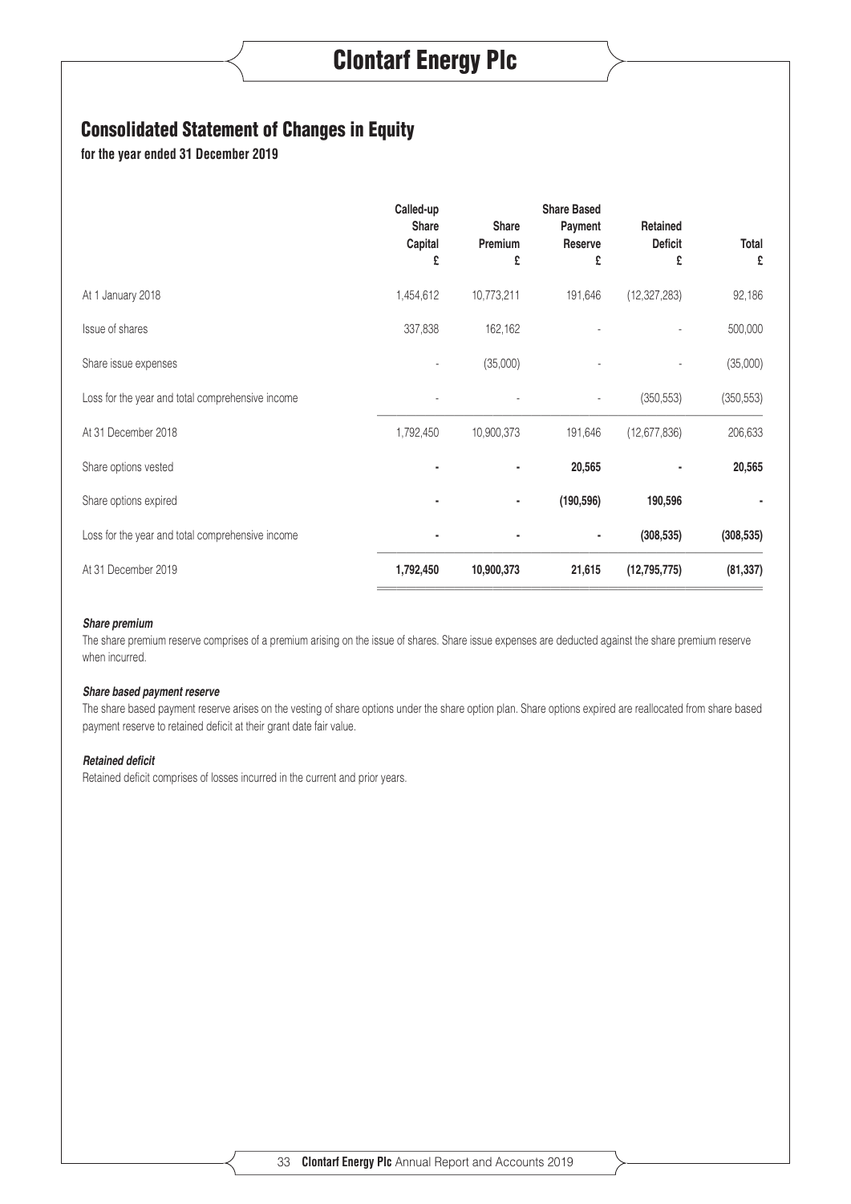## Consolidated Statement of Changes in Equity

**for the year ended 31 December 2019**

| | Called-up Share Capital £ | Share Premium £ | Share Based Payment Reserve £ | Retained Deficit £ | Total £ |
|---|---|---|---|---|---|
| At 1 January 2018 | 1,454,612 | 10,773,211 | 191,646 | (12,327,283) | 92,186 |
| Issue of shares | 337,838 | 162,162 | - | - | 500,000 |
| Share issue expenses | - | (35,000) | - | - | (35,000) |
| Loss for the year and total comprehensive income | - | - | - | (350,553) | (350,553) |
| At 31 December 2018 | 1,792,450 | 10,900,373 | 191,646 | (12,677,836) | 206,633 |
| Share options vested | **-** | **-** | **20,565** | **-** | **20,565** |
| Share options expired | **-** | **-** | **(190,596)** | **190,596** | **-** |
| Loss for the year and total comprehensive income | **-** | **-** | **-** | **(308,535)** | **(308,535)** |
| At 31 December 2019 | **1,792,450** | **10,900,373** | **21,615** | **(12,795,775)** | **(81,337)** |

***Share premium***

The share premium reserve comprises of a premium arising on the issue of shares. Share issue expenses are deducted against the share premium reserve when incurred.

***Share based payment reserve***

The share based payment reserve arises on the vesting of share options under the share option plan. Share options expired are reallocated from share based payment reserve to retained deficit at their grant date fair value.

***Retained deficit***

Retained deficit comprises of losses incurred in the current and prior years.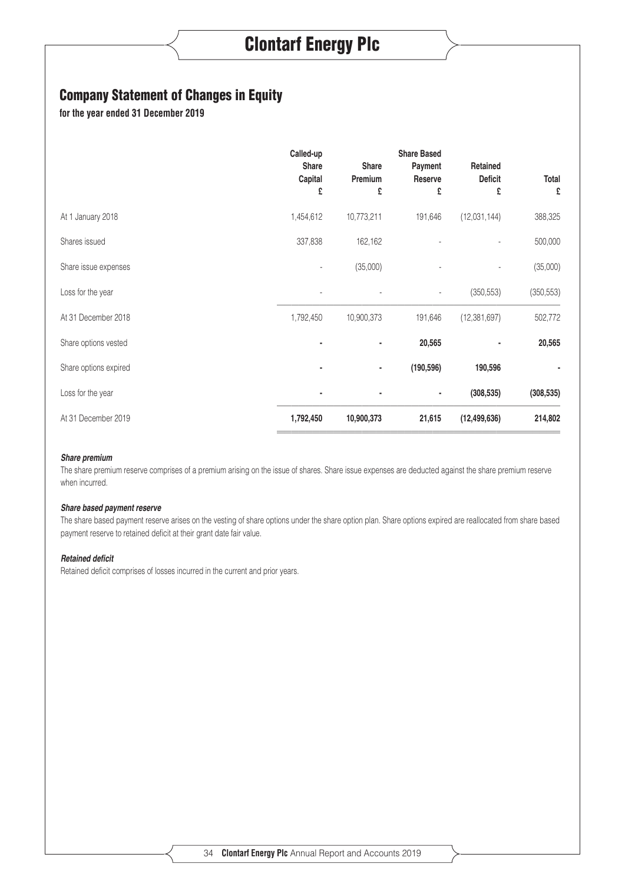## Company Statement of Changes in Equity

**for the year ended 31 December 2019**

| | Called-up Share Capital £ | Share Premium £ | Share Based Payment Reserve £ | Retained Deficit £ | Total £ |
|---|---|---|---|---|---|
| At 1 January 2018 | 1,454,612 | 10,773,211 | 191,646 | (12,031,144) | 388,325 |
| Shares issued | 337,838 | 162,162 | - | - | 500,000 |
| Share issue expenses | - | (35,000) | - | - | (35,000) |
| Loss for the year | - | - | - | (350,553) | (350,553) |
| At 31 December 2018 | 1,792,450 | 10,900,373 | 191,646 | (12,381,697) | 502,772 |
| Share options vested | **-** | **-** | **20,565** | **-** | **20,565** |
| Share options expired | **-** | **-** | **(190,596)** | **190,596** | **-** |
| Loss for the year | **-** | **-** | **-** | **(308,535)** | **(308,535)** |
| At 31 December 2019 | **1,792,450** | **10,900,373** | **21,615** | **(12,499,636)** | **214,802** |

***Share premium***

The share premium reserve comprises of a premium arising on the issue of shares. Share issue expenses are deducted against the share premium reserve when incurred.

***Share based payment reserve***

The share based payment reserve arises on the vesting of share options under the share option plan. Share options expired are reallocated from share based payment reserve to retained deficit at their grant date fair value.

***Retained deficit***

Retained deficit comprises of losses incurred in the current and prior years.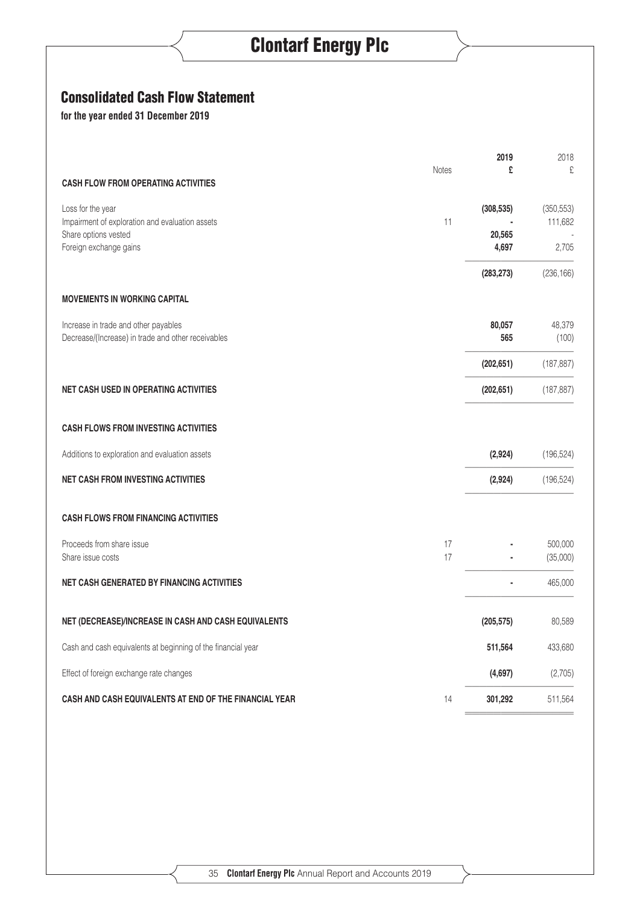## Consolidated Cash Flow Statement

**for the year ended 31 December 2019**

| | Notes | 2019 £ | 2018 £ |
|---|---|---|---|
| **CASH FLOW FROM OPERATING ACTIVITIES** | | | |
| Loss for the year | | **(308,535)** | (350,553) |
| Impairment of exploration and evaluation assets | 11 | **-** | 111,682 |
| Share options vested | | **20,565** | - |
| Foreign exchange gains | | **4,697** | 2,705 |
| | | **(283,273)** | (236,166) |
| **MOVEMENTS IN WORKING CAPITAL** | | | |
| Increase in trade and other payables | | **80,057** | 48,379 |
| Decrease/(Increase) in trade and other receivables | | **565** | (100) |
| | | **(202,651)** | (187,887) |
| **NET CASH USED IN OPERATING ACTIVITIES** | | **(202,651)** | (187,887) |
| **CASH FLOWS FROM INVESTING ACTIVITIES** | | | |
| Additions to exploration and evaluation assets | | **(2,924)** | (196,524) |
| **NET CASH FROM INVESTING ACTIVITIES** | | **(2,924)** | (196,524) |
| **CASH FLOWS FROM FINANCING ACTIVITIES** | | | |
| Proceeds from share issue | 17 | **-** | 500,000 |
| Share issue costs | 17 | **-** | (35,000) |
| **NET CASH GENERATED BY FINANCING ACTIVITIES** | | **-** | 465,000 |
| **NET (DECREASE)/INCREASE IN CASH AND CASH EQUIVALENTS** | | **(205,575)** | 80,589 |
| Cash and cash equivalents at beginning of the financial year | | **511,564** | 433,680 |
| Effect of foreign exchange rate changes | | **(4,697)** | (2,705) |
| **CASH AND CASH EQUIVALENTS AT END OF THE FINANCIAL YEAR** | 14 | **301,292** | 511,564 |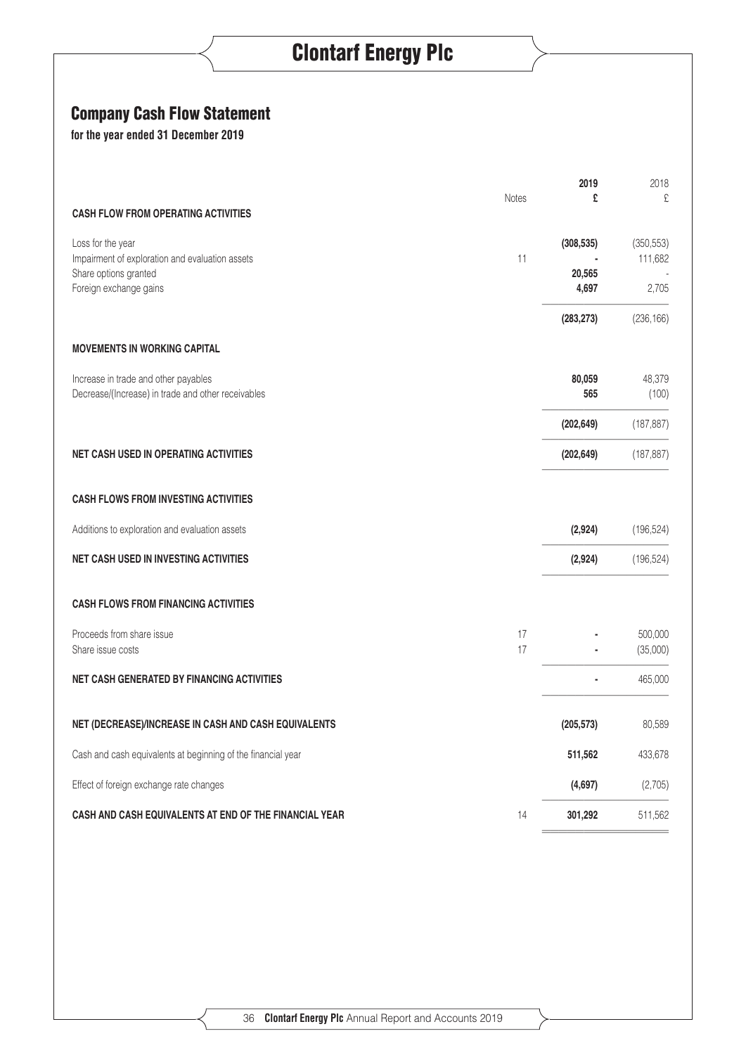## Company Cash Flow Statement

**for the year ended 31 December 2019**

| | Notes | 2019 £ | 2018 £ |
|---|---|---|---|
| **CASH FLOW FROM OPERATING ACTIVITIES** | | | |
| Loss for the year | | **(308,535)** | (350,553) |
| Impairment of exploration and evaluation assets | 11 | **-** | 111,682 |
| Share options granted | | **20,565** | - |
| Foreign exchange gains | | **4,697** | 2,705 |
| | | **(283,273)** | (236,166) |
| **MOVEMENTS IN WORKING CAPITAL** | | | |
| Increase in trade and other payables | | **80,059** | 48,379 |
| Decrease/(Increase) in trade and other receivables | | **565** | (100) |
| | | **(202,649)** | (187,887) |
| **NET CASH USED IN OPERATING ACTIVITIES** | | **(202,649)** | (187,887) |
| **CASH FLOWS FROM INVESTING ACTIVITIES** | | | |
| Additions to exploration and evaluation assets | | **(2,924)** | (196,524) |
| **NET CASH USED IN INVESTING ACTIVITIES** | | **(2,924)** | (196,524) |
| **CASH FLOWS FROM FINANCING ACTIVITIES** | | | |
| Proceeds from share issue | 17 | **-** | 500,000 |
| Share issue costs | 17 | **-** | (35,000) |
| **NET CASH GENERATED BY FINANCING ACTIVITIES** | | **-** | 465,000 |
| **NET (DECREASE)/INCREASE IN CASH AND CASH EQUIVALENTS** | | **(205,573)** | 80,589 |
| Cash and cash equivalents at beginning of the financial year | | **511,562** | 433,678 |
| Effect of foreign exchange rate changes | | **(4,697)** | (2,705) |
| **CASH AND CASH EQUIVALENTS AT END OF THE FINANCIAL YEAR** | 14 | **301,292** | 511,562 |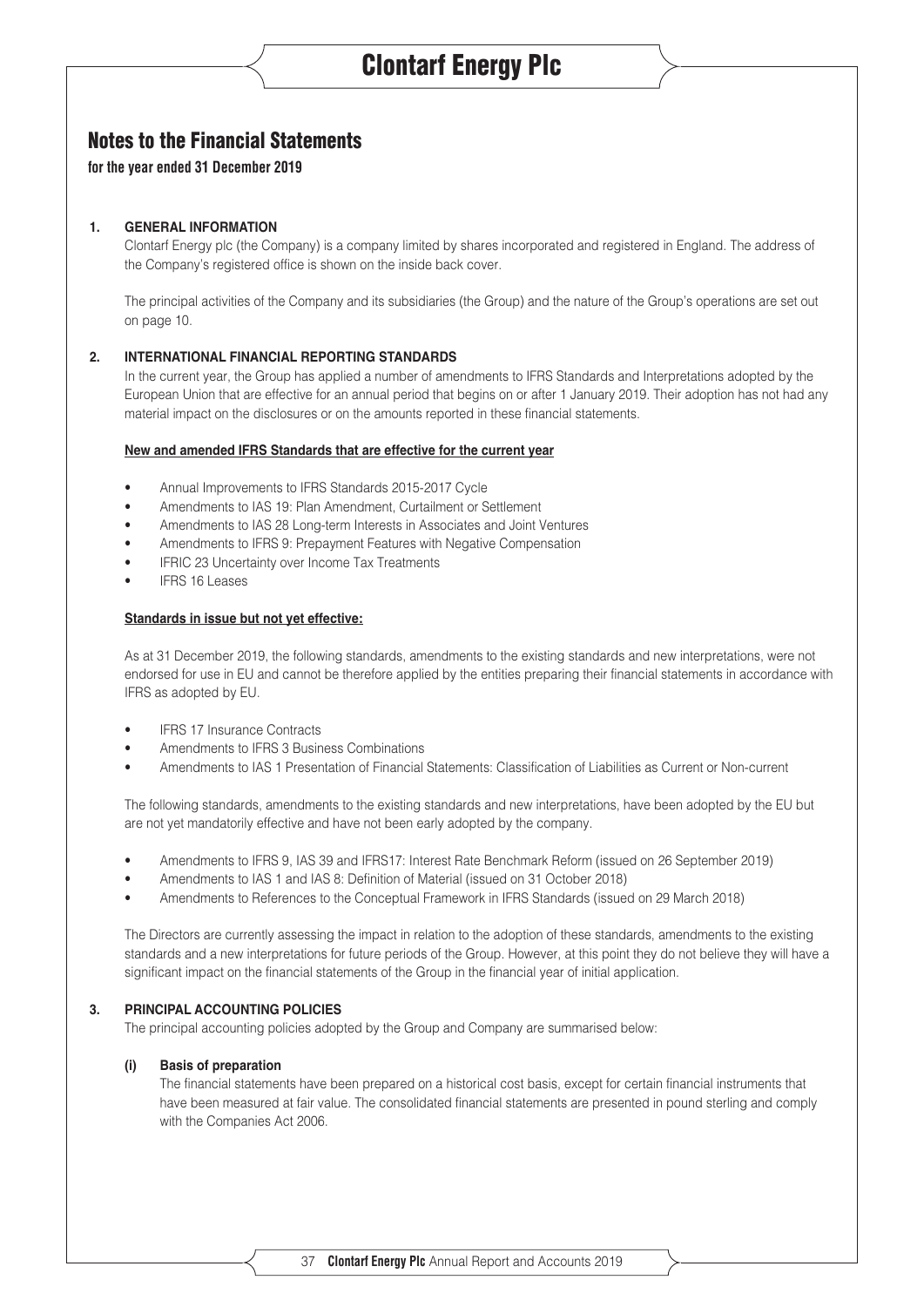# Notes to the Financial Statements

**for the year ended 31 December 2019**

## 1. GENERAL INFORMATION

Clontarf Energy plc (the Company) is a company limited by shares incorporated and registered in England. The address of the Company's registered office is shown on the inside back cover.

The principal activities of the Company and its subsidiaries (the Group) and the nature of the Group's operations are set out on page 10.

## 2. INTERNATIONAL FINANCIAL REPORTING STANDARDS

In the current year, the Group has applied a number of amendments to IFRS Standards and Interpretations adopted by the European Union that are effective for an annual period that begins on or after 1 January 2019. Their adoption has not had any material impact on the disclosures or on the amounts reported in these financial statements.

**New and amended IFRS Standards that are effective for the current year**

- Annual Improvements to IFRS Standards 2015-2017 Cycle
- Amendments to IAS 19: Plan Amendment, Curtailment or Settlement
- Amendments to IAS 28 Long-term Interests in Associates and Joint Ventures
- Amendments to IFRS 9: Prepayment Features with Negative Compensation
- IFRIC 23 Uncertainty over Income Tax Treatments
- IFRS 16 Leases

**Standards in issue but not yet effective:**

As at 31 December 2019, the following standards, amendments to the existing standards and new interpretations, were not endorsed for use in EU and cannot be therefore applied by the entities preparing their financial statements in accordance with IFRS as adopted by EU.

- IFRS 17 Insurance Contracts
- Amendments to IFRS 3 Business Combinations
- Amendments to IAS 1 Presentation of Financial Statements: Classification of Liabilities as Current or Non-current

The following standards, amendments to the existing standards and new interpretations, have been adopted by the EU but are not yet mandatorily effective and have not been early adopted by the company.

- Amendments to IFRS 9, IAS 39 and IFRS17: Interest Rate Benchmark Reform (issued on 26 September 2019)
- Amendments to IAS 1 and IAS 8: Definition of Material (issued on 31 October 2018)
- Amendments to References to the Conceptual Framework in IFRS Standards (issued on 29 March 2018)

The Directors are currently assessing the impact in relation to the adoption of these standards, amendments to the existing standards and a new interpretations for future periods of the Group. However, at this point they do not believe they will have a significant impact on the financial statements of the Group in the financial year of initial application.

## 3. PRINCIPAL ACCOUNTING POLICIES

The principal accounting policies adopted by the Group and Company are summarised below:

### (i) Basis of preparation

The financial statements have been prepared on a historical cost basis, except for certain financial instruments that have been measured at fair value. The consolidated financial statements are presented in pound sterling and comply with the Companies Act 2006.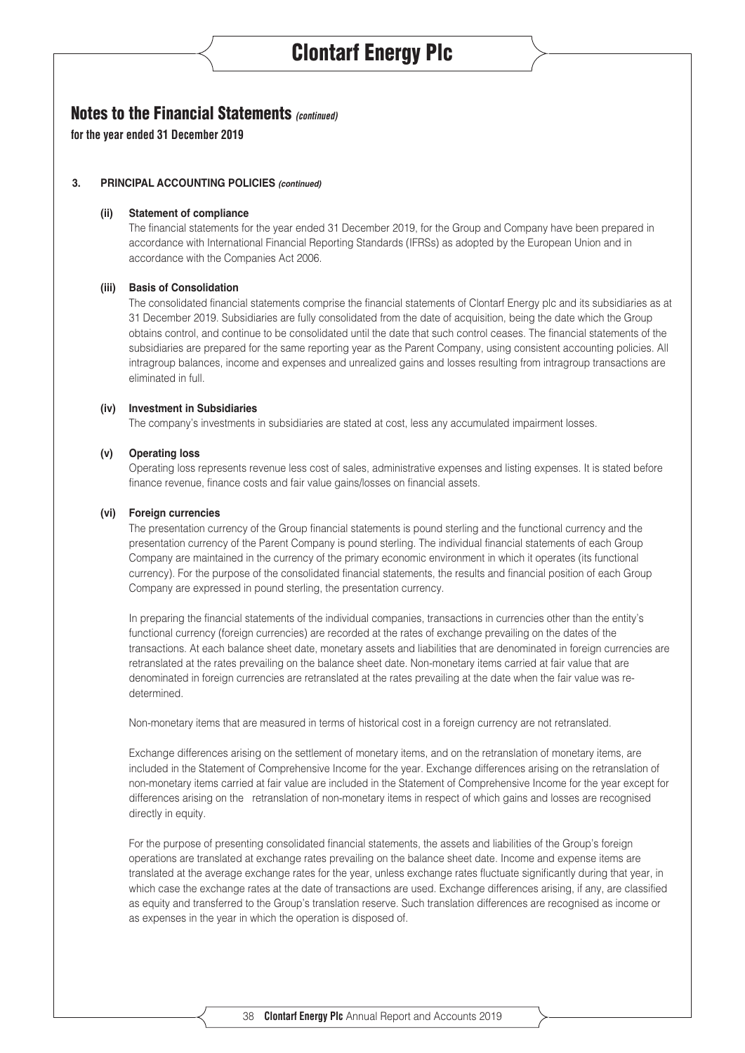## Notes to the Financial Statements *(continued)*

**for the year ended 31 December 2019**

### 3. PRINCIPAL ACCOUNTING POLICIES *(continued)*

#### (ii) Statement of compliance

The financial statements for the year ended 31 December 2019, for the Group and Company have been prepared in accordance with International Financial Reporting Standards (IFRSs) as adopted by the European Union and in accordance with the Companies Act 2006.

#### (iii) Basis of Consolidation

The consolidated financial statements comprise the financial statements of Clontarf Energy plc and its subsidiaries as at 31 December 2019. Subsidiaries are fully consolidated from the date of acquisition, being the date which the Group obtains control, and continue to be consolidated until the date that such control ceases. The financial statements of the subsidiaries are prepared for the same reporting year as the Parent Company, using consistent accounting policies. All intragroup balances, income and expenses and unrealized gains and losses resulting from intragroup transactions are eliminated in full.

#### (iv) Investment in Subsidiaries

The company's investments in subsidiaries are stated at cost, less any accumulated impairment losses.

#### (v) Operating loss

Operating loss represents revenue less cost of sales, administrative expenses and listing expenses. It is stated before finance revenue, finance costs and fair value gains/losses on financial assets.

#### (vi) Foreign currencies

The presentation currency of the Group financial statements is pound sterling and the functional currency and the presentation currency of the Parent Company is pound sterling. The individual financial statements of each Group Company are maintained in the currency of the primary economic environment in which it operates (its functional currency). For the purpose of the consolidated financial statements, the results and financial position of each Group Company are expressed in pound sterling, the presentation currency.

In preparing the financial statements of the individual companies, transactions in currencies other than the entity's functional currency (foreign currencies) are recorded at the rates of exchange prevailing on the dates of the transactions. At each balance sheet date, monetary assets and liabilities that are denominated in foreign currencies are retranslated at the rates prevailing on the balance sheet date. Non-monetary items carried at fair value that are denominated in foreign currencies are retranslated at the rates prevailing at the date when the fair value was re-determined.

Non-monetary items that are measured in terms of historical cost in a foreign currency are not retranslated.

Exchange differences arising on the settlement of monetary items, and on the retranslation of monetary items, are included in the Statement of Comprehensive Income for the year. Exchange differences arising on the retranslation of non-monetary items carried at fair value are included in the Statement of Comprehensive Income for the year except for differences arising on the retranslation of non-monetary items in respect of which gains and losses are recognised directly in equity.

For the purpose of presenting consolidated financial statements, the assets and liabilities of the Group's foreign operations are translated at exchange rates prevailing on the balance sheet date. Income and expense items are translated at the average exchange rates for the year, unless exchange rates fluctuate significantly during that year, in which case the exchange rates at the date of transactions are used. Exchange differences arising, if any, are classified as equity and transferred to the Group's translation reserve. Such translation differences are recognised as income or as expenses in the year in which the operation is disposed of.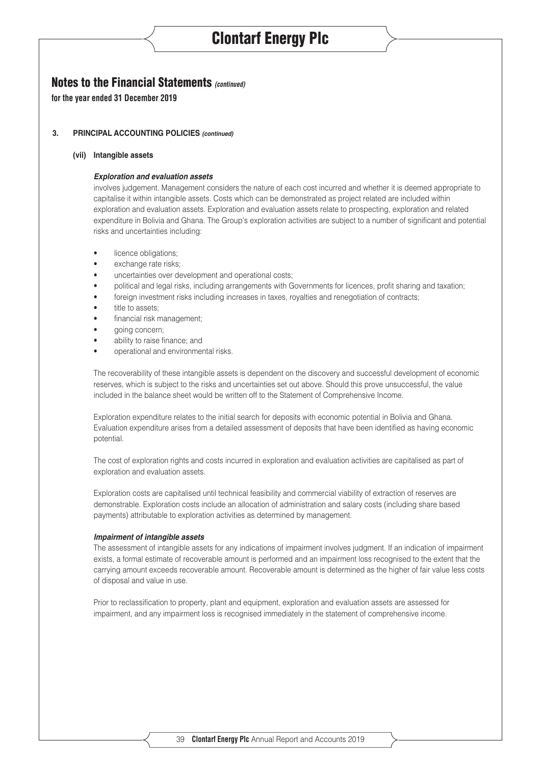# Notes to the Financial Statements *(continued)*

**for the year ended 31 December 2019**

### 3. PRINCIPAL ACCOUNTING POLICIES *(continued)*

#### (vii) Intangible assets

***Exploration and evaluation assets***

involves judgement. Management considers the nature of each cost incurred and whether it is deemed appropriate to capitalise it within intangible assets. Costs which can be demonstrated as project related are included within exploration and evaluation assets. Exploration and evaluation assets relate to prospecting, exploration and related expenditure in Bolivia and Ghana. The Group's exploration activities are subject to a number of significant and potential risks and uncertainties including:

- licence obligations;
- exchange rate risks;
- uncertainties over development and operational costs;
- political and legal risks, including arrangements with Governments for licences, profit sharing and taxation;
- foreign investment risks including increases in taxes, royalties and renegotiation of contracts;
- title to assets;
- financial risk management;
- going concern;
- ability to raise finance; and
- operational and environmental risks.

The recoverability of these intangible assets is dependent on the discovery and successful development of economic reserves, which is subject to the risks and uncertainties set out above. Should this prove unsuccessful, the value included in the balance sheet would be written off to the Statement of Comprehensive Income.

Exploration expenditure relates to the initial search for deposits with economic potential in Bolivia and Ghana. Evaluation expenditure arises from a detailed assessment of deposits that have been identified as having economic potential.

The cost of exploration rights and costs incurred in exploration and evaluation activities are capitalised as part of exploration and evaluation assets.

Exploration costs are capitalised until technical feasibility and commercial viability of extraction of reserves are demonstrable. Exploration costs include an allocation of administration and salary costs (including share based payments) attributable to exploration activities as determined by management.

***Impairment of intangible assets***

The assessment of intangible assets for any indications of impairment involves judgment. If an indication of impairment exists, a formal estimate of recoverable amount is performed and an impairment loss recognised to the extent that the carrying amount exceeds recoverable amount. Recoverable amount is determined as the higher of fair value less costs of disposal and value in use.

Prior to reclassification to property, plant and equipment, exploration and evaluation assets are assessed for impairment, and any impairment loss is recognised immediately in the statement of comprehensive income.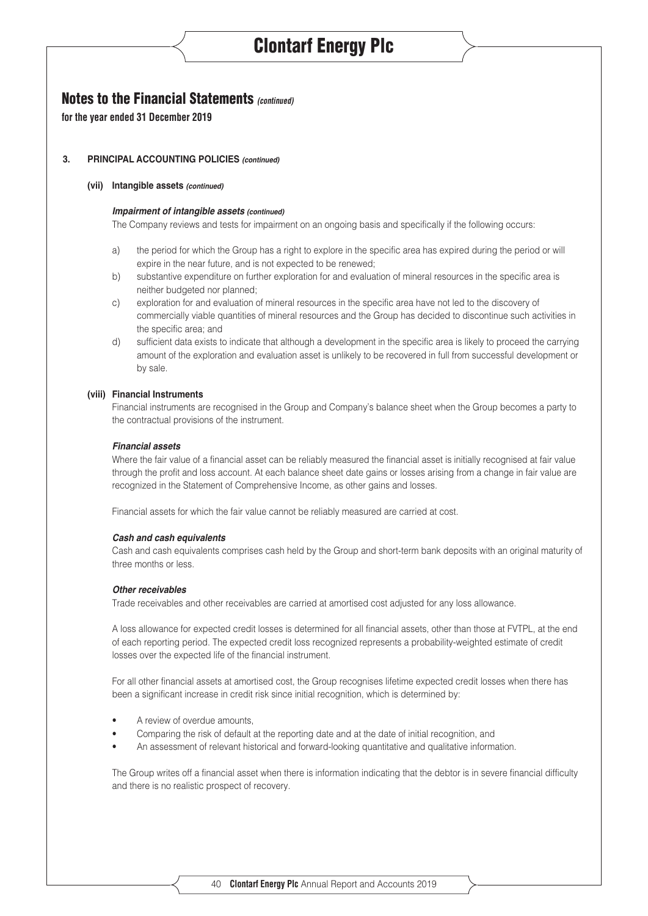## Notes to the Financial Statements *(continued)*

**for the year ended 31 December 2019**

### 3. PRINCIPAL ACCOUNTING POLICIES *(continued)*

#### (vii) Intangible assets *(continued)*

***Impairment of intangible assets (continued)***

The Company reviews and tests for impairment on an ongoing basis and specifically if the following occurs:

a) the period for which the Group has a right to explore in the specific area has expired during the period or will expire in the near future, and is not expected to be renewed;

b) substantive expenditure on further exploration for and evaluation of mineral resources in the specific area is neither budgeted nor planned;

c) exploration for and evaluation of mineral resources in the specific area have not led to the discovery of commercially viable quantities of mineral resources and the Group has decided to discontinue such activities in the specific area; and

d) sufficient data exists to indicate that although a development in the specific area is likely to proceed the carrying amount of the exploration and evaluation asset is unlikely to be recovered in full from successful development or by sale.

#### (viii) Financial Instruments

Financial instruments are recognised in the Group and Company's balance sheet when the Group becomes a party to the contractual provisions of the instrument.

***Financial assets***

Where the fair value of a financial asset can be reliably measured the financial asset is initially recognised at fair value through the profit and loss account. At each balance sheet date gains or losses arising from a change in fair value are recognized in the Statement of Comprehensive Income, as other gains and losses.

Financial assets for which the fair value cannot be reliably measured are carried at cost.

***Cash and cash equivalents***

Cash and cash equivalents comprises cash held by the Group and short-term bank deposits with an original maturity of three months or less.

***Other receivables***

Trade receivables and other receivables are carried at amortised cost adjusted for any loss allowance.

A loss allowance for expected credit losses is determined for all financial assets, other than those at FVTPL, at the end of each reporting period. The expected credit loss recognized represents a probability-weighted estimate of credit losses over the expected life of the financial instrument.

For all other financial assets at amortised cost, the Group recognises lifetime expected credit losses when there has been a significant increase in credit risk since initial recognition, which is determined by:

- A review of overdue amounts,
- Comparing the risk of default at the reporting date and at the date of initial recognition, and
- An assessment of relevant historical and forward-looking quantitative and qualitative information.

The Group writes off a financial asset when there is information indicating that the debtor is in severe financial difficulty and there is no realistic prospect of recovery.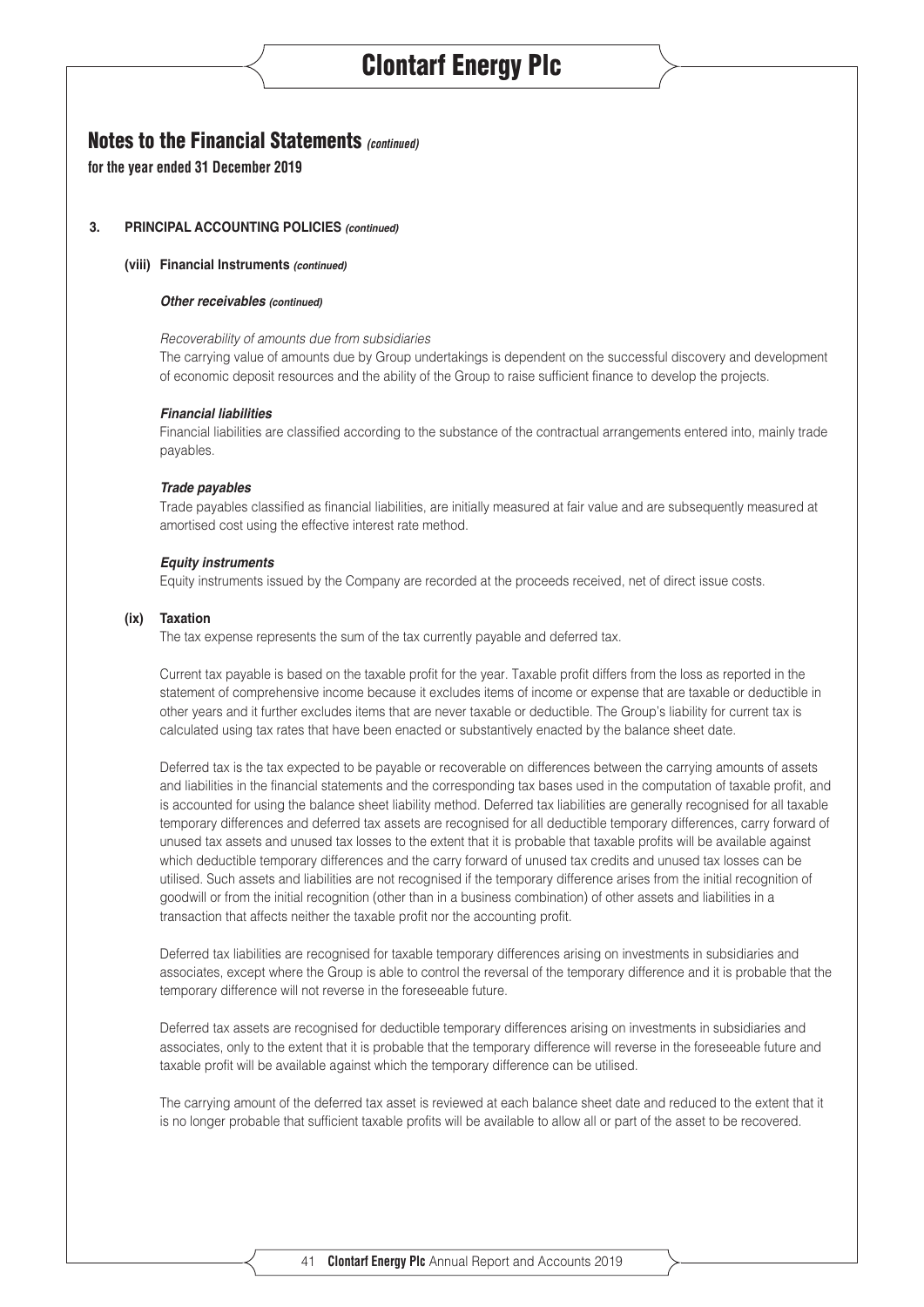## Notes to the Financial Statements *(continued)*

**for the year ended 31 December 2019**

### 3. PRINCIPAL ACCOUNTING POLICIES *(continued)*

#### (viii) Financial Instruments *(continued)*

***Other receivables (continued)***

*Recoverability of amounts due from subsidiaries*

The carrying value of amounts due by Group undertakings is dependent on the successful discovery and development of economic deposit resources and the ability of the Group to raise sufficient finance to develop the projects.

***Financial liabilities***

Financial liabilities are classified according to the substance of the contractual arrangements entered into, mainly trade payables.

***Trade payables***

Trade payables classified as financial liabilities, are initially measured at fair value and are subsequently measured at amortised cost using the effective interest rate method.

***Equity instruments***

Equity instruments issued by the Company are recorded at the proceeds received, net of direct issue costs.

#### (ix) Taxation

The tax expense represents the sum of the tax currently payable and deferred tax.

Current tax payable is based on the taxable profit for the year. Taxable profit differs from the loss as reported in the statement of comprehensive income because it excludes items of income or expense that are taxable or deductible in other years and it further excludes items that are never taxable or deductible. The Group's liability for current tax is calculated using tax rates that have been enacted or substantively enacted by the balance sheet date.

Deferred tax is the tax expected to be payable or recoverable on differences between the carrying amounts of assets and liabilities in the financial statements and the corresponding tax bases used in the computation of taxable profit, and is accounted for using the balance sheet liability method. Deferred tax liabilities are generally recognised for all taxable temporary differences and deferred tax assets are recognised for all deductible temporary differences, carry forward of unused tax assets and unused tax losses to the extent that it is probable that taxable profits will be available against which deductible temporary differences and the carry forward of unused tax credits and unused tax losses can be utilised. Such assets and liabilities are not recognised if the temporary difference arises from the initial recognition of goodwill or from the initial recognition (other than in a business combination) of other assets and liabilities in a transaction that affects neither the taxable profit nor the accounting profit.

Deferred tax liabilities are recognised for taxable temporary differences arising on investments in subsidiaries and associates, except where the Group is able to control the reversal of the temporary difference and it is probable that the temporary difference will not reverse in the foreseeable future.

Deferred tax assets are recognised for deductible temporary differences arising on investments in subsidiaries and associates, only to the extent that it is probable that the temporary difference will reverse in the foreseeable future and taxable profit will be available against which the temporary difference can be utilised.

The carrying amount of the deferred tax asset is reviewed at each balance sheet date and reduced to the extent that it is no longer probable that sufficient taxable profits will be available to allow all or part of the asset to be recovered.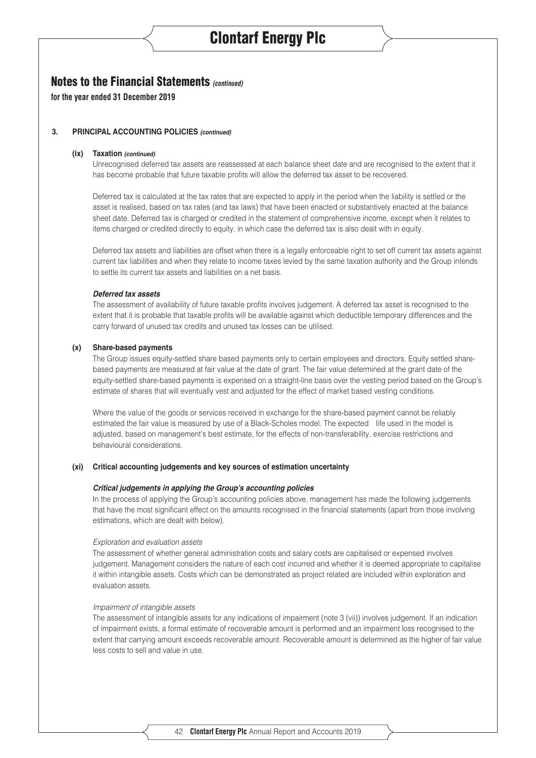## Notes to the Financial Statements *(continued)*

**for the year ended 31 December 2019**

### 3. PRINCIPAL ACCOUNTING POLICIES *(continued)*

#### (ix) Taxation *(continued)*

Unrecognised deferred tax assets are reassessed at each balance sheet date and are recognised to the extent that it has become probable that future taxable profits will allow the deferred tax asset to be recovered.

Deferred tax is calculated at the tax rates that are expected to apply in the period when the liability is settled or the asset is realised, based on tax rates (and tax laws) that have been enacted or substantively enacted at the balance sheet date. Deferred tax is charged or credited in the statement of comprehensive income, except when it relates to items charged or credited directly to equity, in which case the deferred tax is also dealt with in equity.

Deferred tax assets and liabilities are offset when there is a legally enforceable right to set off current tax assets against current tax liabilities and when they relate to income taxes levied by the same taxation authority and the Group intends to settle its current tax assets and liabilities on a net basis.

***Deferred tax assets***

The assessment of availability of future taxable profits involves judgement. A deferred tax asset is recognised to the extent that it is probable that taxable profits will be available against which deductible temporary differences and the carry forward of unused tax credits and unused tax losses can be utilised.

#### (x) Share-based payments

The Group issues equity-settled share based payments only to certain employees and directors. Equity settled share-based payments are measured at fair value at the date of grant. The fair value determined at the grant date of the equity-settled share-based payments is expensed on a straight-line basis over the vesting period based on the Group's estimate of shares that will eventually vest and adjusted for the effect of market based vesting conditions.

Where the value of the goods or services received in exchange for the share-based payment cannot be reliably estimated the fair value is measured by use of a Black-Scholes model. The expected life used in the model is adjusted, based on management's best estimate, for the effects of non-transferability, exercise restrictions and behavioural considerations.

#### (xi) Critical accounting judgements and key sources of estimation uncertainty

***Critical judgements in applying the Group's accounting policies***

In the process of applying the Group's accounting policies above, management has made the following judgements that have the most significant effect on the amounts recognised in the financial statements (apart from those involving estimations, which are dealt with below).

*Exploration and evaluation assets*

The assessment of whether general administration costs and salary costs are capitalised or expensed involves judgement. Management considers the nature of each cost incurred and whether it is deemed appropriate to capitalise it within intangible assets. Costs which can be demonstrated as project related are included within exploration and evaluation assets.

*Impairment of intangible assets*

The assessment of intangible assets for any indications of impairment (note 3 (vii)) involves judgement. If an indication of impairment exists, a formal estimate of recoverable amount is performed and an impairment loss recognised to the extent that carrying amount exceeds recoverable amount. Recoverable amount is determined as the higher of fair value less costs to sell and value in use.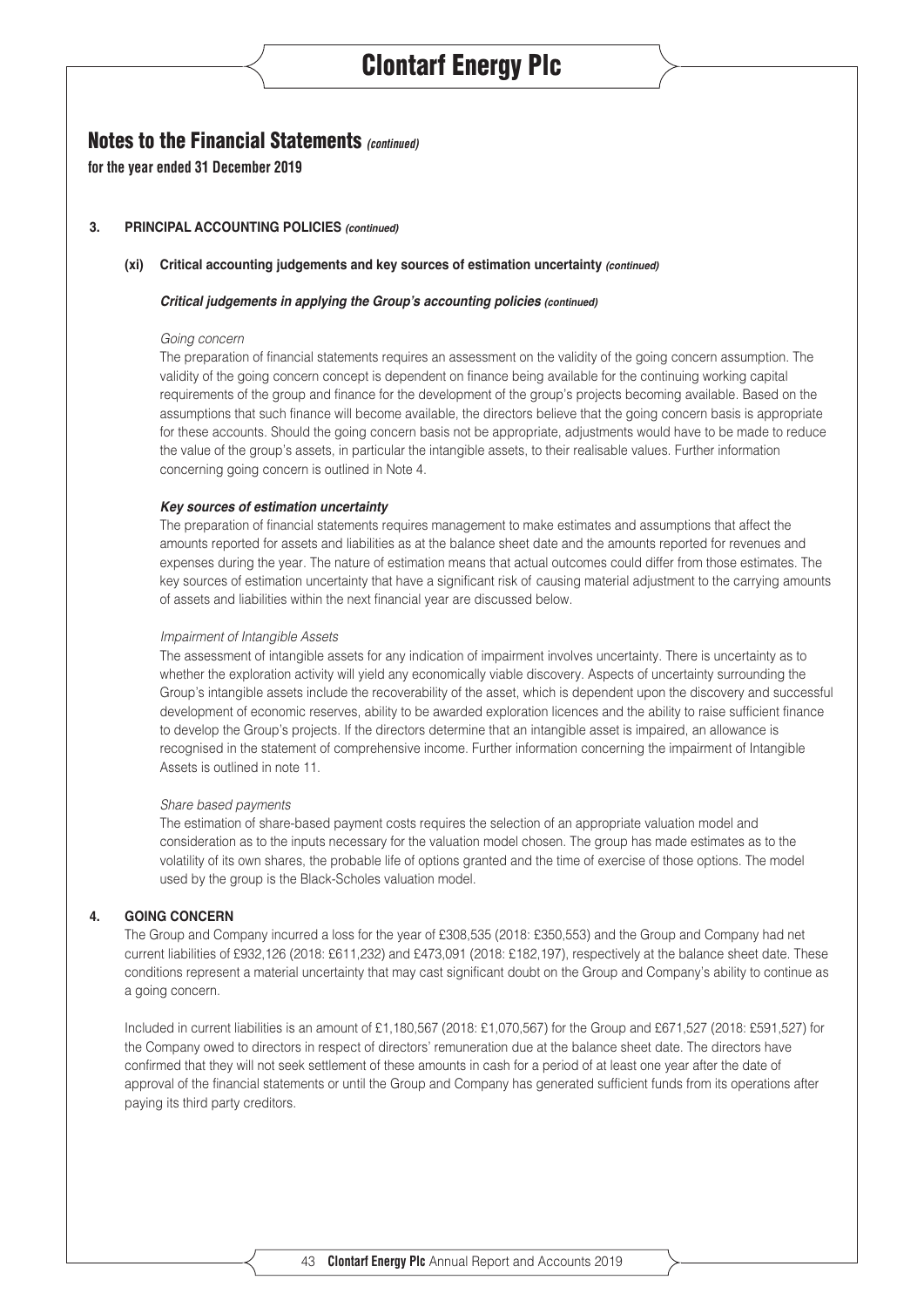# Notes to the Financial Statements *(continued)*

**for the year ended 31 December 2019**

### 3. PRINCIPAL ACCOUNTING POLICIES *(continued)*

#### (xi) Critical accounting judgements and key sources of estimation uncertainty *(continued)*

***Critical judgements in applying the Group's accounting policies (continued)***

*Going concern*

The preparation of financial statements requires an assessment on the validity of the going concern assumption. The validity of the going concern concept is dependent on finance being available for the continuing working capital requirements of the group and finance for the development of the group's projects becoming available. Based on the assumptions that such finance will become available, the directors believe that the going concern basis is appropriate for these accounts. Should the going concern basis not be appropriate, adjustments would have to be made to reduce the value of the group's assets, in particular the intangible assets, to their realisable values. Further information concerning going concern is outlined in Note 4.

***Key sources of estimation uncertainty***

The preparation of financial statements requires management to make estimates and assumptions that affect the amounts reported for assets and liabilities as at the balance sheet date and the amounts reported for revenues and expenses during the year. The nature of estimation means that actual outcomes could differ from those estimates. The key sources of estimation uncertainty that have a significant risk of causing material adjustment to the carrying amounts of assets and liabilities within the next financial year are discussed below.

*Impairment of Intangible Assets*

The assessment of intangible assets for any indication of impairment involves uncertainty. There is uncertainty as to whether the exploration activity will yield any economically viable discovery. Aspects of uncertainty surrounding the Group's intangible assets include the recoverability of the asset, which is dependent upon the discovery and successful development of economic reserves, ability to be awarded exploration licences and the ability to raise sufficient finance to develop the Group's projects. If the directors determine that an intangible asset is impaired, an allowance is recognised in the statement of comprehensive income. Further information concerning the impairment of Intangible Assets is outlined in note 11.

*Share based payments*

The estimation of share-based payment costs requires the selection of an appropriate valuation model and consideration as to the inputs necessary for the valuation model chosen. The group has made estimates as to the volatility of its own shares, the probable life of options granted and the time of exercise of those options. The model used by the group is the Black-Scholes valuation model.

### 4. GOING CONCERN

The Group and Company incurred a loss for the year of £308,535 (2018: £350,553) and the Group and Company had net current liabilities of £932,126 (2018: £611,232) and £473,091 (2018: £182,197), respectively at the balance sheet date. These conditions represent a material uncertainty that may cast significant doubt on the Group and Company's ability to continue as a going concern.

Included in current liabilities is an amount of £1,180,567 (2018: £1,070,567) for the Group and £671,527 (2018: £591,527) for the Company owed to directors in respect of directors' remuneration due at the balance sheet date. The directors have confirmed that they will not seek settlement of these amounts in cash for a period of at least one year after the date of approval of the financial statements or until the Group and Company has generated sufficient funds from its operations after paying its third party creditors.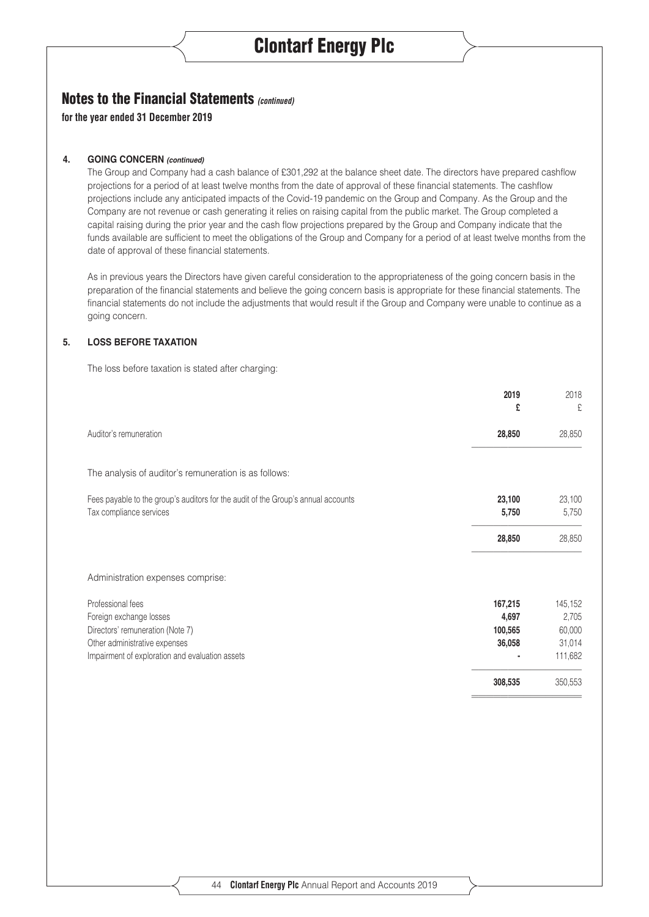## Notes to the Financial Statements *(continued)*

**for the year ended 31 December 2019**

### 4. GOING CONCERN *(continued)*

The Group and Company had a cash balance of £301,292 at the balance sheet date. The directors have prepared cashflow projections for a period of at least twelve months from the date of approval of these financial statements. The cashflow projections include any anticipated impacts of the Covid-19 pandemic on the Group and Company. As the Group and the Company are not revenue or cash generating it relies on raising capital from the public market. The Group completed a capital raising during the prior year and the cash flow projections prepared by the Group and Company indicate that the funds available are sufficient to meet the obligations of the Group and Company for a period of at least twelve months from the date of approval of these financial statements.

As in previous years the Directors have given careful consideration to the appropriateness of the going concern basis in the preparation of the financial statements and believe the going concern basis is appropriate for these financial statements. The financial statements do not include the adjustments that would result if the Group and Company were unable to continue as a going concern.

### 5. LOSS BEFORE TAXATION

The loss before taxation is stated after charging:

| | **2019 £** | 2018 £ |
|---|---|---|
| Auditor's remuneration | **28,850** | 28,850 |

The analysis of auditor's remuneration is as follows:

| | **2019 £** | 2018 £ |
|---|---|---|
| Fees payable to the group's auditors for the audit of the Group's annual accounts | **23,100** | 23,100 |
| Tax compliance services | **5,750** | 5,750 |
| | **28,850** | 28,850 |

Administration expenses comprise:

| | **2019 £** | 2018 £ |
|---|---|---|
| Professional fees | **167,215** | 145,152 |
| Foreign exchange losses | **4,697** | 2,705 |
| Directors' remuneration (Note 7) | **100,565** | 60,000 |
| Other administrative expenses | **36,058** | 31,014 |
| Impairment of exploration and evaluation assets | **-** | 111,682 |
| | **308,535** | 350,553 |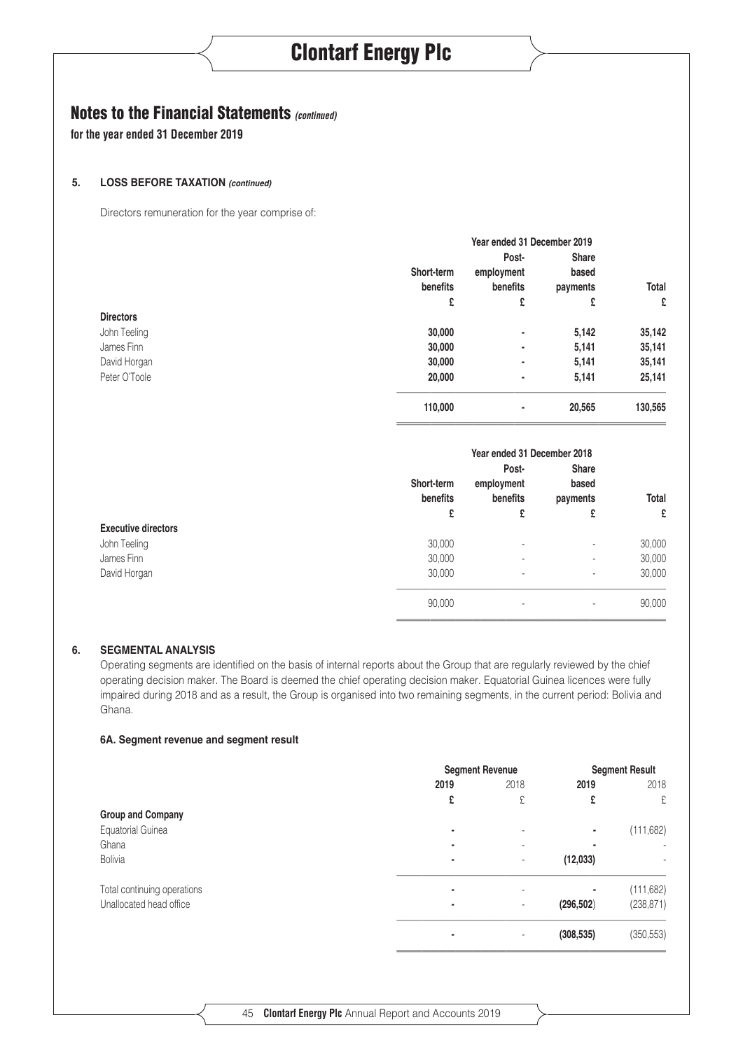## Notes to the Financial Statements *(continued)*

**for the year ended 31 December 2019**

### 5. LOSS BEFORE TAXATION *(continued)*

Directors remuneration for the year comprise of:

| | Year ended 31 December 2019 | | | |
|---|---|---|---|---|
| | Short-term benefits | Post-employment benefits | Share based payments | Total |
| | £ | £ | £ | £ |
| **Directors** | | | | |
| John Teeling | **30,000** | **-** | **5,142** | **35,142** |
| James Finn | **30,000** | **-** | **5,141** | **35,141** |
| David Horgan | **30,000** | **-** | **5,141** | **35,141** |
| Peter O'Toole | **20,000** | **-** | **5,141** | **25,141** |
| | **110,000** | **-** | **20,565** | **130,565** |

| | Year ended 31 December 2018 | | | |
|---|---|---|---|---|
| | Short-term benefits | Post-employment benefits | Share based payments | Total |
| | £ | £ | £ | £ |
| **Executive directors** | | | | |
| John Teeling | 30,000 | - | - | 30,000 |
| James Finn | 30,000 | - | - | 30,000 |
| David Horgan | 30,000 | - | - | 30,000 |
| | 90,000 | - | - | 90,000 |

### 6. SEGMENTAL ANALYSIS

Operating segments are identified on the basis of internal reports about the Group that are regularly reviewed by the chief operating decision maker. The Board is deemed the chief operating decision maker. Equatorial Guinea licences were fully impaired during 2018 and as a result, the Group is organised into two remaining segments, in the current period: Bolivia and Ghana.

#### 6A. Segment revenue and segment result

| | Segment Revenue | | Segment Result | |
|---|---|---|---|---|
| | 2019 | 2018 | 2019 | 2018 |
| | £ | £ | £ | £ |
| **Group and Company** | | | | |
| Equatorial Guinea | **-** | - | **-** | (111,682) |
| Ghana | **-** | - | **-** | - |
| Bolivia | **-** | - | **(12,033)** | - |
| Total continuing operations | **-** | - | **-** | (111,682) |
| Unallocated head office | **-** | - | **(296,502)** | (238,871) |
| | **-** | - | **(308,535)** | (350,553) |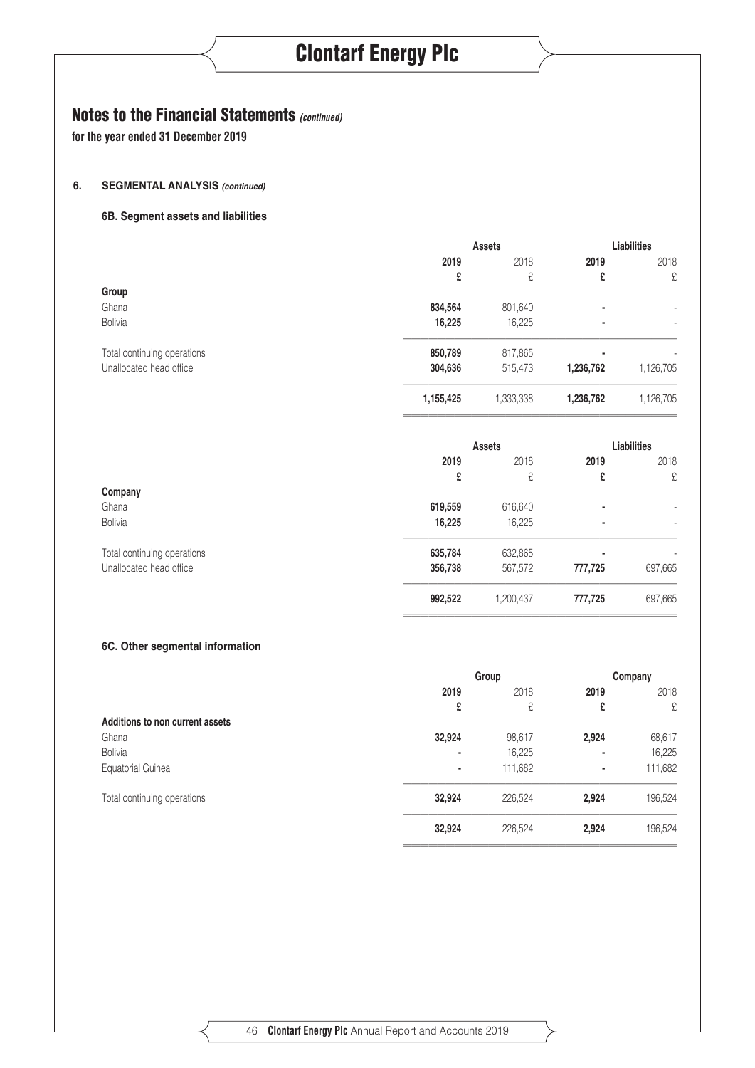## Notes to the Financial Statements *(continued)*

**for the year ended 31 December 2019**

### 6. SEGMENTAL ANALYSIS *(continued)*

#### 6B. Segment assets and liabilities

| | Assets | | Liabilities | |
|---|---|---|---|---|
| | **2019** | 2018 | **2019** | 2018 |
| | **£** | £ | **£** | £ |
| **Group** | | | | |
| Ghana | **834,564** | 801,640 | **-** | - |
| Bolivia | **16,225** | 16,225 | **-** | - |
| Total continuing operations | **850,789** | 817,865 | **-** | - |
| Unallocated head office | **304,636** | 515,473 | **1,236,762** | 1,126,705 |
| | **1,155,425** | 1,333,338 | **1,236,762** | 1,126,705 |

| | Assets | | Liabilities | |
|---|---|---|---|---|
| | **2019** | 2018 | **2019** | 2018 |
| | **£** | £ | **£** | £ |
| **Company** | | | | |
| Ghana | **619,559** | 616,640 | **-** | - |
| Bolivia | **16,225** | 16,225 | **-** | - |
| Total continuing operations | **635,784** | 632,865 | **-** | - |
| Unallocated head office | **356,738** | 567,572 | **777,725** | 697,665 |
| | **992,522** | 1,200,437 | **777,725** | 697,665 |

#### 6C. Other segmental information

| | Group | | Company | |
|---|---|---|---|---|
| | **2019** | 2018 | **2019** | 2018 |
| | **£** | £ | **£** | £ |
| **Additions to non current assets** | | | | |
| Ghana | **32,924** | 98,617 | **2,924** | 68,617 |
| Bolivia | **-** | 16,225 | **-** | 16,225 |
| Equatorial Guinea | **-** | 111,682 | **-** | 111,682 |
| Total continuing operations | **32,924** | 226,524 | **2,924** | 196,524 |
| | **32,924** | 226,524 | **2,924** | 196,524 |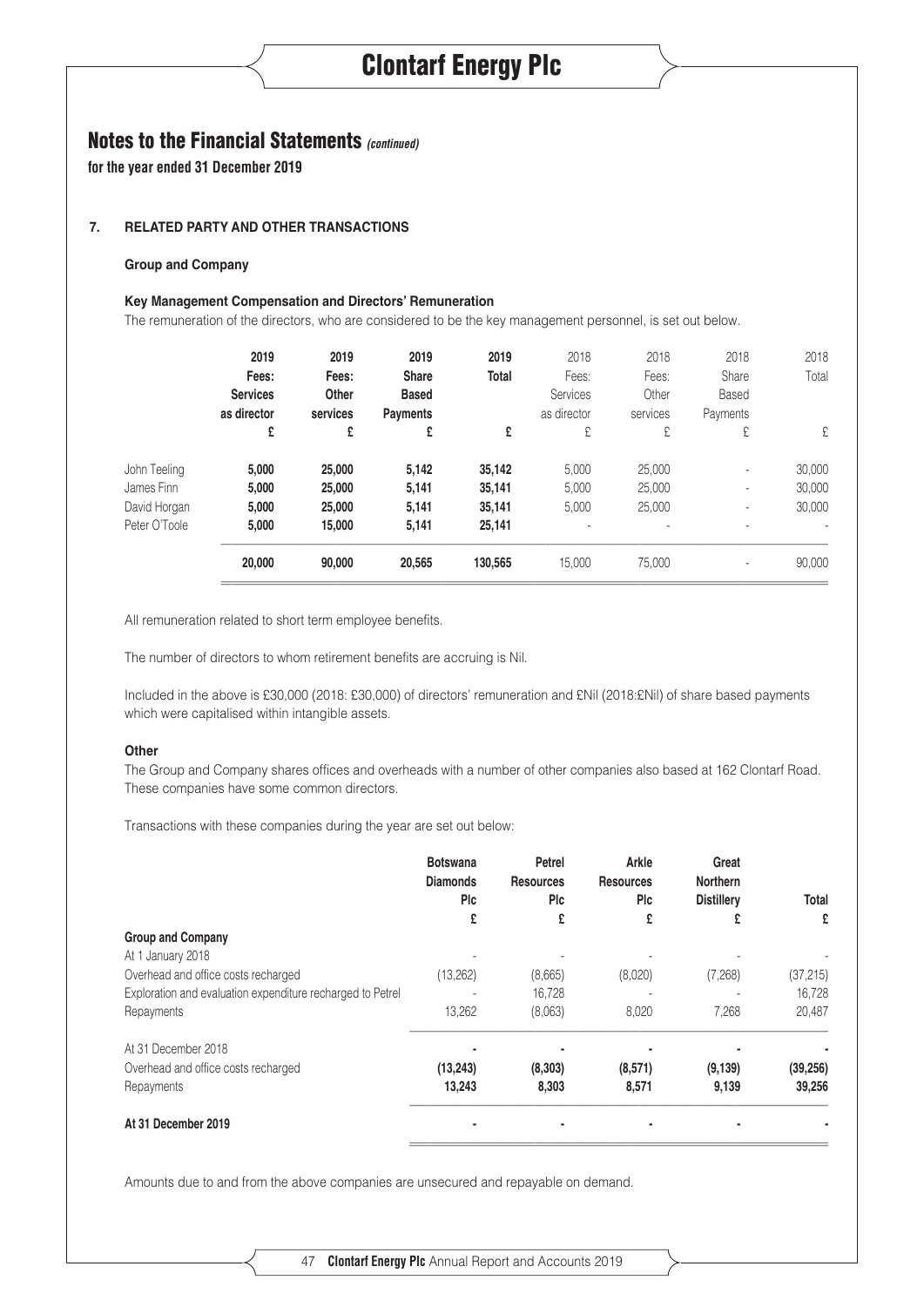## Notes to the Financial Statements *(continued)*

**for the year ended 31 December 2019**

### 7. RELATED PARTY AND OTHER TRANSACTIONS

**Group and Company**

**Key Management Compensation and Directors' Remuneration**

The remuneration of the directors, who are considered to be the key management personnel, is set out below.

| | **2019 Fees: Services as director** | **2019 Fees: Other services** | **2019 Share Based Payments** | **2019 Total** | 2018 Fees: Services as director | 2018 Fees: Other services | 2018 Share Based Payments | 2018 Total |
|---|---|---|---|---|---|---|---|---|
| | **£** | **£** | **£** | **£** | £ | £ | £ | £ |
| John Teeling | **5,000** | **25,000** | **5,142** | **35,142** | 5,000 | 25,000 | - | 30,000 |
| James Finn | **5,000** | **25,000** | **5,141** | **35,141** | 5,000 | 25,000 | - | 30,000 |
| David Horgan | **5,000** | **25,000** | **5,141** | **35,141** | 5,000 | 25,000 | - | 30,000 |
| Peter O'Toole | **5,000** | **15,000** | **5,141** | **25,141** | - | - | - | - |
| | **20,000** | **90,000** | **20,565** | **130,565** | 15,000 | 75,000 | - | 90,000 |

All remuneration related to short term employee benefits.

The number of directors to whom retirement benefits are accruing is Nil.

Included in the above is £30,000 (2018: £30,000) of directors' remuneration and £Nil (2018:£Nil) of share based payments which were capitalised within intangible assets.

**Other**

The Group and Company shares offices and overheads with a number of other companies also based at 162 Clontarf Road. These companies have some common directors.

Transactions with these companies during the year are set out below:

| | **Botswana Diamonds Plc** | **Petrel Resources Plc** | **Arkle Resources Plc** | **Great Northern Distillery** | **Total** |
|---|---|---|---|---|---|
| | **£** | **£** | **£** | **£** | **£** |
| **Group and Company** | | | | | |
| At 1 January 2018 | - | - | - | - | - |
| Overhead and office costs recharged | (13,262) | (8,665) | (8,020) | (7,268) | (37,215) |
| Exploration and evaluation expenditure recharged to Petrel | - | 16,728 | - | - | 16,728 |
| Repayments | 13,262 | (8,063) | 8,020 | 7,268 | 20,487 |
| At 31 December 2018 | **-** | **-** | **-** | **-** | **-** |
| Overhead and office costs recharged | **(13,243)** | **(8,303)** | **(8,571)** | **(9,139)** | **(39,256)** |
| Repayments | **13,243** | **8,303** | **8,571** | **9,139** | **39,256** |
| **At 31 December 2019** | **-** | **-** | **-** | **-** | **-** |

Amounts due to and from the above companies are unsecured and repayable on demand.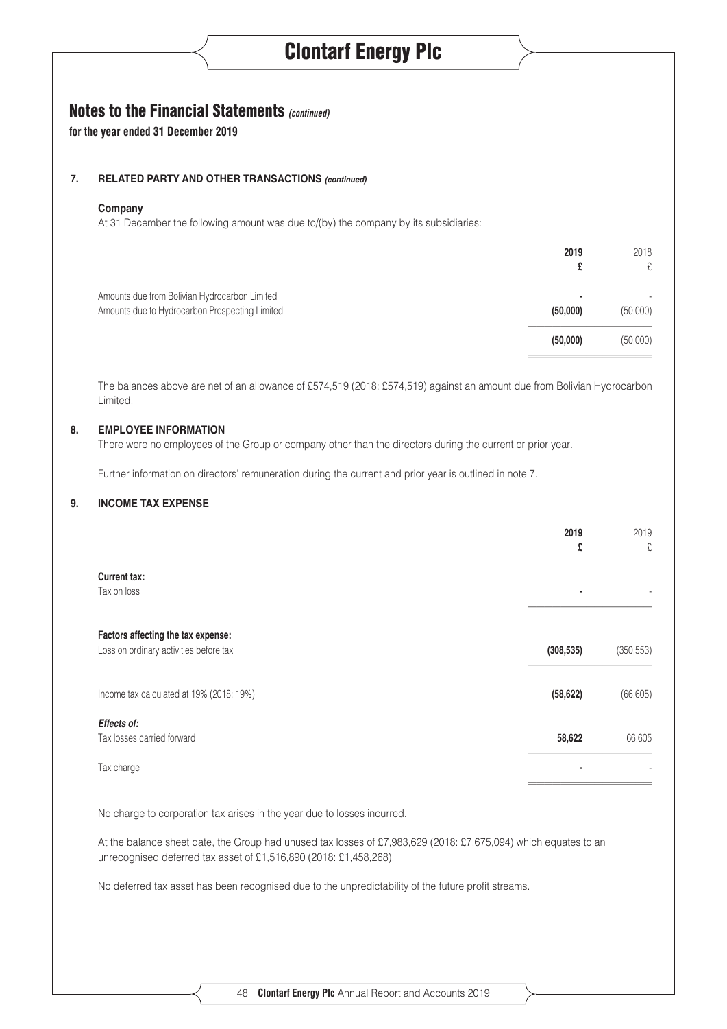## Notes to the Financial Statements *(continued)*

**for the year ended 31 December 2019**

### 7. RELATED PARTY AND OTHER TRANSACTIONS *(continued)*

**Company**

At 31 December the following amount was due to/(by) the company by its subsidiaries:

| | 2019<br>£ | 2018<br>£ |
|---|---|---|
| Amounts due from Bolivian Hydrocarbon Limited | - | - |
| Amounts due to Hydrocarbon Prospecting Limited | (50,000) | (50,000) |
| | (50,000) | (50,000) |

The balances above are net of an allowance of £574,519 (2018: £574,519) against an amount due from Bolivian Hydrocarbon Limited.

### 8. EMPLOYEE INFORMATION

There were no employees of the Group or company other than the directors during the current or prior year.

Further information on directors' remuneration during the current and prior year is outlined in note 7.

### 9. INCOME TAX EXPENSE

| | 2019<br>£ | 2019<br>£ |
|---|---|---|
| **Current tax:** | | |
| Tax on loss | - | - |
| **Factors affecting the tax expense:** | | |
| Loss on ordinary activities before tax | (308,535) | (350,553) |
| Income tax calculated at 19% (2018: 19%) | (58,622) | (66,605) |
| ***Effects of:*** | | |
| Tax losses carried forward | 58,622 | 66,605 |
| Tax charge | - | - |

No charge to corporation tax arises in the year due to losses incurred.

At the balance sheet date, the Group had unused tax losses of £7,983,629 (2018: £7,675,094) which equates to an unrecognised deferred tax asset of £1,516,890 (2018: £1,458,268).

No deferred tax asset has been recognised due to the unpredictability of the future profit streams.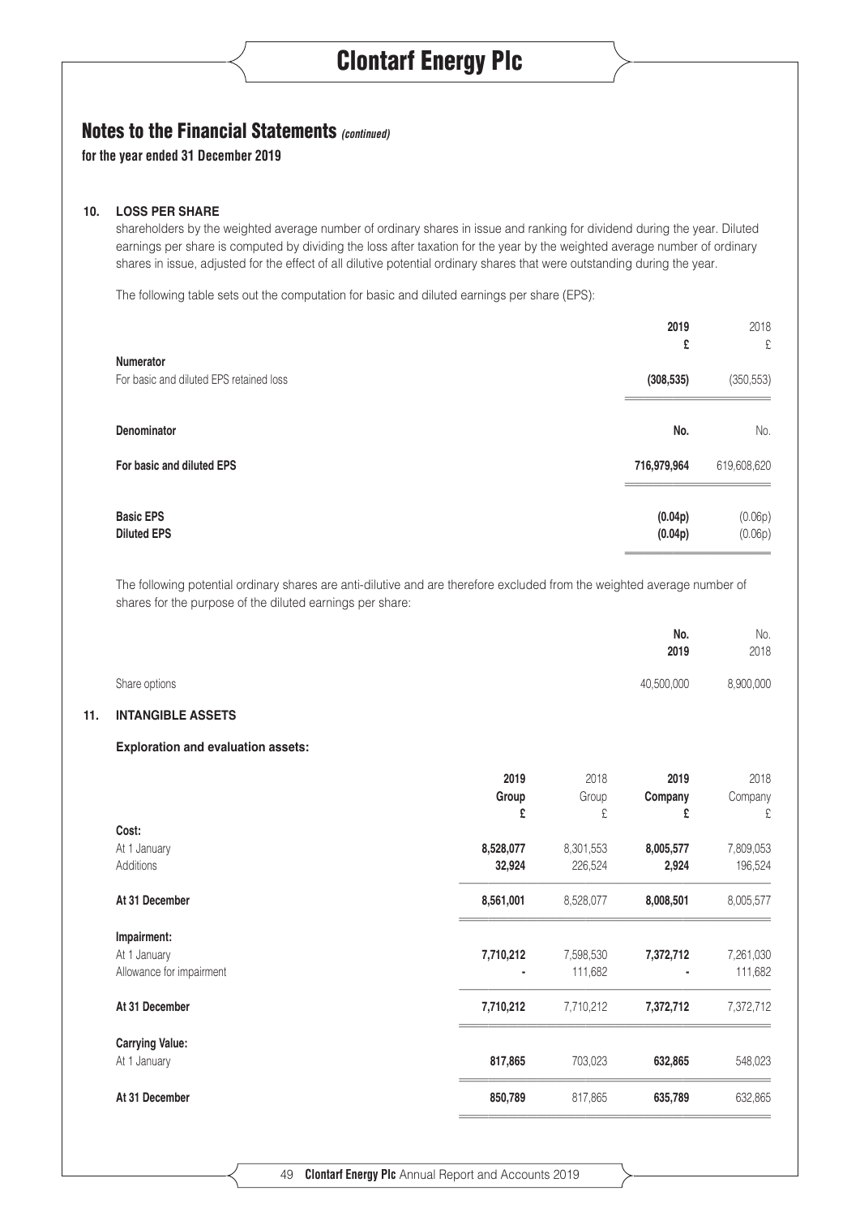## Notes to the Financial Statements *(continued)*

**for the year ended 31 December 2019**

### 10. LOSS PER SHARE

shareholders by the weighted average number of ordinary shares in issue and ranking for dividend during the year. Diluted earnings per share is computed by dividing the loss after taxation for the year by the weighted average number of ordinary shares in issue, adjusted for the effect of all dilutive potential ordinary shares that were outstanding during the year.

The following table sets out the computation for basic and diluted earnings per share (EPS):

| | 2019 | 2018 |
|---|---|---|
| | £ | £ |
| **Numerator** | | |
| For basic and diluted EPS retained loss | **(308,535)** | (350,553) |
| **Denominator** | **No.** | No. |
| **For basic and diluted EPS** | **716,979,964** | 619,608,620 |
| **Basic EPS** | **(0.04p)** | (0.06p) |
| **Diluted EPS** | **(0.04p)** | (0.06p) |

The following potential ordinary shares are anti-dilutive and are therefore excluded from the weighted average number of shares for the purpose of the diluted earnings per share:

| | No. 2019 | No. 2018 |
|---|---|---|
| Share options | 40,500,000 | 8,900,000 |

### 11. INTANGIBLE ASSETS

**Exploration and evaluation assets:**

| | 2019 Group £ | 2018 Group £ | 2019 Company £ | 2018 Company £ |
|---|---|---|---|---|
| **Cost:** | | | | |
| At 1 January | **8,528,077** | 8,301,553 | **8,005,577** | 7,809,053 |
| Additions | **32,924** | 226,524 | **2,924** | 196,524 |
| **At 31 December** | **8,561,001** | 8,528,077 | **8,008,501** | 8,005,577 |
| **Impairment:** | | | | |
| At 1 January | **7,710,212** | 7,598,530 | **7,372,712** | 7,261,030 |
| Allowance for impairment | **-** | 111,682 | **-** | 111,682 |
| **At 31 December** | **7,710,212** | 7,710,212 | **7,372,712** | 7,372,712 |
| **Carrying Value:** | | | | |
| At 1 January | **817,865** | 703,023 | **632,865** | 548,023 |
| **At 31 December** | **850,789** | 817,865 | **635,789** | 632,865 |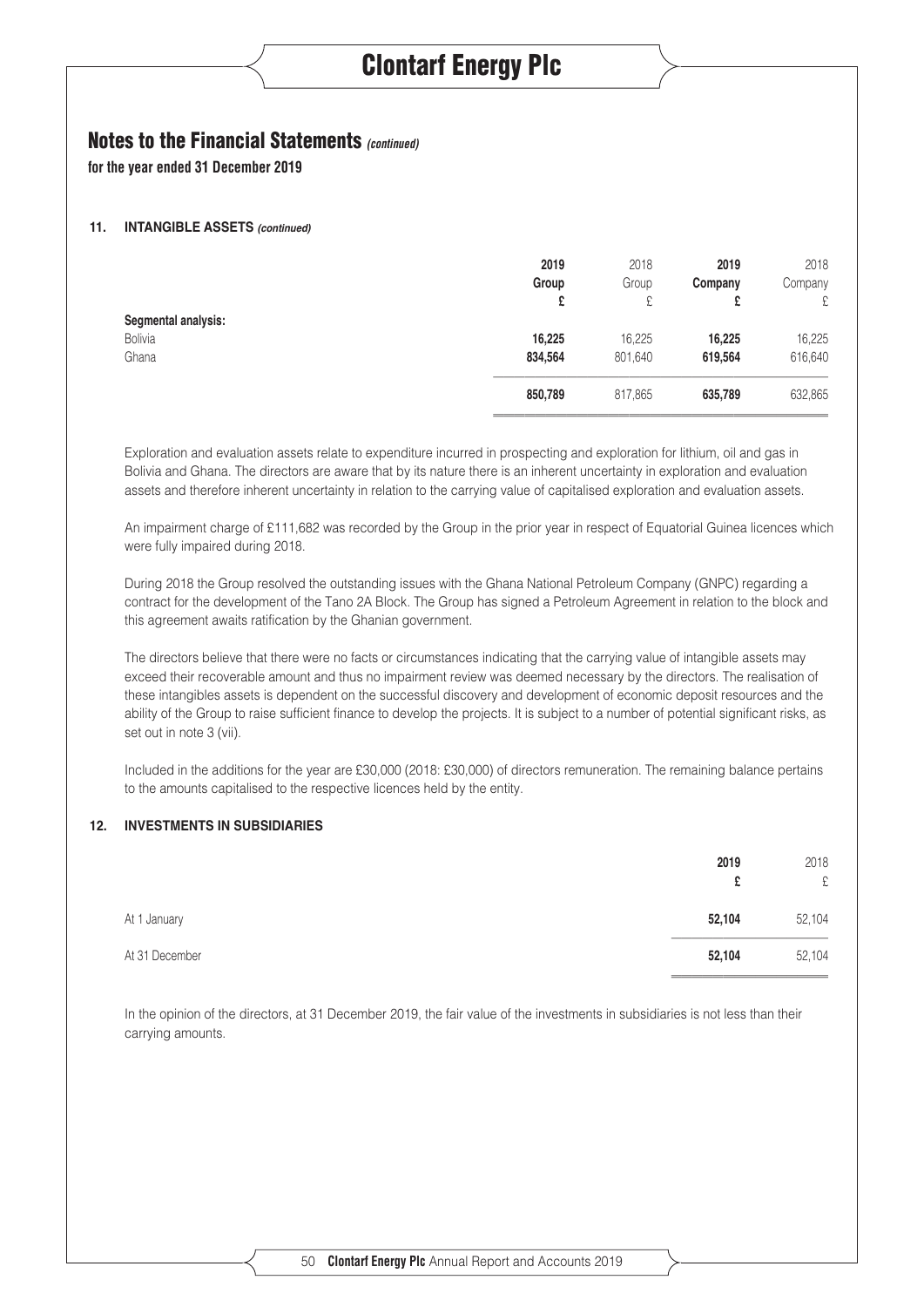# Notes to the Financial Statements *(continued)*

**for the year ended 31 December 2019**

## 11. INTANGIBLE ASSETS *(continued)*

| | 2019 Group £ | 2018 Group £ | 2019 Company £ | 2018 Company £ |
|---|---|---|---|---|
| **Segmental analysis:** | | | | |
| Bolivia | **16,225** | 16,225 | **16,225** | 16,225 |
| Ghana | **834,564** | 801,640 | **619,564** | 616,640 |
| | **850,789** | 817,865 | **635,789** | 632,865 |

Exploration and evaluation assets relate to expenditure incurred in prospecting and exploration for lithium, oil and gas in Bolivia and Ghana. The directors are aware that by its nature there is an inherent uncertainty in exploration and evaluation assets and therefore inherent uncertainty in relation to the carrying value of capitalised exploration and evaluation assets.

An impairment charge of £111,682 was recorded by the Group in the prior year in respect of Equatorial Guinea licences which were fully impaired during 2018.

During 2018 the Group resolved the outstanding issues with the Ghana National Petroleum Company (GNPC) regarding a contract for the development of the Tano 2A Block. The Group has signed a Petroleum Agreement in relation to the block and this agreement awaits ratification by the Ghanian government.

The directors believe that there were no facts or circumstances indicating that the carrying value of intangible assets may exceed their recoverable amount and thus no impairment review was deemed necessary by the directors. The realisation of these intangibles assets is dependent on the successful discovery and development of economic deposit resources and the ability of the Group to raise sufficient finance to develop the projects. It is subject to a number of potential significant risks, as set out in note 3 (vii).

Included in the additions for the year are £30,000 (2018: £30,000) of directors remuneration. The remaining balance pertains to the amounts capitalised to the respective licences held by the entity.

## 12. INVESTMENTS IN SUBSIDIARIES

| | 2019 £ | 2018 £ |
|---|---|---|
| At 1 January | **52,104** | 52,104 |
| At 31 December | **52,104** | 52,104 |

In the opinion of the directors, at 31 December 2019, the fair value of the investments in subsidiaries is not less than their carrying amounts.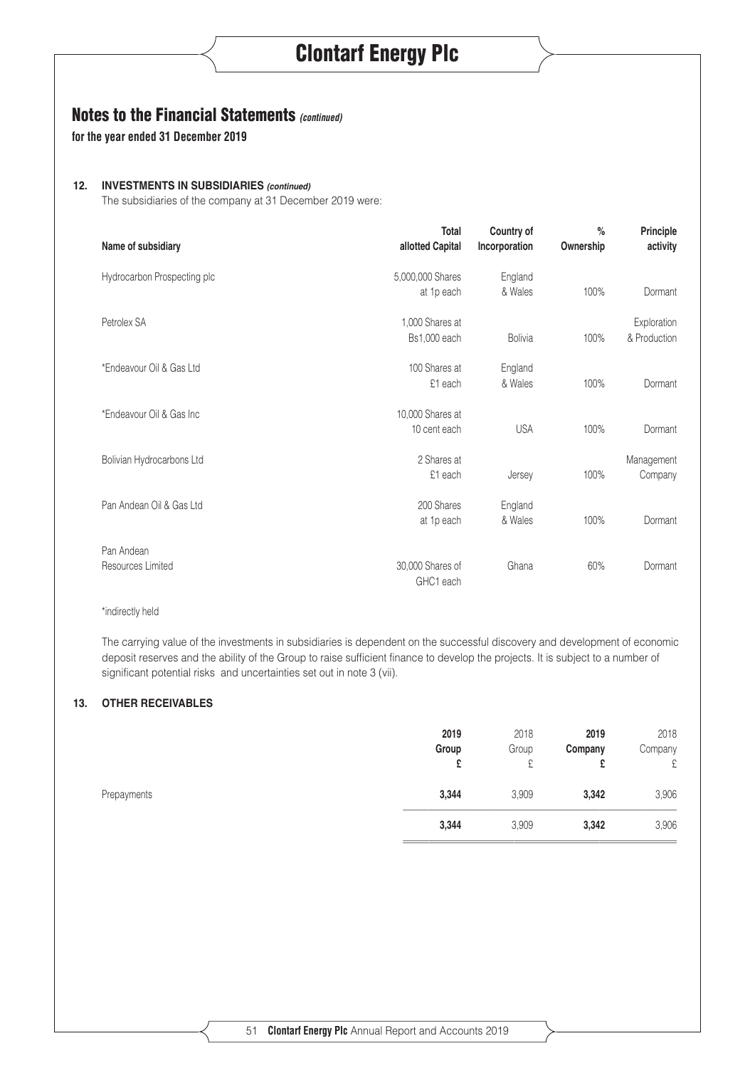# Notes to the Financial Statements *(continued)*

**for the year ended 31 December 2019**

### 12. INVESTMENTS IN SUBSIDIARIES *(continued)*

The subsidiaries of the company at 31 December 2019 were:

| Name of subsidiary | Total allotted Capital | Country of Incorporation | % Ownership | Principle activity |
|---|---|---|---|---|
| Hydrocarbon Prospecting plc | 5,000,000 Shares at 1p each | England & Wales | 100% | Dormant |
| Petrolex SA | 1,000 Shares at Bs1,000 each | Bolivia | 100% | Exploration & Production |
| *Endeavour Oil & Gas Ltd | 100 Shares at £1 each | England & Wales | 100% | Dormant |
| *Endeavour Oil & Gas Inc | 10,000 Shares at 10 cent each | USA | 100% | Dormant |
| Bolivian Hydrocarbons Ltd | 2 Shares at £1 each | Jersey | 100% | Management Company |
| Pan Andean Oil & Gas Ltd | 200 Shares at 1p each | England & Wales | 100% | Dormant |
| Pan Andean Resources Limited | 30,000 Shares of GHC1 each | Ghana | 60% | Dormant |

*indirectly held

The carrying value of the investments in subsidiaries is dependent on the successful discovery and development of economic deposit reserves and the ability of the Group to raise sufficient finance to develop the projects. It is subject to a number of significant potential risks and uncertainties set out in note 3 (vii).

### 13. OTHER RECEIVABLES

| | **2019 Group £** | 2018 Group £ | **2019 Company £** | 2018 Company £ |
|---|---|---|---|---|
| Prepayments | **3,344** | 3,909 | **3,342** | 3,906 |
| | **3,344** | 3,909 | **3,342** | 3,906 |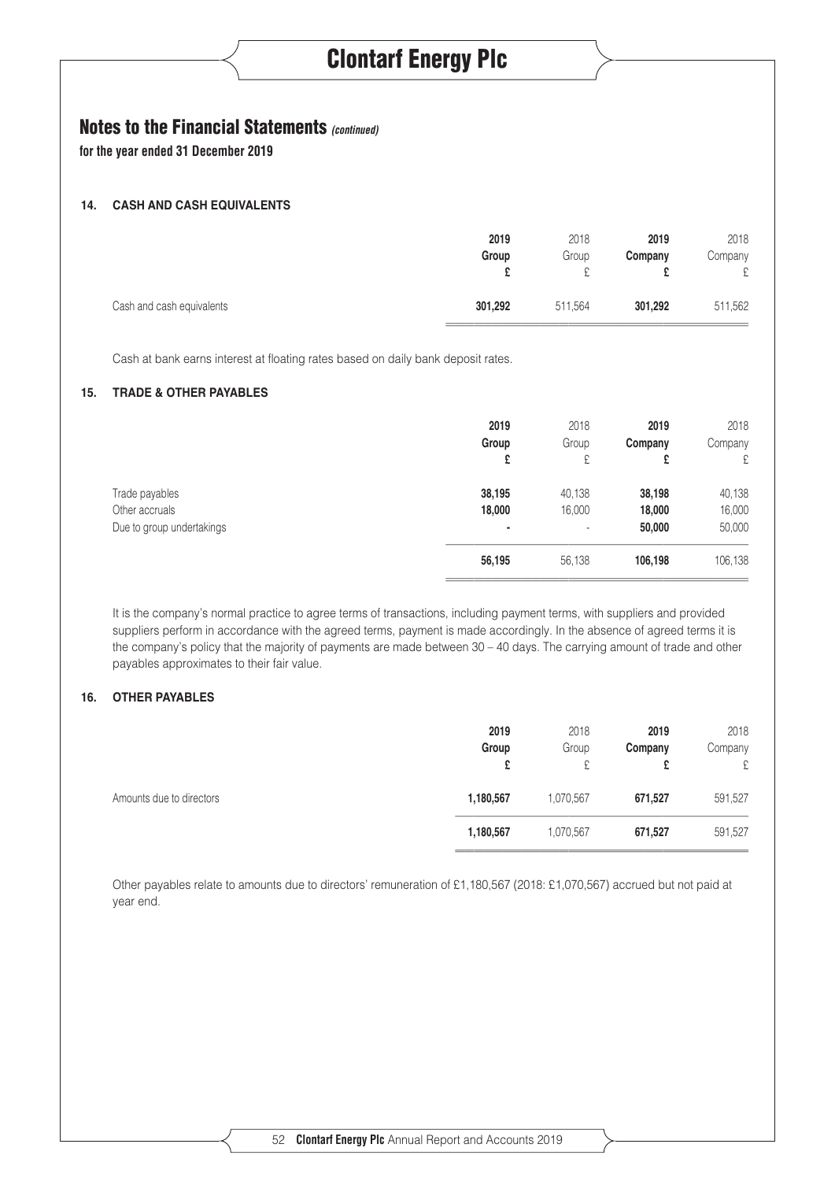## Notes to the Financial Statements *(continued)*

**for the year ended 31 December 2019**

### 14. CASH AND CASH EQUIVALENTS

| | 2019 Group £ | 2018 Group £ | 2019 Company £ | 2018 Company £ |
|---|---|---|---|---|
| Cash and cash equivalents | **301,292** | 511,564 | **301,292** | 511,562 |

Cash at bank earns interest at floating rates based on daily bank deposit rates.

### 15. TRADE & OTHER PAYABLES

| | 2019 Group £ | 2018 Group £ | 2019 Company £ | 2018 Company £ |
|---|---|---|---|---|
| Trade payables | **38,195** | 40,138 | **38,198** | 40,138 |
| Other accruals | **18,000** | 16,000 | **18,000** | 16,000 |
| Due to group undertakings | **-** | - | **50,000** | 50,000 |
| | **56,195** | 56,138 | **106,198** | 106,138 |

It is the company's normal practice to agree terms of transactions, including payment terms, with suppliers and provided suppliers perform in accordance with the agreed terms, payment is made accordingly. In the absence of agreed terms it is the company's policy that the majority of payments are made between 30 – 40 days. The carrying amount of trade and other payables approximates to their fair value.

### 16. OTHER PAYABLES

| | 2019 Group £ | 2018 Group £ | 2019 Company £ | 2018 Company £ |
|---|---|---|---|---|
| Amounts due to directors | **1,180,567** | 1,070,567 | **671,527** | 591,527 |
| | **1,180,567** | 1,070,567 | **671,527** | 591,527 |

Other payables relate to amounts due to directors' remuneration of £1,180,567 (2018: £1,070,567) accrued but not paid at year end.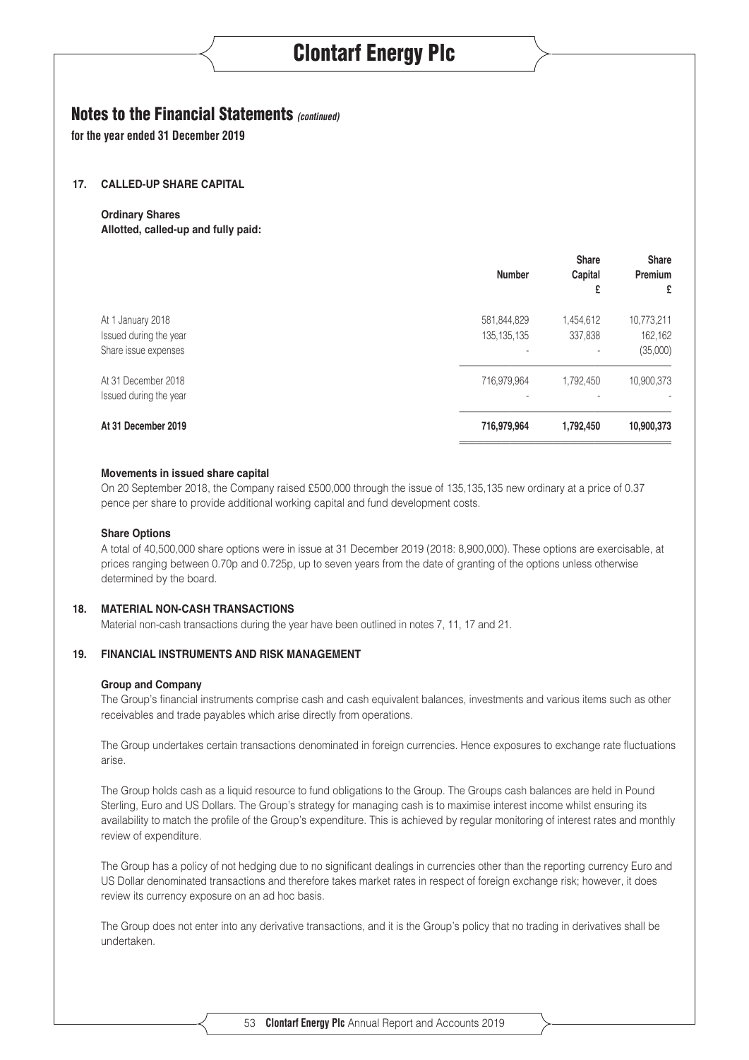## Notes to the Financial Statements *(continued)*

**for the year ended 31 December 2019**

### 17. CALLED-UP SHARE CAPITAL

**Ordinary Shares**
**Allotted, called-up and fully paid:**

| | Number | Share Capital £ | Share Premium £ |
|---|---|---|---|
| At 1 January 2018 | 581,844,829 | 1,454,612 | 10,773,211 |
| Issued during the year | 135,135,135 | 337,838 | 162,162 |
| Share issue expenses | - | - | (35,000) |
| At 31 December 2018 | 716,979,964 | 1,792,450 | 10,900,373 |
| Issued during the year | - | - | - |
| **At 31 December 2019** | **716,979,964** | **1,792,450** | **10,900,373** |

**Movements in issued share capital**

On 20 September 2018, the Company raised £500,000 through the issue of 135,135,135 new ordinary at a price of 0.37 pence per share to provide additional working capital and fund development costs.

**Share Options**

A total of 40,500,000 share options were in issue at 31 December 2019 (2018: 8,900,000). These options are exercisable, at prices ranging between 0.70p and 0.725p, up to seven years from the date of granting of the options unless otherwise determined by the board.

### 18. MATERIAL NON-CASH TRANSACTIONS

Material non-cash transactions during the year have been outlined in notes 7, 11, 17 and 21.

### 19. FINANCIAL INSTRUMENTS AND RISK MANAGEMENT

**Group and Company**

The Group's financial instruments comprise cash and cash equivalent balances, investments and various items such as other receivables and trade payables which arise directly from operations.

The Group undertakes certain transactions denominated in foreign currencies. Hence exposures to exchange rate fluctuations arise.

The Group holds cash as a liquid resource to fund obligations to the Group. The Groups cash balances are held in Pound Sterling, Euro and US Dollars. The Group's strategy for managing cash is to maximise interest income whilst ensuring its availability to match the profile of the Group's expenditure. This is achieved by regular monitoring of interest rates and monthly review of expenditure.

The Group has a policy of not hedging due to no significant dealings in currencies other than the reporting currency Euro and US Dollar denominated transactions and therefore takes market rates in respect of foreign exchange risk; however, it does review its currency exposure on an ad hoc basis.

The Group does not enter into any derivative transactions, and it is the Group's policy that no trading in derivatives shall be undertaken.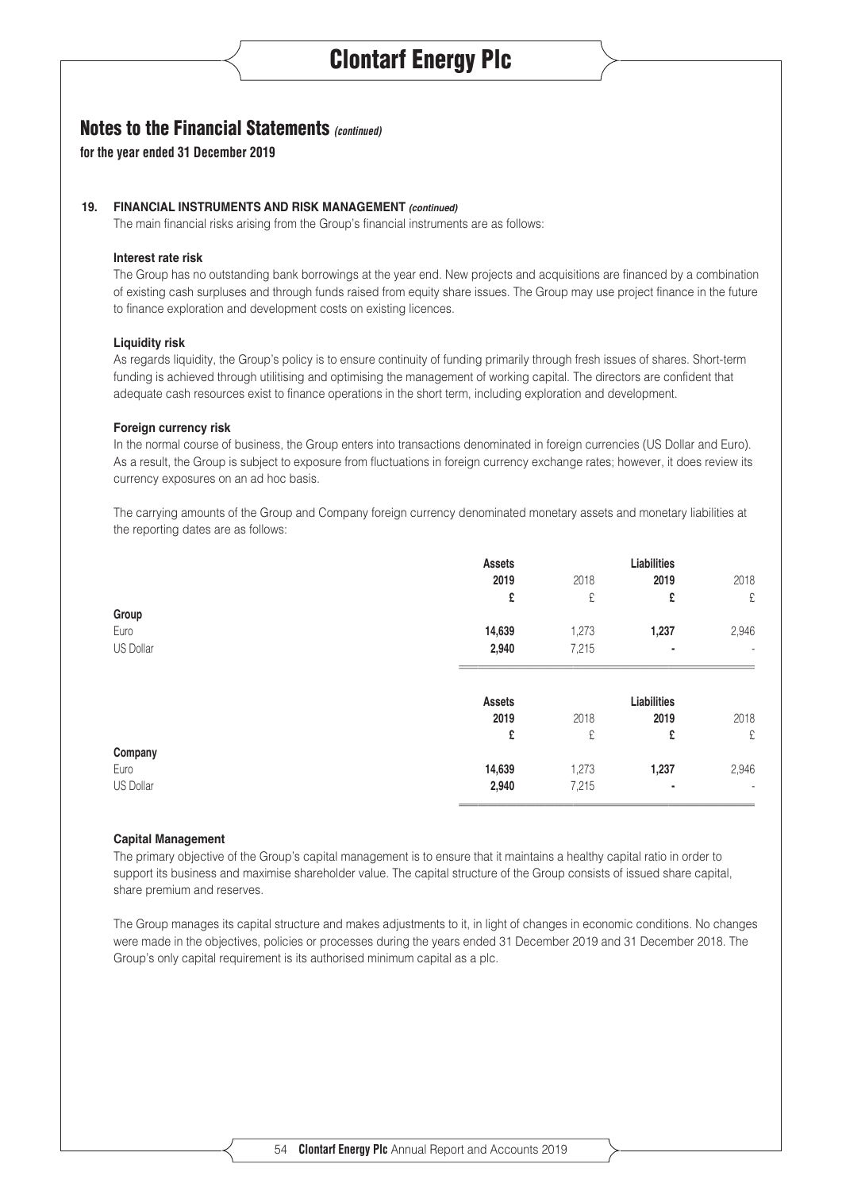## Notes to the Financial Statements *(continued)*

**for the year ended 31 December 2019**

### 19. FINANCIAL INSTRUMENTS AND RISK MANAGEMENT *(continued)*

The main financial risks arising from the Group's financial instruments are as follows:

**Interest rate risk**

The Group has no outstanding bank borrowings at the year end. New projects and acquisitions are financed by a combination of existing cash surpluses and through funds raised from equity share issues. The Group may use project finance in the future to finance exploration and development costs on existing licences.

**Liquidity risk**

As regards liquidity, the Group's policy is to ensure continuity of funding primarily through fresh issues of shares. Short-term funding is achieved through utilitising and optimising the management of working capital. The directors are confident that adequate cash resources exist to finance operations in the short term, including exploration and development.

**Foreign currency risk**

In the normal course of business, the Group enters into transactions denominated in foreign currencies (US Dollar and Euro). As a result, the Group is subject to exposure from fluctuations in foreign currency exchange rates; however, it does review its currency exposures on an ad hoc basis.

The carrying amounts of the Group and Company foreign currency denominated monetary assets and monetary liabilities at the reporting dates are as follows:

| | Assets | | Liabilities | |
|---|---|---|---|---|
| | **2019** | 2018 | **2019** | 2018 |
| | **£** | £ | **£** | £ |
| **Group** | | | | |
| Euro | **14,639** | 1,273 | **1,237** | 2,946 |
| US Dollar | **2,940** | 7,215 | **-** | - |

| | Assets | | Liabilities | |
|---|---|---|---|---|
| | **2019** | 2018 | **2019** | 2018 |
| | **£** | £ | **£** | £ |
| **Company** | | | | |
| Euro | **14,639** | 1,273 | **1,237** | 2,946 |
| US Dollar | **2,940** | 7,215 | **-** | - |

**Capital Management**

The primary objective of the Group's capital management is to ensure that it maintains a healthy capital ratio in order to support its business and maximise shareholder value. The capital structure of the Group consists of issued share capital, share premium and reserves.

The Group manages its capital structure and makes adjustments to it, in light of changes in economic conditions. No changes were made in the objectives, policies or processes during the years ended 31 December 2019 and 31 December 2018. The Group's only capital requirement is its authorised minimum capital as a plc.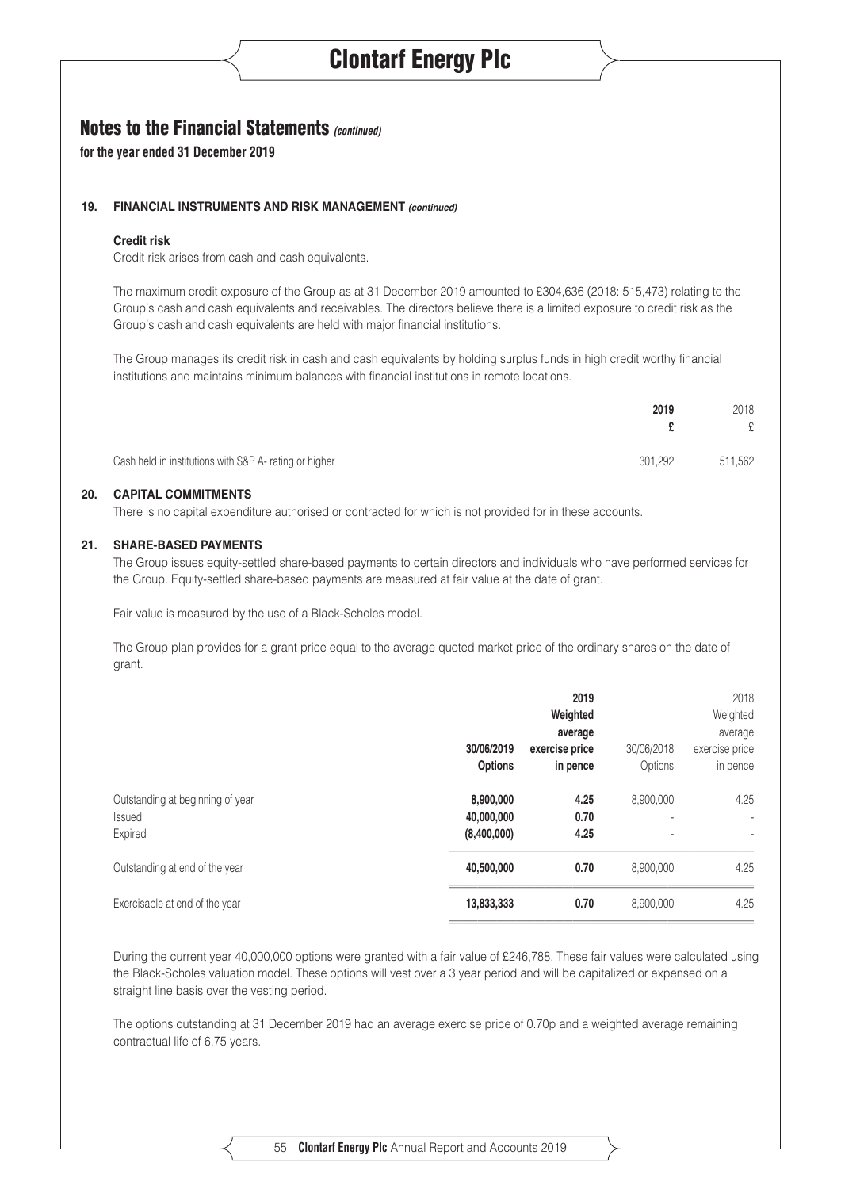# Notes to the Financial Statements *(continued)*

**for the year ended 31 December 2019**

#### 19. FINANCIAL INSTRUMENTS AND RISK MANAGEMENT *(continued)*

**Credit risk**

Credit risk arises from cash and cash equivalents.

The maximum credit exposure of the Group as at 31 December 2019 amounted to £304,636 (2018: 515,473) relating to the Group's cash and cash equivalents and receivables. The directors believe there is a limited exposure to credit risk as the Group's cash and cash equivalents are held with major financial institutions.

The Group manages its credit risk in cash and cash equivalents by holding surplus funds in high credit worthy financial institutions and maintains minimum balances with financial institutions in remote locations.

| | 2019 £ | 2018 £ |
|---|---|---|
| Cash held in institutions with S&P A- rating or higher | 301,292 | 511,562 |

#### 20. CAPITAL COMMITMENTS

There is no capital expenditure authorised or contracted for which is not provided for in these accounts.

#### 21. SHARE-BASED PAYMENTS

The Group issues equity-settled share-based payments to certain directors and individuals who have performed services for the Group. Equity-settled share-based payments are measured at fair value at the date of grant.

Fair value is measured by the use of a Black-Scholes model.

The Group plan provides for a grant price equal to the average quoted market price of the ordinary shares on the date of grant.

| | 30/06/2019 Options | 2019 Weighted average exercise price in pence | 30/06/2018 Options | 2018 Weighted average exercise price in pence |
|---|---|---|---|---|
| Outstanding at beginning of year | 8,900,000 | 4.25 | 8,900,000 | 4.25 |
| Issued | 40,000,000 | 0.70 | - | - |
| Expired | (8,400,000) | 4.25 | - | - |
| Outstanding at end of the year | 40,500,000 | 0.70 | 8,900,000 | 4.25 |
| Exercisable at end of the year | 13,833,333 | 0.70 | 8,900,000 | 4.25 |

During the current year 40,000,000 options were granted with a fair value of £246,788. These fair values were calculated using the Black-Scholes valuation model. These options will vest over a 3 year period and will be capitalized or expensed on a straight line basis over the vesting period.

The options outstanding at 31 December 2019 had an average exercise price of 0.70p and a weighted average remaining contractual life of 6.75 years.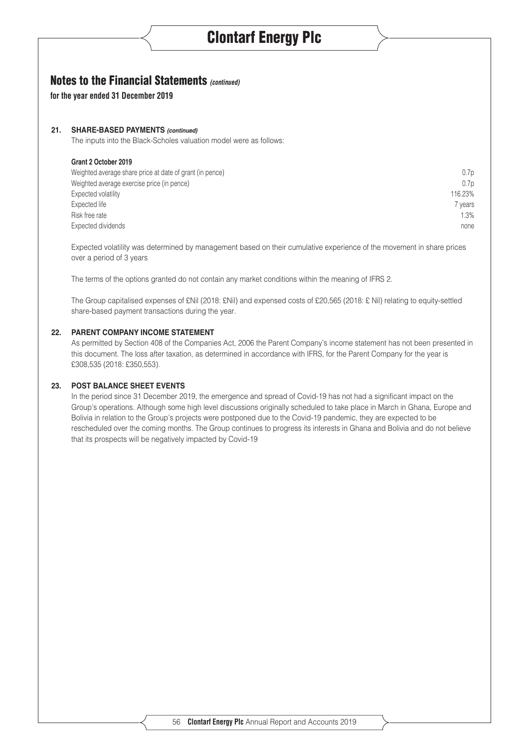## Notes to the Financial Statements *(continued)*

**for the year ended 31 December 2019**

### 21. SHARE-BASED PAYMENTS *(continued)*

The inputs into the Black-Scholes valuation model were as follows:

**Grant 2 October 2019**

| | |
|---|---|
| Weighted average share price at date of grant (in pence) | 0.7p |
| Weighted average exercise price (in pence) | 0.7p |
| Expected volatility | 116.23% |
| Expected life | 7 years |
| Risk free rate | 1.3% |
| Expected dividends | none |

Expected volatility was determined by management based on their cumulative experience of the movement in share prices over a period of 3 years

The terms of the options granted do not contain any market conditions within the meaning of IFRS 2.

The Group capitalised expenses of £Nil (2018: £Nil) and expensed costs of £20,565 (2018: £ Nil) relating to equity-settled share-based payment transactions during the year.

### 22. PARENT COMPANY INCOME STATEMENT

As permitted by Section 408 of the Companies Act, 2006 the Parent Company's income statement has not been presented in this document. The loss after taxation, as determined in accordance with IFRS, for the Parent Company for the year is £308,535 (2018: £350,553).

### 23. POST BALANCE SHEET EVENTS

In the period since 31 December 2019, the emergence and spread of Covid-19 has not had a significant impact on the Group's operations. Although some high level discussions originally scheduled to take place in March in Ghana, Europe and Bolivia in relation to the Group's projects were postponed due to the Covid-19 pandemic, they are expected to be rescheduled over the coming months. The Group continues to progress its interests in Ghana and Bolivia and do not believe that its prospects will be negatively impacted by Covid-19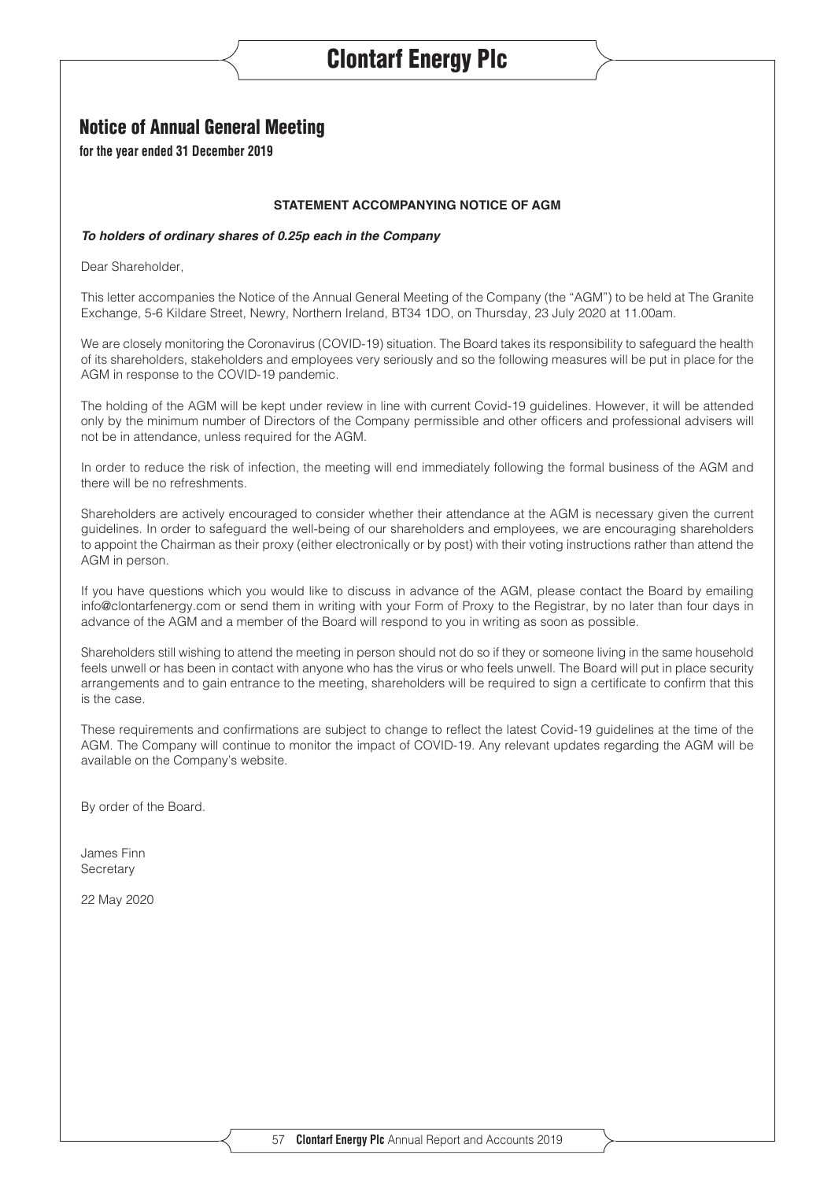## Notice of Annual General Meeting

**for the year ended 31 December 2019**

**STATEMENT ACCOMPANYING NOTICE OF AGM**

***To holders of ordinary shares of 0.25p each in the Company***

Dear Shareholder,

This letter accompanies the Notice of the Annual General Meeting of the Company (the "AGM") to be held at The Granite Exchange, 5-6 Kildare Street, Newry, Northern Ireland, BT34 1DO, on Thursday, 23 July 2020 at 11.00am.

We are closely monitoring the Coronavirus (COVID-19) situation. The Board takes its responsibility to safeguard the health of its shareholders, stakeholders and employees very seriously and so the following measures will be put in place for the AGM in response to the COVID-19 pandemic.

The holding of the AGM will be kept under review in line with current Covid-19 guidelines. However, it will be attended only by the minimum number of Directors of the Company permissible and other officers and professional advisers will not be in attendance, unless required for the AGM.

In order to reduce the risk of infection, the meeting will end immediately following the formal business of the AGM and there will be no refreshments.

Shareholders are actively encouraged to consider whether their attendance at the AGM is necessary given the current guidelines. In order to safeguard the well-being of our shareholders and employees, we are encouraging shareholders to appoint the Chairman as their proxy (either electronically or by post) with their voting instructions rather than attend the AGM in person.

If you have questions which you would like to discuss in advance of the AGM, please contact the Board by emailing info@clontarfenergy.com or send them in writing with your Form of Proxy to the Registrar, by no later than four days in advance of the AGM and a member of the Board will respond to you in writing as soon as possible.

Shareholders still wishing to attend the meeting in person should not do so if they or someone living in the same household feels unwell or has been in contact with anyone who has the virus or who feels unwell. The Board will put in place security arrangements and to gain entrance to the meeting, shareholders will be required to sign a certificate to confirm that this is the case.

These requirements and confirmations are subject to change to reflect the latest Covid-19 guidelines at the time of the AGM. The Company will continue to monitor the impact of COVID-19. Any relevant updates regarding the AGM will be available on the Company's website.

By order of the Board.

James Finn
Secretary

22 May 2020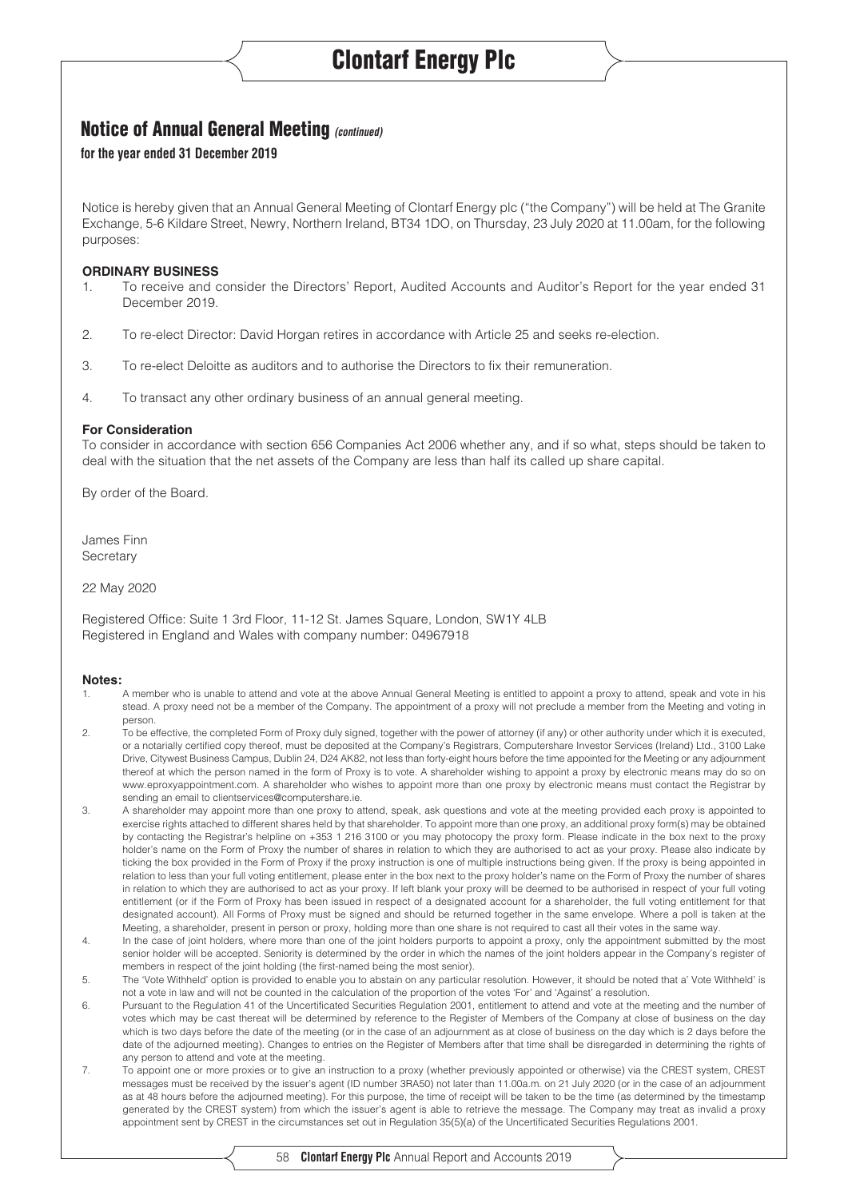# Notice of Annual General Meeting *(continued)*

**for the year ended 31 December 2019**

Notice is hereby given that an Annual General Meeting of Clontarf Energy plc ("the Company") will be held at The Granite Exchange, 5-6 Kildare Street, Newry, Northern Ireland, BT34 1DO, on Thursday, 23 July 2020 at 11.00am, for the following purposes:

**ORDINARY BUSINESS**

1. To receive and consider the Directors' Report, Audited Accounts and Auditor's Report for the year ended 31 December 2019.
2. To re-elect Director: David Horgan retires in accordance with Article 25 and seeks re-election.
3. To re-elect Deloitte as auditors and to authorise the Directors to fix their remuneration.
4. To transact any other ordinary business of an annual general meeting.

**For Consideration**

To consider in accordance with section 656 Companies Act 2006 whether any, and if so what, steps should be taken to deal with the situation that the net assets of the Company are less than half its called up share capital.

By order of the Board.

James Finn
Secretary

22 May 2020

Registered Office: Suite 1 3rd Floor, 11-12 St. James Square, London, SW1Y 4LB
Registered in England and Wales with company number: 04967918

**Notes:**

1. A member who is unable to attend and vote at the above Annual General Meeting is entitled to appoint a proxy to attend, speak and vote in his stead. A proxy need not be a member of the Company. The appointment of a proxy will not preclude a member from the Meeting and voting in person.
2. To be effective, the completed Form of Proxy duly signed, together with the power of attorney (if any) or other authority under which it is executed, or a notarially certified copy thereof, must be deposited at the Company's Registrars, Computershare Investor Services (Ireland) Ltd., 3100 Lake Drive, Citywest Business Campus, Dublin 24, D24 AK82, not less than forty-eight hours before the time appointed for the Meeting or any adjournment thereof at which the person named in the form of Proxy is to vote. A shareholder wishing to appoint a proxy by electronic means may do so on www.eproxyappointment.com. A shareholder who wishes to appoint more than one proxy by electronic means must contact the Registrar by sending an email to clientservices@computershare.ie.
3. A shareholder may appoint more than one proxy to attend, speak, ask questions and vote at the meeting provided each proxy is appointed to exercise rights attached to different shares held by that shareholder. To appoint more than one proxy, an additional proxy form(s) may be obtained by contacting the Registrar's helpline on +353 1 216 3100 or you may photocopy the proxy form. Please indicate in the box next to the proxy holder's name on the Form of Proxy the number of shares in relation to which they are authorised to act as your proxy. Please also indicate by ticking the box provided in the Form of Proxy if the proxy instruction is one of multiple instructions being given. If the proxy is being appointed in relation to less than your full voting entitlement, please enter in the box next to the proxy holder's name on the Form of Proxy the number of shares in relation to which they are authorised to act as your proxy. If left blank your proxy will be deemed to be authorised in respect of your full voting entitlement (or if the Form of Proxy has been issued in respect of a designated account for a shareholder, the full voting entitlement for that designated account). All Forms of Proxy must be signed and should be returned together in the same envelope. Where a poll is taken at the Meeting, a shareholder, present in person or proxy, holding more than one share is not required to cast all their votes in the same way.
4. In the case of joint holders, where more than one of the joint holders purports to appoint a proxy, only the appointment submitted by the most senior holder will be accepted. Seniority is determined by the order in which the names of the joint holders appear in the Company's register of members in respect of the joint holding (the first-named being the most senior).
5. The 'Vote Withheld' option is provided to enable you to abstain on any particular resolution. However, it should be noted that a' Vote Withheld' is not a vote in law and will not be counted in the calculation of the proportion of the votes 'For' and 'Against' a resolution.
6. Pursuant to the Regulation 41 of the Uncertificated Securities Regulation 2001, entitlement to attend and vote at the meeting and the number of votes which may be cast thereat will be determined by reference to the Register of Members of the Company at close of business on the day which is two days before the date of the meeting (or in the case of an adjournment as at close of business on the day which is 2 days before the date of the adjourned meeting). Changes to entries on the Register of Members after that time shall be disregarded in determining the rights of any person to attend and vote at the meeting.
7. To appoint one or more proxies or to give an instruction to a proxy (whether previously appointed or otherwise) via the CREST system, CREST messages must be received by the issuer's agent (ID number 3RA50) not later than 11.00a.m. on 21 July 2020 (or in the case of an adjournment as at 48 hours before the adjourned meeting). For this purpose, the time of receipt will be taken to be the time (as determined by the timestamp generated by the CREST system) from which the issuer's agent is able to retrieve the message. The Company may treat as invalid a proxy appointment sent by CREST in the circumstances set out in Regulation 35(5)(a) of the Uncertificated Securities Regulations 2001.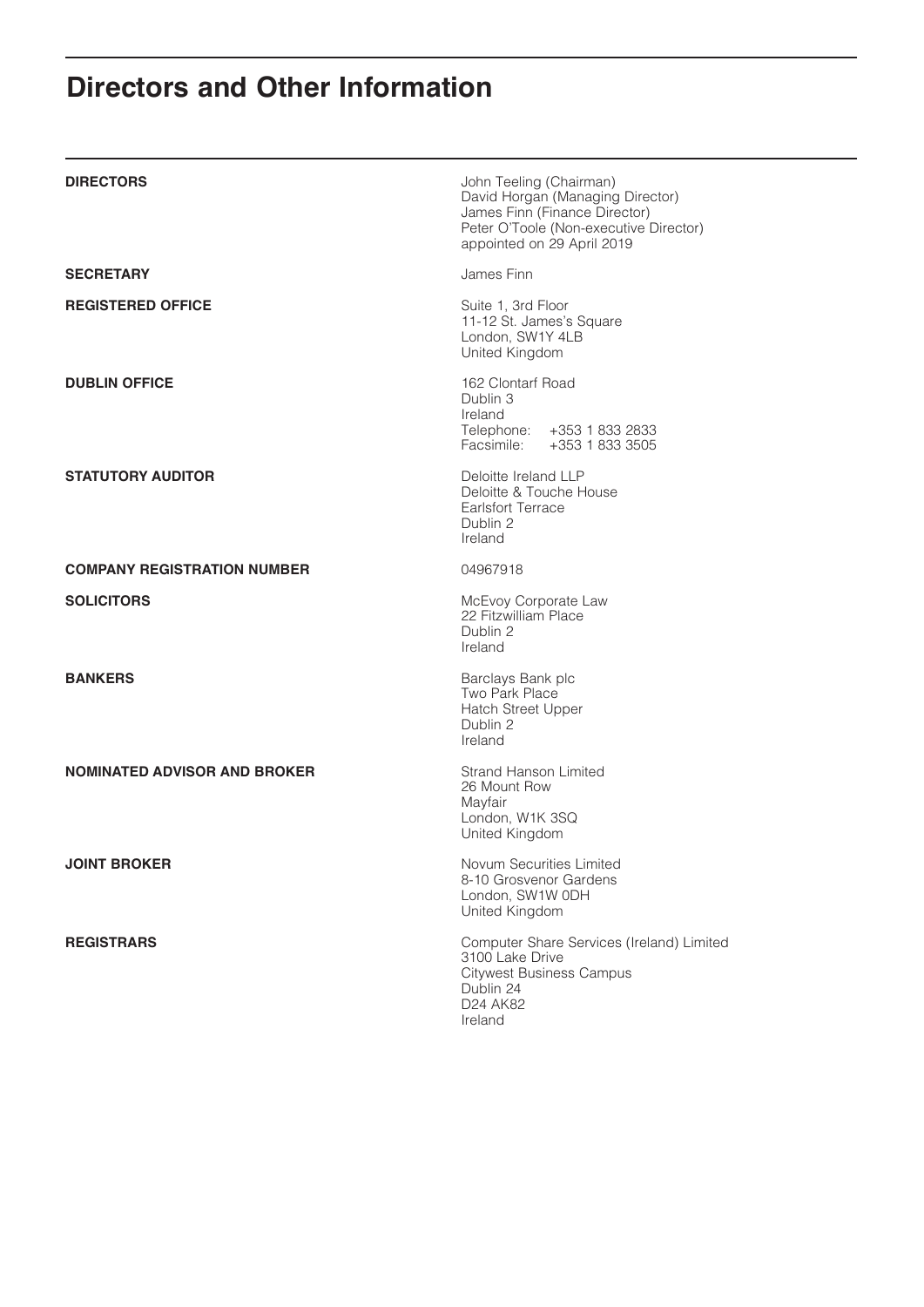# Directors and Other Information

| | |
|---|---|
| **DIRECTORS** | John Teeling (Chairman)<br>David Horgan (Managing Director)<br>James Finn (Finance Director)<br>Peter O'Toole (Non-executive Director)<br>appointed on 29 April 2019 |
| **SECRETARY** | James Finn |
| **REGISTERED OFFICE** | Suite 1, 3rd Floor<br>11-12 St. James's Square<br>London, SW1Y 4LB<br>United Kingdom |
| **DUBLIN OFFICE** | 162 Clontarf Road<br>Dublin 3<br>Ireland<br>Telephone: +353 1 833 2833<br>Facsimile: +353 1 833 3505 |
| **STATUTORY AUDITOR** | Deloitte Ireland LLP<br>Deloitte & Touche House<br>Earlsfort Terrace<br>Dublin 2<br>Ireland |
| **COMPANY REGISTRATION NUMBER** | 04967918 |
| **SOLICITORS** | McEvoy Corporate Law<br>22 Fitzwilliam Place<br>Dublin 2<br>Ireland |
| **BANKERS** | Barclays Bank plc<br>Two Park Place<br>Hatch Street Upper<br>Dublin 2<br>Ireland |
| **NOMINATED ADVISOR AND BROKER** | Strand Hanson Limited<br>26 Mount Row<br>Mayfair<br>London, W1K 3SQ<br>United Kingdom |
| **JOINT BROKER** | Novum Securities Limited<br>8-10 Grosvenor Gardens<br>London, SW1W 0DH<br>United Kingdom |
| **REGISTRARS** | Computer Share Services (Ireland) Limited<br>3100 Lake Drive<br>Citywest Business Campus<br>Dublin 24<br>D24 AK82<br>Ireland |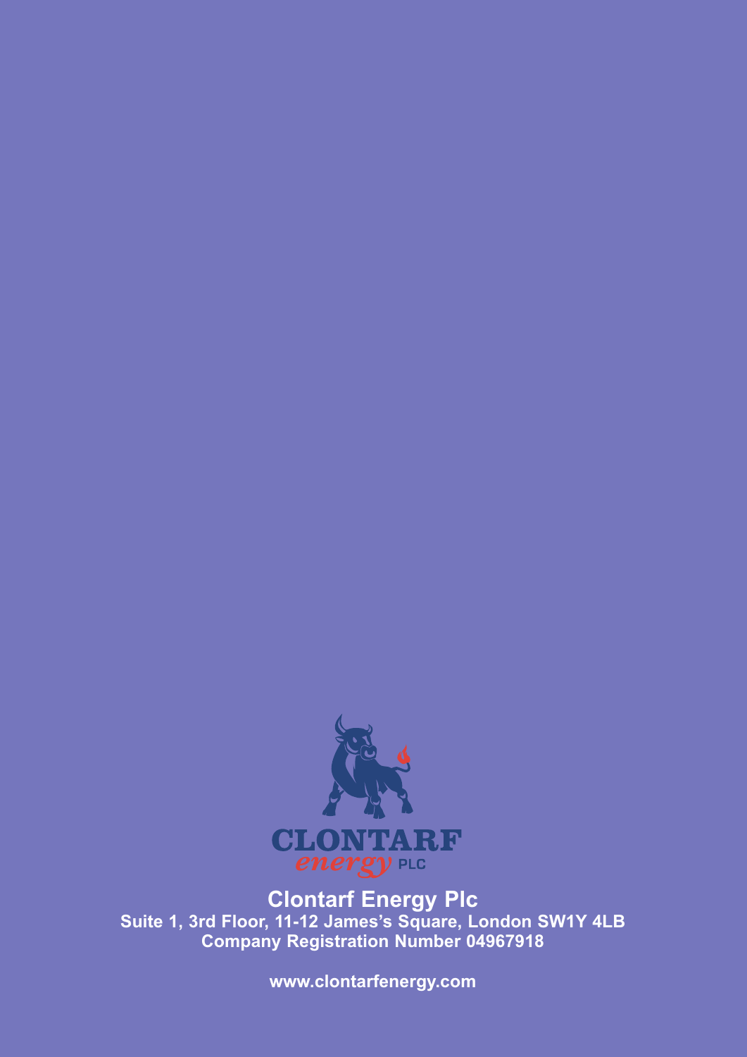CLONTARF
energy PLC

**Clontarf Energy Plc**
**Suite 1, 3rd Floor, 11-12 James's Square, London SW1Y 4LB**
**Company Registration Number 04967918**

**www.clontarfenergy.com**